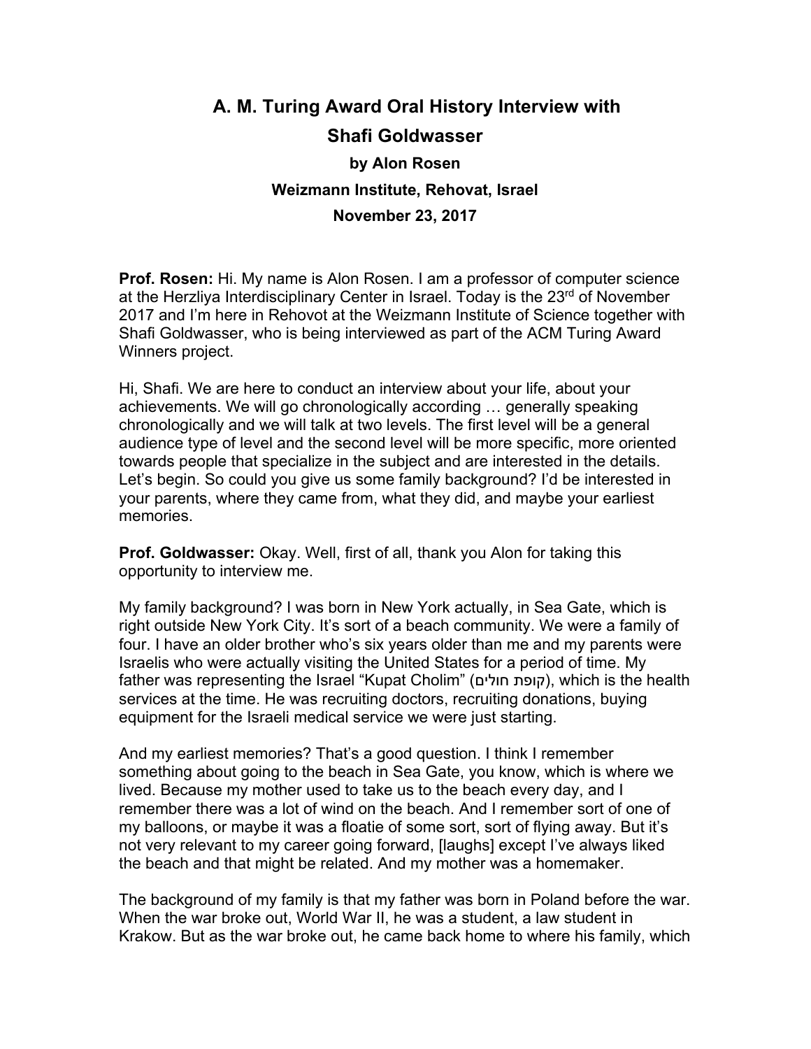# A. M. Turing Award Oral History Interview with Shafi Goldwasser

## by Alon Rosen

## Weizmann Institute, Rehovat, Israel

## November 23, 2017

**Prof. Rosen:** Hi. My name is Alon Rosen. I am a professor of computer science at the Herzliya Interdisciplinary Center in Israel. Today is the 23rd of November 2017 and I'm here in Rehovot at the Weizmann Institute of Science together with Shafi Goldwasser, who is being interviewed as part of the ACM Turing Award Winners project.

Hi, Shafi. We are here to conduct an interview about your life, about your achievements. We will go chronologically according … generally speaking chronologically and we will talk at two levels. The first level will be a general audience type of level and the second level will be more specific, more oriented towards people that specialize in the subject and are interested in the details. Let's begin. So could you give us some family background? I'd be interested in your parents, where they came from, what they did, and maybe your earliest memories.

**Prof. Goldwasser:** Okay. Well, first of all, thank you Alon for taking this opportunity to interview me.

My family background? I was born in New York actually, in Sea Gate, which is right outside New York City. It's sort of a beach community. We were a family of four. I have an older brother who's six years older than me and my parents were Israelis who were actually visiting the United States for a period of time. My father was representing the Israel "Kupat Cholim" (קופת חולים), which is the health services at the time. He was recruiting doctors, recruiting donations, buying equipment for the Israeli medical service we were just starting.

And my earliest memories? That's a good question. I think I remember something about going to the beach in Sea Gate, you know, which is where we lived. Because my mother used to take us to the beach every day, and I remember there was a lot of wind on the beach. And I remember sort of one of my balloons, or maybe it was a floatie of some sort, sort of flying away. But it's not very relevant to my career going forward, [laughs] except I've always liked the beach and that might be related. And my mother was a homemaker.

The background of my family is that my father was born in Poland before the war. When the war broke out, World War II, he was a student, a law student in Krakow. But as the war broke out, he came back home to where his family, which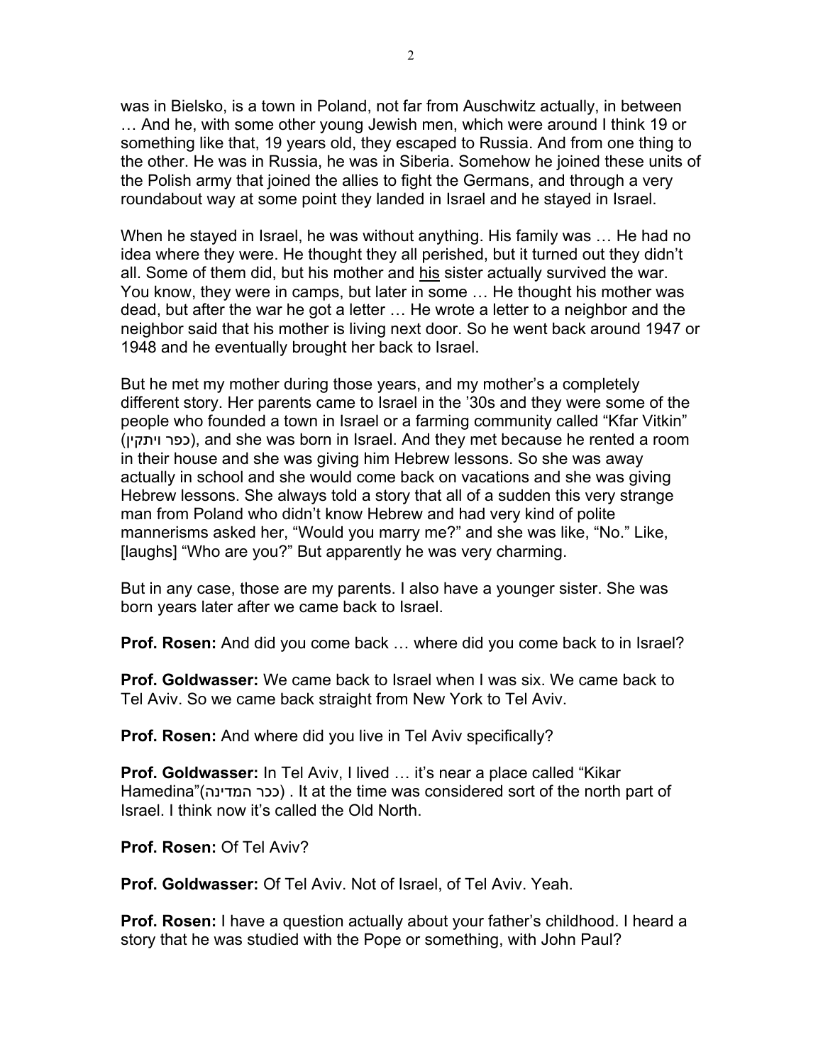was in Bielsko, is a town in Poland, not far from Auschwitz actually, in between … And he, with some other young Jewish men, which were around I think 19 or something like that, 19 years old, they escaped to Russia. And from one thing to the other. He was in Russia, he was in Siberia. Somehow he joined these units of the Polish army that joined the allies to fight the Germans, and through a very roundabout way at some point they landed in Israel and he stayed in Israel.

When he stayed in Israel, he was without anything. His family was … He had no idea where they were. He thought they all perished, but it turned out they didn't all. Some of them did, but his mother and <u>his</u> sister actually survived the war. You know, they were in camps, but later in some … He thought his mother was dead, but after the war he got a letter … He wrote a letter to a neighbor and the neighbor said that his mother is living next door. So he went back around 1947 or 1948 and he eventually brought her back to Israel.

But he met my mother during those years, and my mother's a completely different story. Her parents came to Israel in the '30s and they were some of the people who founded a town in Israel or a farming community called "Kfar Vitkin" (כפר ויתקין), and she was born in Israel. And they met because he rented a room in their house and she was giving him Hebrew lessons. So she was away actually in school and she would come back on vacations and she was giving Hebrew lessons. She always told a story that all of a sudden this very strange man from Poland who didn't know Hebrew and had very kind of polite mannerisms asked her, "Would you marry me?" and she was like, "No." Like, [laughs] "Who are you?" But apparently he was very charming.

But in any case, those are my parents. I also have a younger sister. She was born years later after we came back to Israel.

**Prof. Rosen:** And did you come back … where did you come back to in Israel?

**Prof. Goldwasser:** We came back to Israel when I was six. We came back to Tel Aviv. So we came back straight from New York to Tel Aviv.

**Prof. Rosen:** And where did you live in Tel Aviv specifically?

**Prof. Goldwasser:** In Tel Aviv, I lived … it's near a place called "Kikar Hamedina"(ככר המדינה) . It at the time was considered sort of the north part of Israel. I think now it's called the Old North.

**Prof. Rosen:** Of Tel Aviv?

**Prof. Goldwasser:** Of Tel Aviv. Not of Israel, of Tel Aviv. Yeah.

**Prof. Rosen:** I have a question actually about your father's childhood. I heard a story that he was studied with the Pope or something, with John Paul?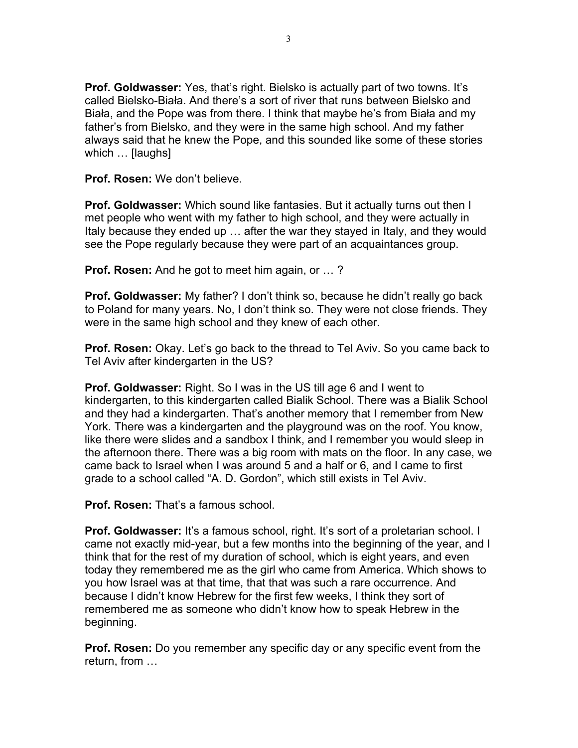**Prof. Goldwasser:** Yes, that's right. Bielsko is actually part of two towns. It's called Bielsko-Biała. And there's a sort of river that runs between Bielsko and Biała, and the Pope was from there. I think that maybe he's from Biała and my father's from Bielsko, and they were in the same high school. And my father always said that he knew the Pope, and this sounded like some of these stories which … [laughs]

**Prof. Rosen:** We don't believe.

**Prof. Goldwasser:** Which sound like fantasies. But it actually turns out then I met people who went with my father to high school, and they were actually in Italy because they ended up … after the war they stayed in Italy, and they would see the Pope regularly because they were part of an acquaintances group.

**Prof. Rosen:** And he got to meet him again, or … ?

**Prof. Goldwasser:** My father? I don't think so, because he didn't really go back to Poland for many years. No, I don't think so. They were not close friends. They were in the same high school and they knew of each other.

**Prof. Rosen:** Okay. Let's go back to the thread to Tel Aviv. So you came back to Tel Aviv after kindergarten in the US?

**Prof. Goldwasser:** Right. So I was in the US till age 6 and I went to kindergarten, to this kindergarten called Bialik School. There was a Bialik School and they had a kindergarten. That's another memory that I remember from New York. There was a kindergarten and the playground was on the roof. You know, like there were slides and a sandbox I think, and I remember you would sleep in the afternoon there. There was a big room with mats on the floor. In any case, we came back to Israel when I was around 5 and a half or 6, and I came to first grade to a school called "A. D. Gordon", which still exists in Tel Aviv.

**Prof. Rosen:** That's a famous school.

**Prof. Goldwasser:** It's a famous school, right. It's sort of a proletarian school. I came not exactly mid-year, but a few months into the beginning of the year, and I think that for the rest of my duration of school, which is eight years, and even today they remembered me as the girl who came from America. Which shows to you how Israel was at that time, that that was such a rare occurrence. And because I didn't know Hebrew for the first few weeks, I think they sort of remembered me as someone who didn't know how to speak Hebrew in the beginning.

**Prof. Rosen:** Do you remember any specific day or any specific event from the return, from …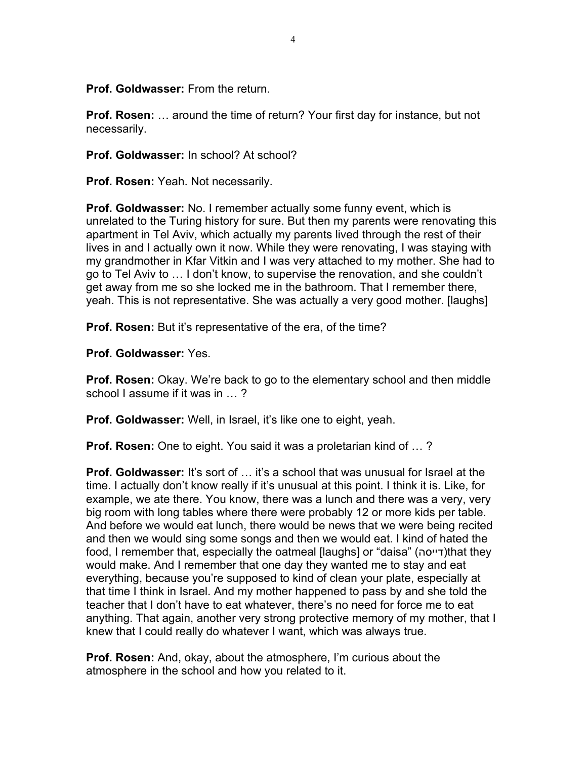**Prof. Goldwasser:** From the return.

**Prof. Rosen:** … around the time of return? Your first day for instance, but not necessarily.

**Prof. Goldwasser:** In school? At school?

**Prof. Rosen:** Yeah. Not necessarily.

**Prof. Goldwasser:** No. I remember actually some funny event, which is unrelated to the Turing history for sure. But then my parents were renovating this apartment in Tel Aviv, which actually my parents lived through the rest of their lives in and I actually own it now. While they were renovating, I was staying with my grandmother in Kfar Vitkin and I was very attached to my mother. She had to go to Tel Aviv to … I don't know, to supervise the renovation, and she couldn't get away from me so she locked me in the bathroom. That I remember there, yeah. This is not representative. She was actually a very good mother. [laughs]

**Prof. Rosen:** But it's representative of the era, of the time?

**Prof. Goldwasser:** Yes.

**Prof. Rosen:** Okay. We're back to go to the elementary school and then middle school I assume if it was in … ?

**Prof. Goldwasser:** Well, in Israel, it's like one to eight, yeah.

**Prof. Rosen:** One to eight. You said it was a proletarian kind of … ?

**Prof. Goldwasser:** It's sort of … it's a school that was unusual for Israel at the time. I actually don't know really if it's unusual at this point. I think it is. Like, for example, we ate there. You know, there was a lunch and there was a very, very big room with long tables where there were probably 12 or more kids per table. And before we would eat lunch, there would be news that we were being recited and then we would sing some songs and then we would eat. I kind of hated the food, I remember that, especially the oatmeal [laughs] or "daisa" (דייסה)that they would make. And I remember that one day they wanted me to stay and eat everything, because you're supposed to kind of clean your plate, especially at that time I think in Israel. And my mother happened to pass by and she told the teacher that I don't have to eat whatever, there's no need for force me to eat anything. That again, another very strong protective memory of my mother, that I knew that I could really do whatever I want, which was always true.

**Prof. Rosen:** And, okay, about the atmosphere, I'm curious about the atmosphere in the school and how you related to it.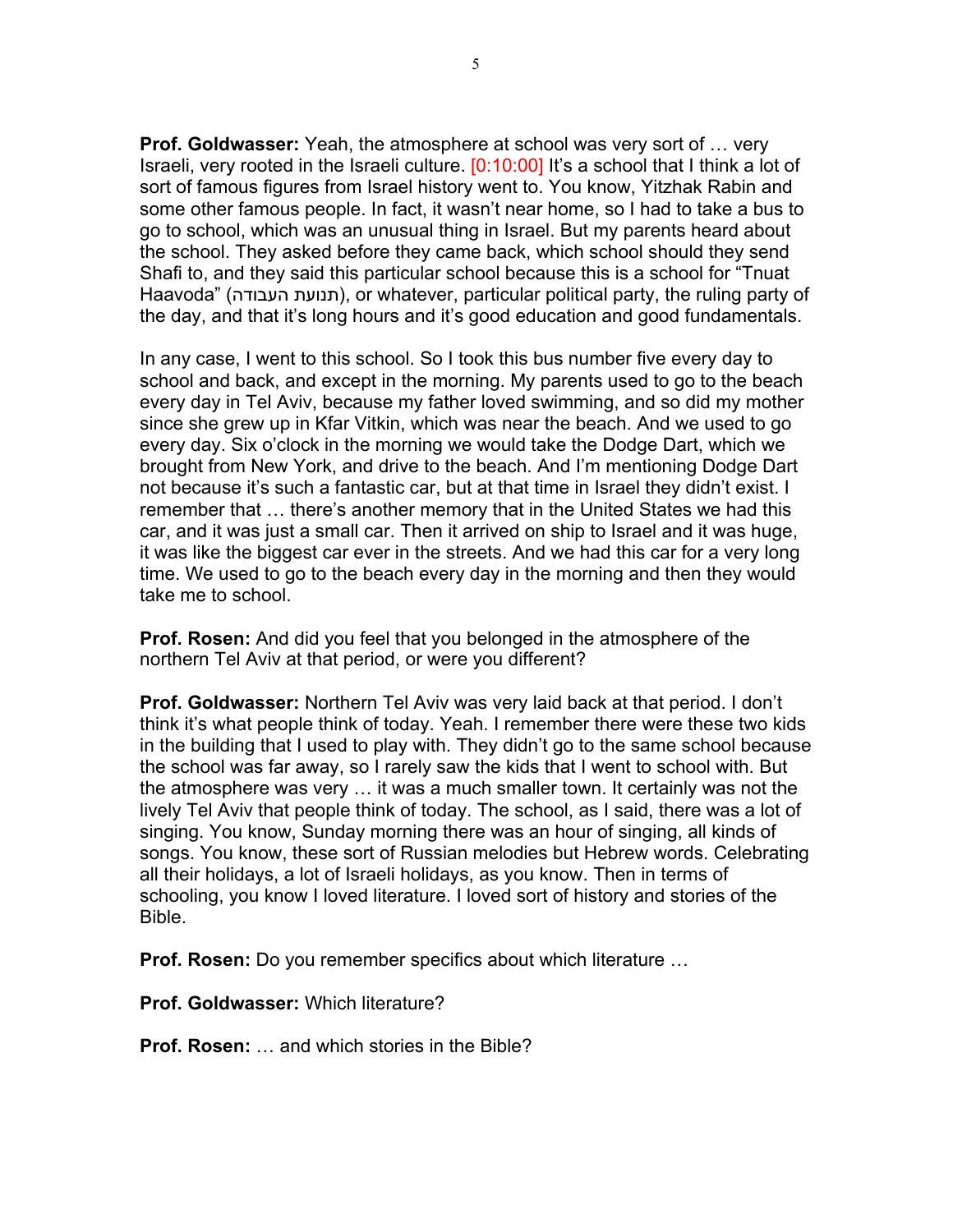**Prof. Goldwasser:** Yeah, the atmosphere at school was very sort of … very Israeli, very rooted in the Israeli culture. [0:10:00] It's a school that I think a lot of sort of famous figures from Israel history went to. You know, Yitzhak Rabin and some other famous people. In fact, it wasn't near home, so I had to take a bus to go to school, which was an unusual thing in Israel. But my parents heard about the school. They asked before they came back, which school should they send Shafi to, and they said this particular school because this is a school for "Tnuat Haavoda" (תנועת העבודה), or whatever, particular political party, the ruling party of the day, and that it's long hours and it's good education and good fundamentals.

In any case, I went to this school. So I took this bus number five every day to school and back, and except in the morning. My parents used to go to the beach every day in Tel Aviv, because my father loved swimming, and so did my mother since she grew up in Kfar Vitkin, which was near the beach. And we used to go every day. Six o'clock in the morning we would take the Dodge Dart, which we brought from New York, and drive to the beach. And I'm mentioning Dodge Dart not because it's such a fantastic car, but at that time in Israel they didn't exist. I remember that … there's another memory that in the United States we had this car, and it was just a small car. Then it arrived on ship to Israel and it was huge, it was like the biggest car ever in the streets. And we had this car for a very long time. We used to go to the beach every day in the morning and then they would take me to school.

**Prof. Rosen:** And did you feel that you belonged in the atmosphere of the northern Tel Aviv at that period, or were you different?

**Prof. Goldwasser:** Northern Tel Aviv was very laid back at that period. I don't think it's what people think of today. Yeah. I remember there were these two kids in the building that I used to play with. They didn't go to the same school because the school was far away, so I rarely saw the kids that I went to school with. But the atmosphere was very … it was a much smaller town. It certainly was not the lively Tel Aviv that people think of today. The school, as I said, there was a lot of singing. You know, Sunday morning there was an hour of singing, all kinds of songs. You know, these sort of Russian melodies but Hebrew words. Celebrating all their holidays, a lot of Israeli holidays, as you know. Then in terms of schooling, you know I loved literature. I loved sort of history and stories of the Bible.

**Prof. Rosen:** Do you remember specifics about which literature …

**Prof. Goldwasser:** Which literature?

**Prof. Rosen:** … and which stories in the Bible?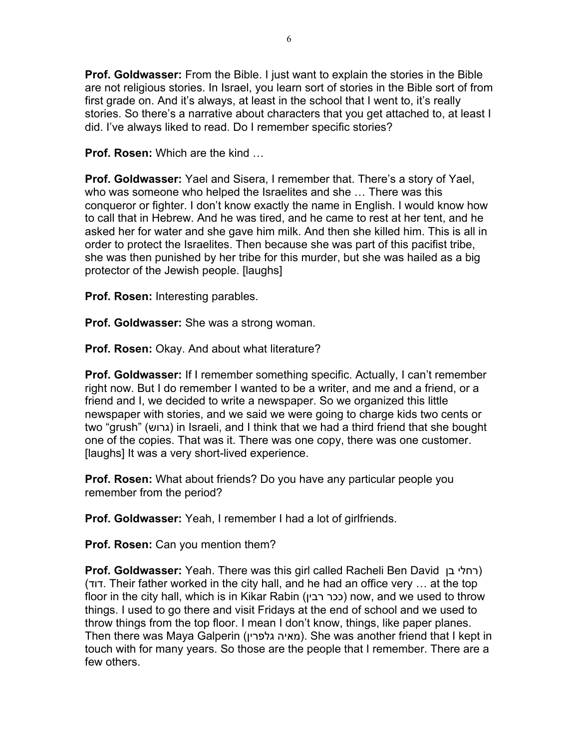**Prof. Goldwasser:** From the Bible. I just want to explain the stories in the Bible are not religious stories. In Israel, you learn sort of stories in the Bible sort of from first grade on. And it's always, at least in the school that I went to, it's really stories. So there's a narrative about characters that you get attached to, at least I did. I've always liked to read. Do I remember specific stories?

**Prof. Rosen:** Which are the kind …

**Prof. Goldwasser:** Yael and Sisera, I remember that. There's a story of Yael, who was someone who helped the Israelites and she … There was this conqueror or fighter. I don't know exactly the name in English. I would know how to call that in Hebrew. And he was tired, and he came to rest at her tent, and he asked her for water and she gave him milk. And then she killed him. This is all in order to protect the Israelites. Then because she was part of this pacifist tribe, she was then punished by her tribe for this murder, but she was hailed as a big protector of the Jewish people. [laughs]

**Prof. Rosen:** Interesting parables.

**Prof. Goldwasser:** She was a strong woman.

**Prof. Rosen:** Okay. And about what literature?

**Prof. Goldwasser:** If I remember something specific. Actually, I can't remember right now. But I do remember I wanted to be a writer, and me and a friend, or a friend and I, we decided to write a newspaper. So we organized this little newspaper with stories, and we said we were going to charge kids two cents or two "grush" (גרוש) in Israeli, and I think that we had a third friend that she bought one of the copies. That was it. There was one copy, there was one customer. [laughs] It was a very short-lived experience.

**Prof. Rosen:** What about friends? Do you have any particular people you remember from the period?

**Prof. Goldwasser:** Yeah, I remember I had a lot of girlfriends.

**Prof. Rosen:** Can you mention them?

**Prof. Goldwasser:** Yeah. There was this girl called Racheli Ben David (רחלי בן דוד). Their father worked in the city hall, and he had an office very … at the top floor in the city hall, which is in Kikar Rabin (ככר רבין) now, and we used to throw things. I used to go there and visit Fridays at the end of school and we used to throw things from the top floor. I mean I don't know, things, like paper planes. Then there was Maya Galperin (מאיה גלפרין). She was another friend that I kept in touch with for many years. So those are the people that I remember. There are a few others.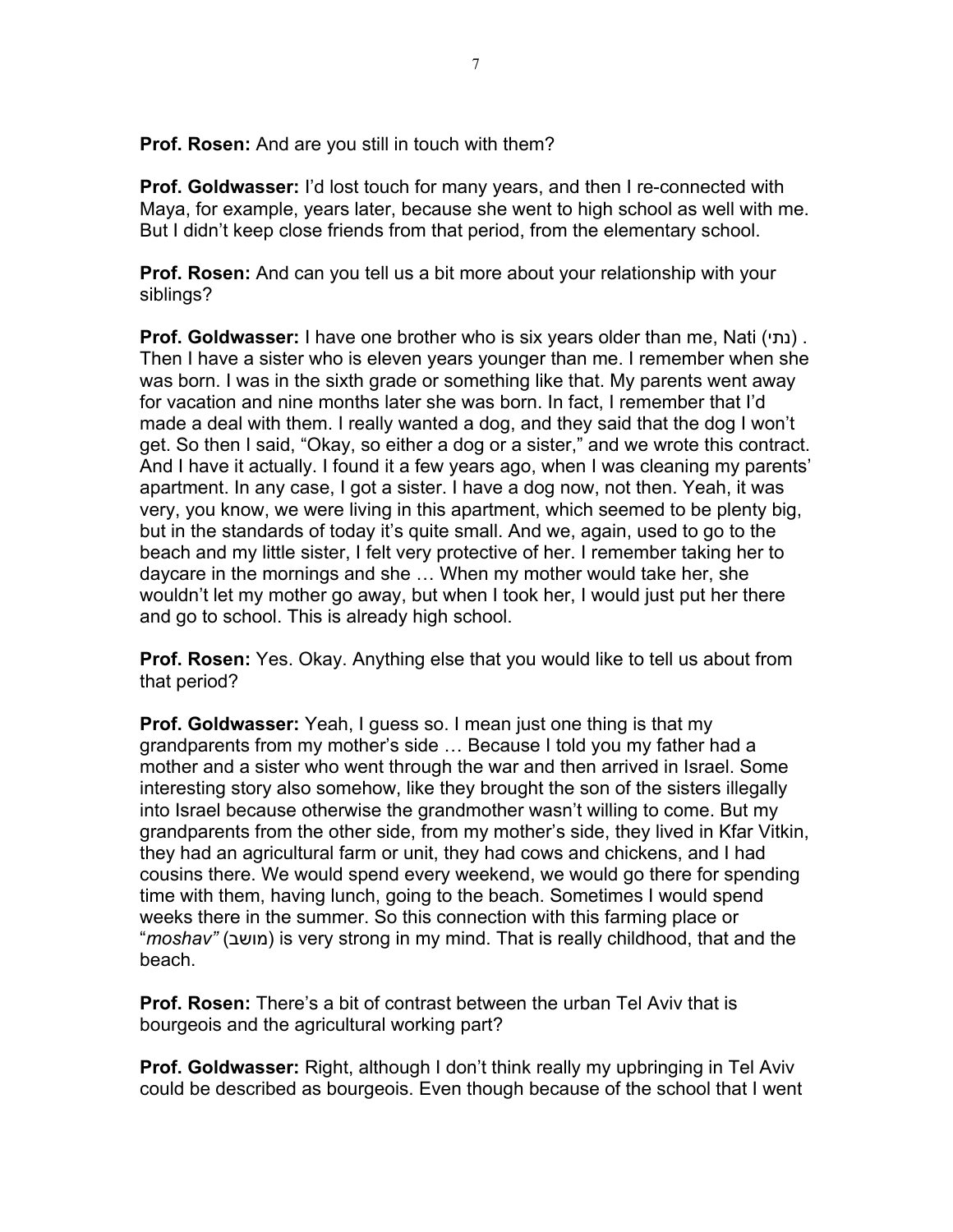**Prof. Rosen:** And are you still in touch with them?

**Prof. Goldwasser:** I'd lost touch for many years, and then I re-connected with Maya, for example, years later, because she went to high school as well with me. But I didn't keep close friends from that period, from the elementary school.

**Prof. Rosen:** And can you tell us a bit more about your relationship with your siblings?

**Prof. Goldwasser:** I have one brother who is six years older than me, Nati (נתי) . Then I have a sister who is eleven years younger than me. I remember when she was born. I was in the sixth grade or something like that. My parents went away for vacation and nine months later she was born. In fact, I remember that I'd made a deal with them. I really wanted a dog, and they said that the dog I won't get. So then I said, "Okay, so either a dog or a sister," and we wrote this contract. And I have it actually. I found it a few years ago, when I was cleaning my parents' apartment. In any case, I got a sister. I have a dog now, not then. Yeah, it was very, you know, we were living in this apartment, which seemed to be plenty big, but in the standards of today it's quite small. And we, again, used to go to the beach and my little sister, I felt very protective of her. I remember taking her to daycare in the mornings and she … When my mother would take her, she wouldn't let my mother go away, but when I took her, I would just put her there and go to school. This is already high school.

**Prof. Rosen:** Yes. Okay. Anything else that you would like to tell us about from that period?

**Prof. Goldwasser:** Yeah, I guess so. I mean just one thing is that my grandparents from my mother's side … Because I told you my father had a mother and a sister who went through the war and then arrived in Israel. Some interesting story also somehow, like they brought the son of the sisters illegally into Israel because otherwise the grandmother wasn't willing to come. But my grandparents from the other side, from my mother's side, they lived in Kfar Vitkin, they had an agricultural farm or unit, they had cows and chickens, and I had cousins there. We would spend every weekend, we would go there for spending time with them, having lunch, going to the beach. Sometimes I would spend weeks there in the summer. So this connection with this farming place or "*moshav"* (מושב) is very strong in my mind. That is really childhood, that and the beach.

**Prof. Rosen:** There's a bit of contrast between the urban Tel Aviv that is bourgeois and the agricultural working part?

**Prof. Goldwasser:** Right, although I don't think really my upbringing in Tel Aviv could be described as bourgeois. Even though because of the school that I went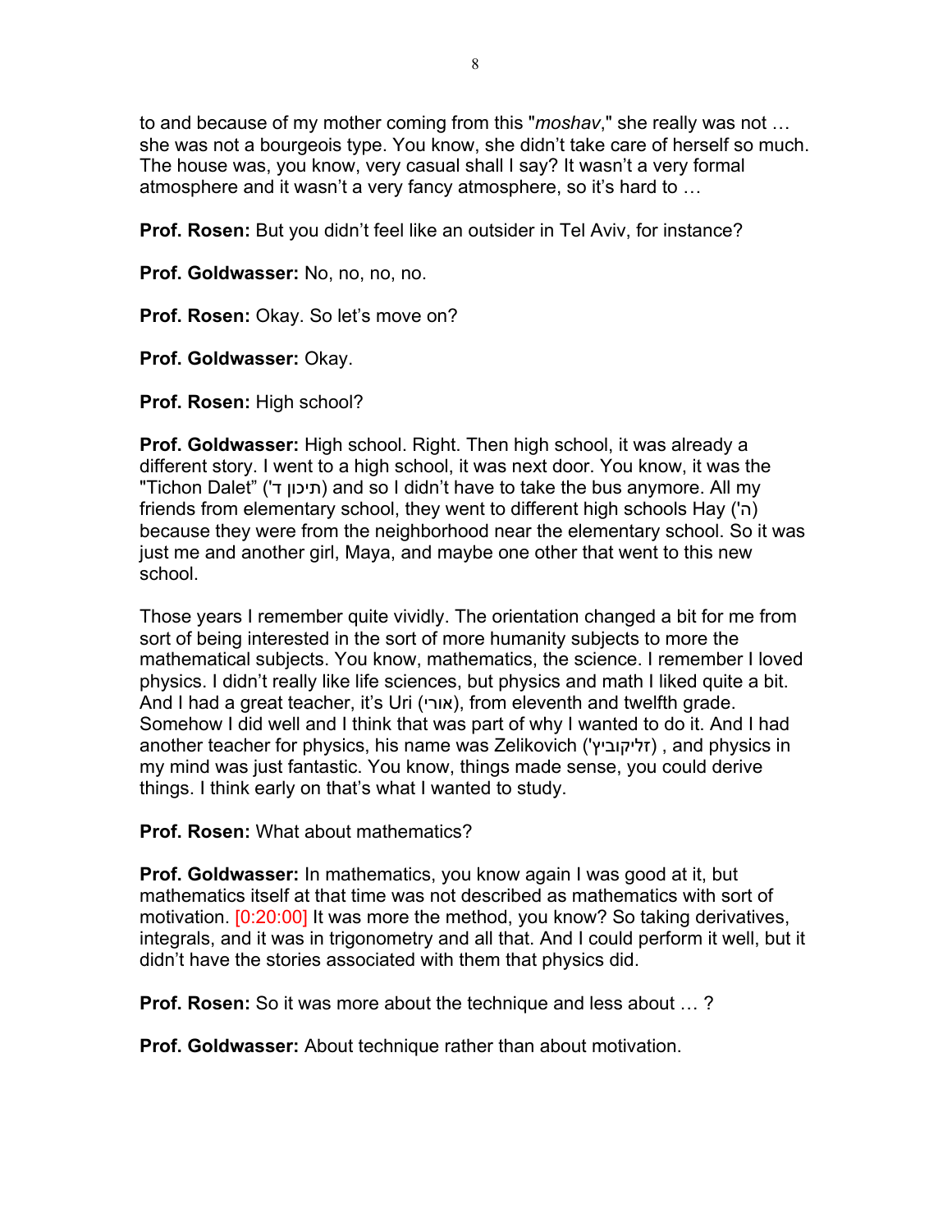to and because of my mother coming from this "*moshav*," she really was not … she was not a bourgeois type. You know, she didn't take care of herself so much. The house was, you know, very casual shall I say? It wasn't a very formal atmosphere and it wasn't a very fancy atmosphere, so it's hard to …

**Prof. Rosen:** But you didn't feel like an outsider in Tel Aviv, for instance?

**Prof. Goldwasser:** No, no, no, no.

**Prof. Rosen:** Okay. So let's move on?

**Prof. Goldwasser:** Okay.

**Prof. Rosen:** High school?

**Prof. Goldwasser:** High school. Right. Then high school, it was already a different story. I went to a high school, it was next door. You know, it was the "Tichon Dalet" (תיכון ד') and so I didn't have to take the bus anymore. All my friends from elementary school, they went to different high schools Hay (ה') because they were from the neighborhood near the elementary school. So it was just me and another girl, Maya, and maybe one other that went to this new school.

Those years I remember quite vividly. The orientation changed a bit for me from sort of being interested in the sort of more humanity subjects to more the mathematical subjects. You know, mathematics, the science. I remember I loved physics. I didn't really like life sciences, but physics and math I liked quite a bit. And I had a great teacher, it's Uri (אורי), from eleventh and twelfth grade. Somehow I did well and I think that was part of why I wanted to do it. And I had another teacher for physics, his name was Zelikovich (זליקוביץ') , and physics in my mind was just fantastic. You know, things made sense, you could derive things. I think early on that's what I wanted to study.

**Prof. Rosen:** What about mathematics?

**Prof. Goldwasser:** In mathematics, you know again I was good at it, but mathematics itself at that time was not described as mathematics with sort of motivation. [0:20:00] It was more the method, you know? So taking derivatives, integrals, and it was in trigonometry and all that. And I could perform it well, but it didn't have the stories associated with them that physics did.

**Prof. Rosen:** So it was more about the technique and less about … ?

**Prof. Goldwasser:** About technique rather than about motivation.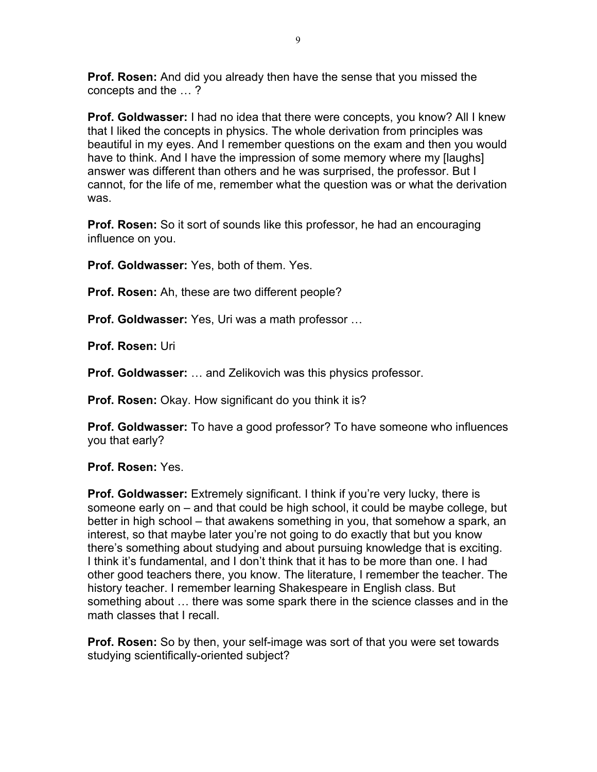**Prof. Rosen:** And did you already then have the sense that you missed the concepts and the … ?

**Prof. Goldwasser:** I had no idea that there were concepts, you know? All I knew that I liked the concepts in physics. The whole derivation from principles was beautiful in my eyes. And I remember questions on the exam and then you would have to think. And I have the impression of some memory where my [laughs] answer was different than others and he was surprised, the professor. But I cannot, for the life of me, remember what the question was or what the derivation was.

**Prof. Rosen:** So it sort of sounds like this professor, he had an encouraging influence on you.

**Prof. Goldwasser:** Yes, both of them. Yes.

**Prof. Rosen:** Ah, these are two different people?

**Prof. Goldwasser:** Yes, Uri was a math professor …

**Prof. Rosen:** Uri

**Prof. Goldwasser:** … and Zelikovich was this physics professor.

**Prof. Rosen:** Okay. How significant do you think it is?

**Prof. Goldwasser:** To have a good professor? To have someone who influences you that early?

**Prof. Rosen:** Yes.

**Prof. Goldwasser:** Extremely significant. I think if you're very lucky, there is someone early on – and that could be high school, it could be maybe college, but better in high school – that awakens something in you, that somehow a spark, an interest, so that maybe later you're not going to do exactly that but you know there's something about studying and about pursuing knowledge that is exciting. I think it's fundamental, and I don't think that it has to be more than one. I had other good teachers there, you know. The literature, I remember the teacher. The history teacher. I remember learning Shakespeare in English class. But something about … there was some spark there in the science classes and in the math classes that I recall.

**Prof. Rosen:** So by then, your self-image was sort of that you were set towards studying scientifically-oriented subject?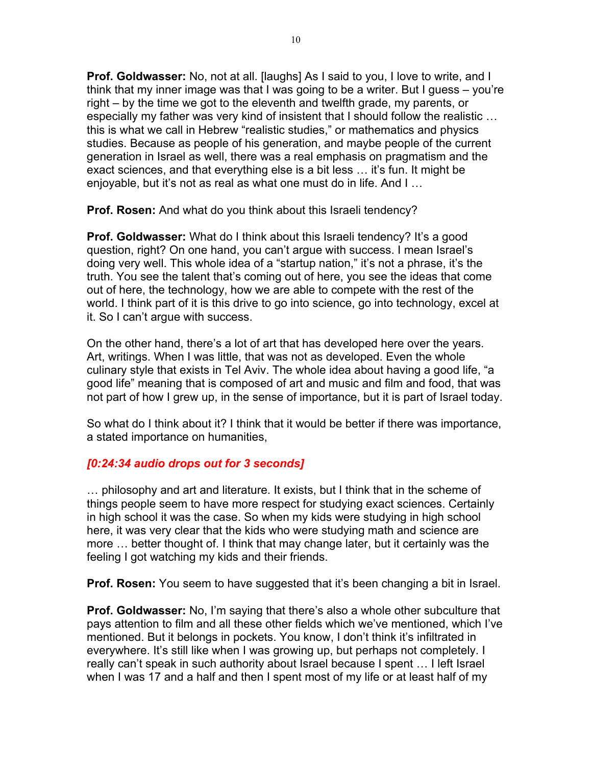**Prof. Goldwasser:** No, not at all. [laughs] As I said to you, I love to write, and I think that my inner image was that I was going to be a writer. But I guess – you're right – by the time we got to the eleventh and twelfth grade, my parents, or especially my father was very kind of insistent that I should follow the realistic … this is what we call in Hebrew "realistic studies," or mathematics and physics studies. Because as people of his generation, and maybe people of the current generation in Israel as well, there was a real emphasis on pragmatism and the exact sciences, and that everything else is a bit less … it's fun. It might be enjoyable, but it's not as real as what one must do in life. And I …

**Prof. Rosen:** And what do you think about this Israeli tendency?

**Prof. Goldwasser:** What do I think about this Israeli tendency? It's a good question, right? On one hand, you can't argue with success. I mean Israel's doing very well. This whole idea of a "startup nation," it's not a phrase, it's the truth. You see the talent that's coming out of here, you see the ideas that come out of here, the technology, how we are able to compete with the rest of the world. I think part of it is this drive to go into science, go into technology, excel at it. So I can't argue with success.

On the other hand, there's a lot of art that has developed here over the years. Art, writings. When I was little, that was not as developed. Even the whole culinary style that exists in Tel Aviv. The whole idea about having a good life, "a good life" meaning that is composed of art and music and film and food, that was not part of how I grew up, in the sense of importance, but it is part of Israel today.

So what do I think about it? I think that it would be better if there was importance, a stated importance on humanities,

***[0:24:34 audio drops out for 3 seconds]***

… philosophy and art and literature. It exists, but I think that in the scheme of things people seem to have more respect for studying exact sciences. Certainly in high school it was the case. So when my kids were studying in high school here, it was very clear that the kids who were studying math and science are more … better thought of. I think that may change later, but it certainly was the feeling I got watching my kids and their friends.

**Prof. Rosen:** You seem to have suggested that it's been changing a bit in Israel.

**Prof. Goldwasser:** No, I'm saying that there's also a whole other subculture that pays attention to film and all these other fields which we've mentioned, which I've mentioned. But it belongs in pockets. You know, I don't think it's infiltrated in everywhere. It's still like when I was growing up, but perhaps not completely. I really can't speak in such authority about Israel because I spent … I left Israel when I was 17 and a half and then I spent most of my life or at least half of my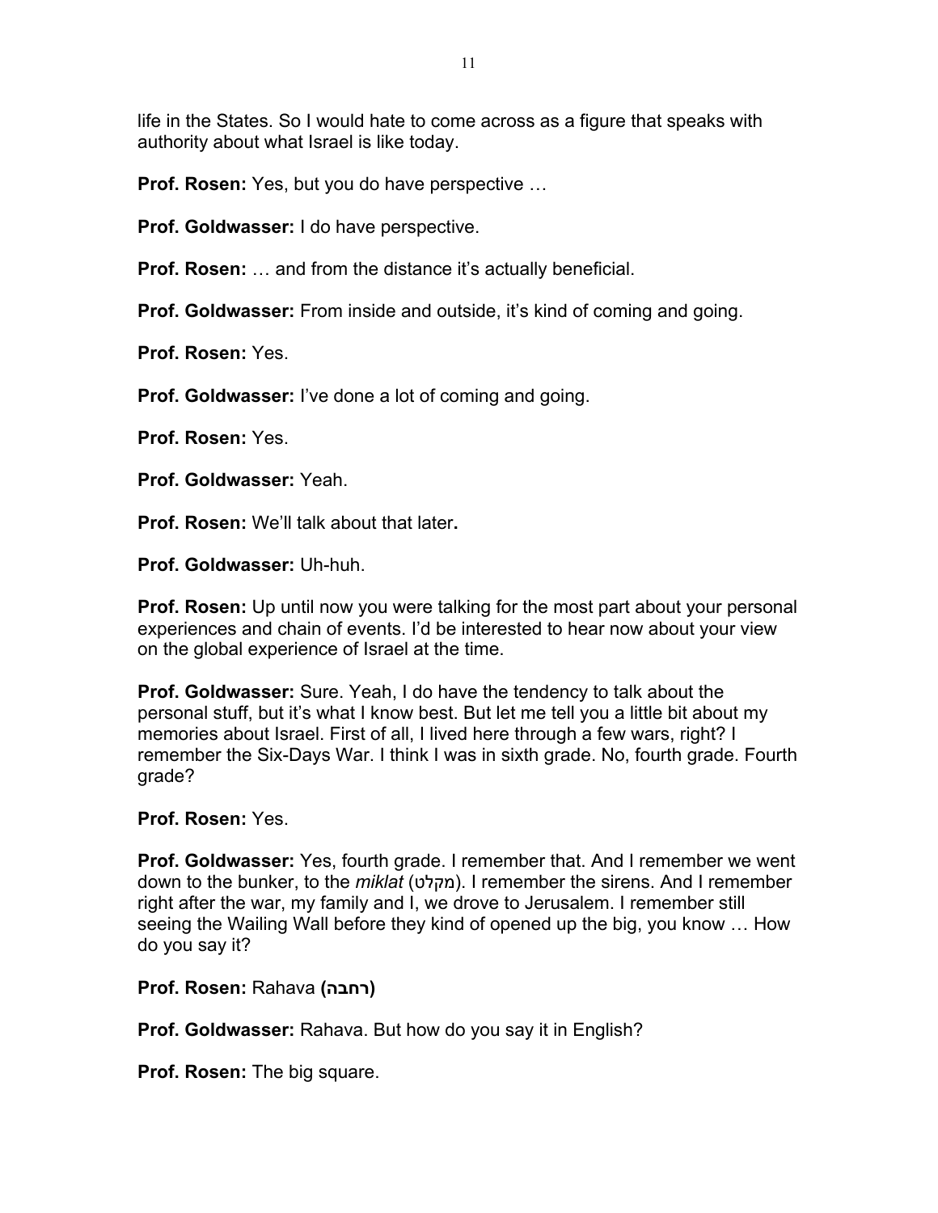life in the States. So I would hate to come across as a figure that speaks with authority about what Israel is like today.

**Prof. Rosen:** Yes, but you do have perspective …

**Prof. Goldwasser:** I do have perspective.

**Prof. Rosen:** … and from the distance it's actually beneficial.

**Prof. Goldwasser:** From inside and outside, it's kind of coming and going.

**Prof. Rosen:** Yes.

**Prof. Goldwasser:** I've done a lot of coming and going.

**Prof. Rosen:** Yes.

**Prof. Goldwasser:** Yeah.

**Prof. Rosen:** We'll talk about that later**.**

**Prof. Goldwasser:** Uh-huh.

**Prof. Rosen:** Up until now you were talking for the most part about your personal experiences and chain of events. I'd be interested to hear now about your view on the global experience of Israel at the time.

**Prof. Goldwasser:** Sure. Yeah, I do have the tendency to talk about the personal stuff, but it's what I know best. But let me tell you a little bit about my memories about Israel. First of all, I lived here through a few wars, right? I remember the Six-Days War. I think I was in sixth grade. No, fourth grade. Fourth grade?

**Prof. Rosen:** Yes.

**Prof. Goldwasser:** Yes, fourth grade. I remember that. And I remember we went down to the bunker, to the *miklat* (מקלט). I remember the sirens. And I remember right after the war, my family and I, we drove to Jerusalem. I remember still seeing the Wailing Wall before they kind of opened up the big, you know … How do you say it?

**Prof. Rosen:** Rahava **(רחבה)**

**Prof. Goldwasser:** Rahava. But how do you say it in English?

**Prof. Rosen:** The big square.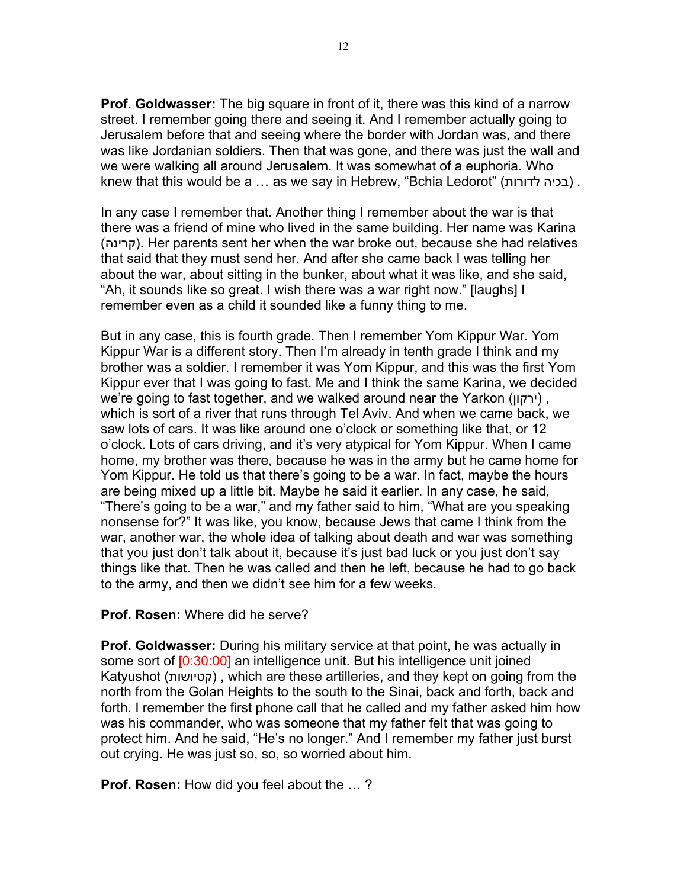**Prof. Goldwasser:** The big square in front of it, there was this kind of a narrow street. I remember going there and seeing it. And I remember actually going to Jerusalem before that and seeing where the border with Jordan was, and there was like Jordanian soldiers. Then that was gone, and there was just the wall and we were walking all around Jerusalem. It was somewhat of a euphoria. Who knew that this would be a … as we say in Hebrew, "Bchia Ledorot" (בכיה לדורות) .

In any case I remember that. Another thing I remember about the war is that there was a friend of mine who lived in the same building. Her name was Karina (קרינה). Her parents sent her when the war broke out, because she had relatives that said that they must send her. And after she came back I was telling her about the war, about sitting in the bunker, about what it was like, and she said, "Ah, it sounds like so great. I wish there was a war right now." [laughs] I remember even as a child it sounded like a funny thing to me.

But in any case, this is fourth grade. Then I remember Yom Kippur War. Yom Kippur War is a different story. Then I'm already in tenth grade I think and my brother was a soldier. I remember it was Yom Kippur, and this was the first Yom Kippur ever that I was going to fast. Me and I think the same Karina, we decided we're going to fast together, and we walked around near the Yarkon (ירקון) , which is sort of a river that runs through Tel Aviv. And when we came back, we saw lots of cars. It was like around one o'clock or something like that, or 12 o'clock. Lots of cars driving, and it's very atypical for Yom Kippur. When I came home, my brother was there, because he was in the army but he came home for Yom Kippur. He told us that there's going to be a war. In fact, maybe the hours are being mixed up a little bit. Maybe he said it earlier. In any case, he said, "There's going to be a war," and my father said to him, "What are you speaking nonsense for?" It was like, you know, because Jews that came I think from the war, another war, the whole idea of talking about death and war was something that you just don't talk about it, because it's just bad luck or you just don't say things like that. Then he was called and then he left, because he had to go back to the army, and then we didn't see him for a few weeks.

**Prof. Rosen:** Where did he serve?

**Prof. Goldwasser:** During his military service at that point, he was actually in some sort of [0:30:00] an intelligence unit. But his intelligence unit joined Katyushot (קטיושות) , which are these artilleries, and they kept on going from the north from the Golan Heights to the south to the Sinai, back and forth, back and forth. I remember the first phone call that he called and my father asked him how was his commander, who was someone that my father felt that was going to protect him. And he said, "He's no longer." And I remember my father just burst out crying. He was just so, so, so worried about him.

**Prof. Rosen:** How did you feel about the … ?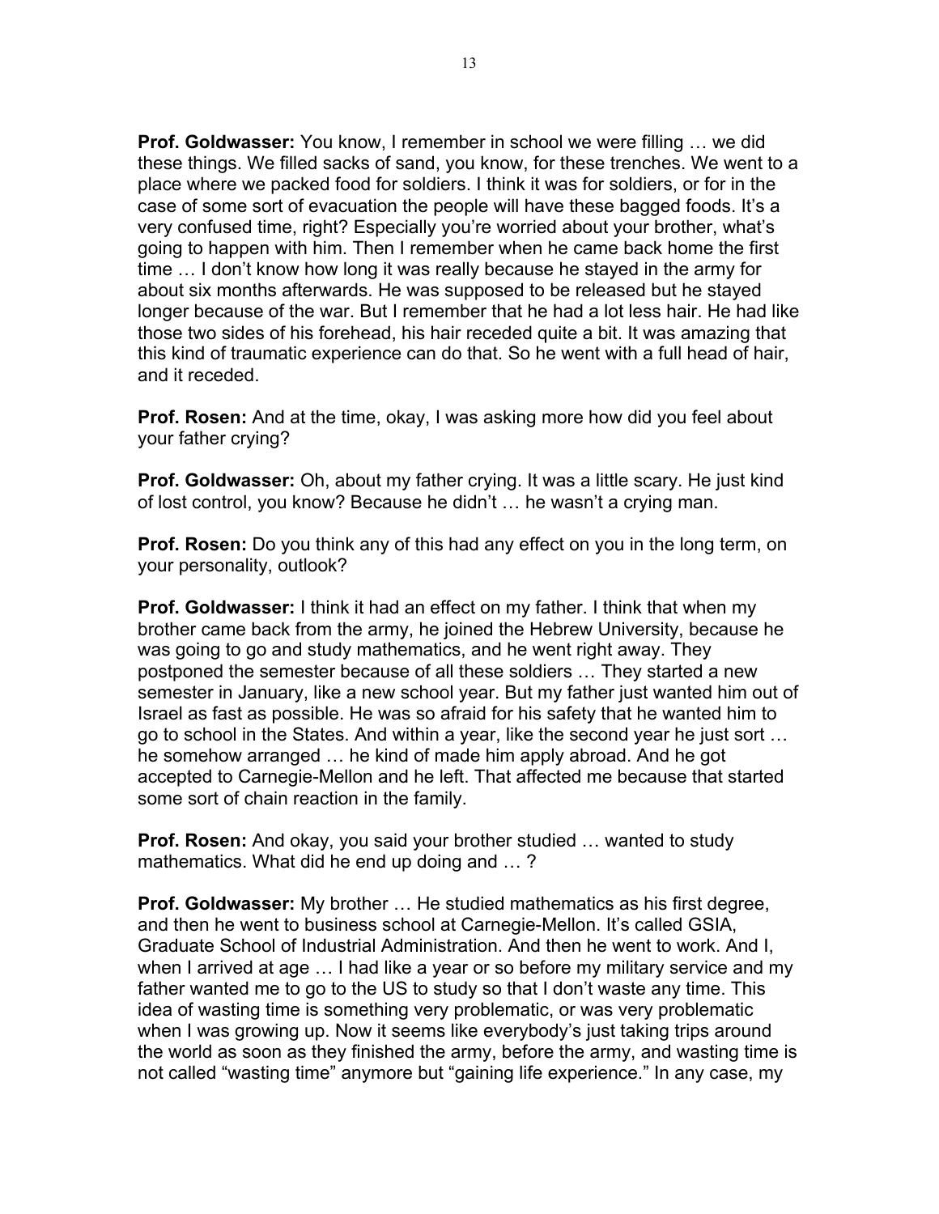**Prof. Goldwasser:** You know, I remember in school we were filling … we did these things. We filled sacks of sand, you know, for these trenches. We went to a place where we packed food for soldiers. I think it was for soldiers, or for in the case of some sort of evacuation the people will have these bagged foods. It's a very confused time, right? Especially you're worried about your brother, what's going to happen with him. Then I remember when he came back home the first time … I don't know how long it was really because he stayed in the army for about six months afterwards. He was supposed to be released but he stayed longer because of the war. But I remember that he had a lot less hair. He had like those two sides of his forehead, his hair receded quite a bit. It was amazing that this kind of traumatic experience can do that. So he went with a full head of hair, and it receded.

**Prof. Rosen:** And at the time, okay, I was asking more how did you feel about your father crying?

**Prof. Goldwasser:** Oh, about my father crying. It was a little scary. He just kind of lost control, you know? Because he didn't … he wasn't a crying man.

**Prof. Rosen:** Do you think any of this had any effect on you in the long term, on your personality, outlook?

**Prof. Goldwasser:** I think it had an effect on my father. I think that when my brother came back from the army, he joined the Hebrew University, because he was going to go and study mathematics, and he went right away. They postponed the semester because of all these soldiers … They started a new semester in January, like a new school year. But my father just wanted him out of Israel as fast as possible. He was so afraid for his safety that he wanted him to go to school in the States. And within a year, like the second year he just sort … he somehow arranged … he kind of made him apply abroad. And he got accepted to Carnegie-Mellon and he left. That affected me because that started some sort of chain reaction in the family.

**Prof. Rosen:** And okay, you said your brother studied … wanted to study mathematics. What did he end up doing and … ?

**Prof. Goldwasser:** My brother … He studied mathematics as his first degree, and then he went to business school at Carnegie-Mellon. It's called GSIA, Graduate School of Industrial Administration. And then he went to work. And I, when I arrived at age … I had like a year or so before my military service and my father wanted me to go to the US to study so that I don't waste any time. This idea of wasting time is something very problematic, or was very problematic when I was growing up. Now it seems like everybody's just taking trips around the world as soon as they finished the army, before the army, and wasting time is not called "wasting time" anymore but "gaining life experience." In any case, my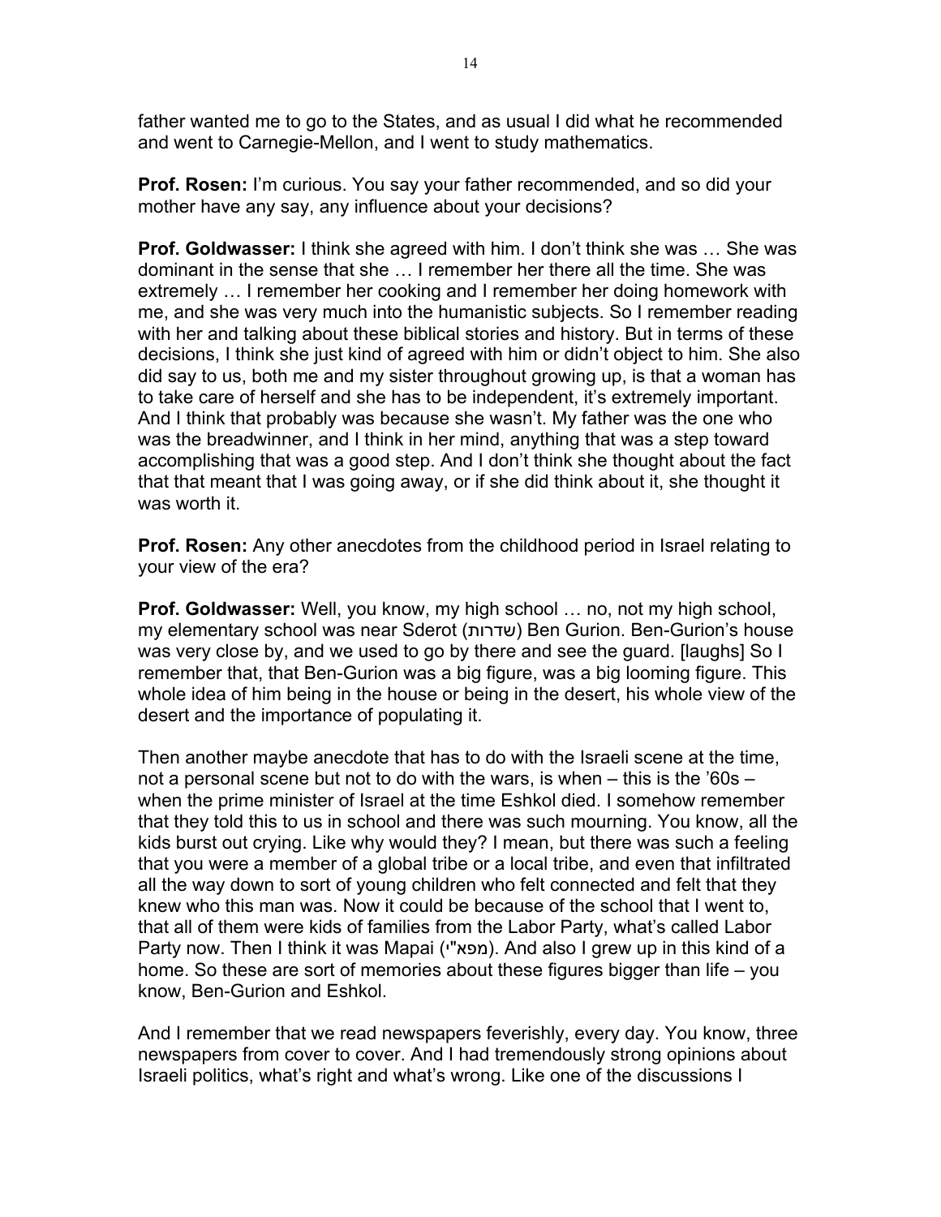father wanted me to go to the States, and as usual I did what he recommended and went to Carnegie-Mellon, and I went to study mathematics.

**Prof. Rosen:** I'm curious. You say your father recommended, and so did your mother have any say, any influence about your decisions?

**Prof. Goldwasser:** I think she agreed with him. I don't think she was … She was dominant in the sense that she … I remember her there all the time. She was extremely … I remember her cooking and I remember her doing homework with me, and she was very much into the humanistic subjects. So I remember reading with her and talking about these biblical stories and history. But in terms of these decisions, I think she just kind of agreed with him or didn't object to him. She also did say to us, both me and my sister throughout growing up, is that a woman has to take care of herself and she has to be independent, it's extremely important. And I think that probably was because she wasn't. My father was the one who was the breadwinner, and I think in her mind, anything that was a step toward accomplishing that was a good step. And I don't think she thought about the fact that that meant that I was going away, or if she did think about it, she thought it was worth it.

**Prof. Rosen:** Any other anecdotes from the childhood period in Israel relating to your view of the era?

**Prof. Goldwasser:** Well, you know, my high school … no, not my high school, my elementary school was near Sderot (שדרות) Ben Gurion. Ben-Gurion's house was very close by, and we used to go by there and see the guard. [laughs] So I remember that, that Ben-Gurion was a big figure, was a big looming figure. This whole idea of him being in the house or being in the desert, his whole view of the desert and the importance of populating it.

Then another maybe anecdote that has to do with the Israeli scene at the time, not a personal scene but not to do with the wars, is when – this is the '60s – when the prime minister of Israel at the time Eshkol died. I somehow remember that they told this to us in school and there was such mourning. You know, all the kids burst out crying. Like why would they? I mean, but there was such a feeling that you were a member of a global tribe or a local tribe, and even that infiltrated all the way down to sort of young children who felt connected and felt that they knew who this man was. Now it could be because of the school that I went to, that all of them were kids of families from the Labor Party, what's called Labor Party now. Then I think it was Mapai (מפא"י). And also I grew up in this kind of a home. So these are sort of memories about these figures bigger than life – you know, Ben-Gurion and Eshkol.

And I remember that we read newspapers feverishly, every day. You know, three newspapers from cover to cover. And I had tremendously strong opinions about Israeli politics, what's right and what's wrong. Like one of the discussions I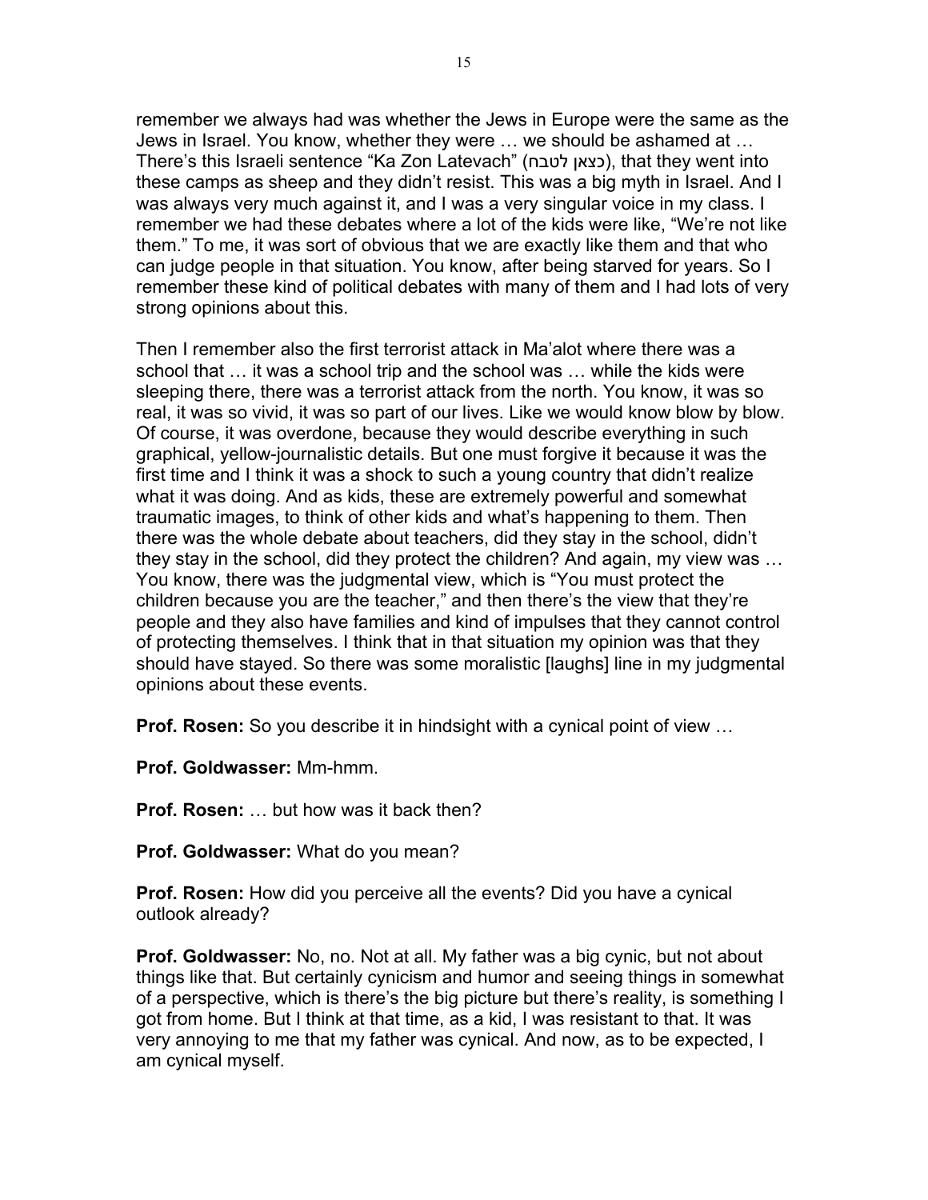remember we always had was whether the Jews in Europe were the same as the Jews in Israel. You know, whether they were … we should be ashamed at … There's this Israeli sentence "Ka Zon Latevach" (כצאן לטבח), that they went into these camps as sheep and they didn't resist. This was a big myth in Israel. And I was always very much against it, and I was a very singular voice in my class. I remember we had these debates where a lot of the kids were like, "We're not like them." To me, it was sort of obvious that we are exactly like them and that who can judge people in that situation. You know, after being starved for years. So I remember these kind of political debates with many of them and I had lots of very strong opinions about this.

Then I remember also the first terrorist attack in Ma'alot where there was a school that … it was a school trip and the school was … while the kids were sleeping there, there was a terrorist attack from the north. You know, it was so real, it was so vivid, it was so part of our lives. Like we would know blow by blow. Of course, it was overdone, because they would describe everything in such graphical, yellow-journalistic details. But one must forgive it because it was the first time and I think it was a shock to such a young country that didn't realize what it was doing. And as kids, these are extremely powerful and somewhat traumatic images, to think of other kids and what's happening to them. Then there was the whole debate about teachers, did they stay in the school, didn't they stay in the school, did they protect the children? And again, my view was … You know, there was the judgmental view, which is "You must protect the children because you are the teacher," and then there's the view that they're people and they also have families and kind of impulses that they cannot control of protecting themselves. I think that in that situation my opinion was that they should have stayed. So there was some moralistic [laughs] line in my judgmental opinions about these events.

**Prof. Rosen:** So you describe it in hindsight with a cynical point of view …

**Prof. Goldwasser:** Mm-hmm.

**Prof. Rosen:** … but how was it back then?

**Prof. Goldwasser:** What do you mean?

**Prof. Rosen:** How did you perceive all the events? Did you have a cynical outlook already?

**Prof. Goldwasser:** No, no. Not at all. My father was a big cynic, but not about things like that. But certainly cynicism and humor and seeing things in somewhat of a perspective, which is there's the big picture but there's reality, is something I got from home. But I think at that time, as a kid, I was resistant to that. It was very annoying to me that my father was cynical. And now, as to be expected, I am cynical myself.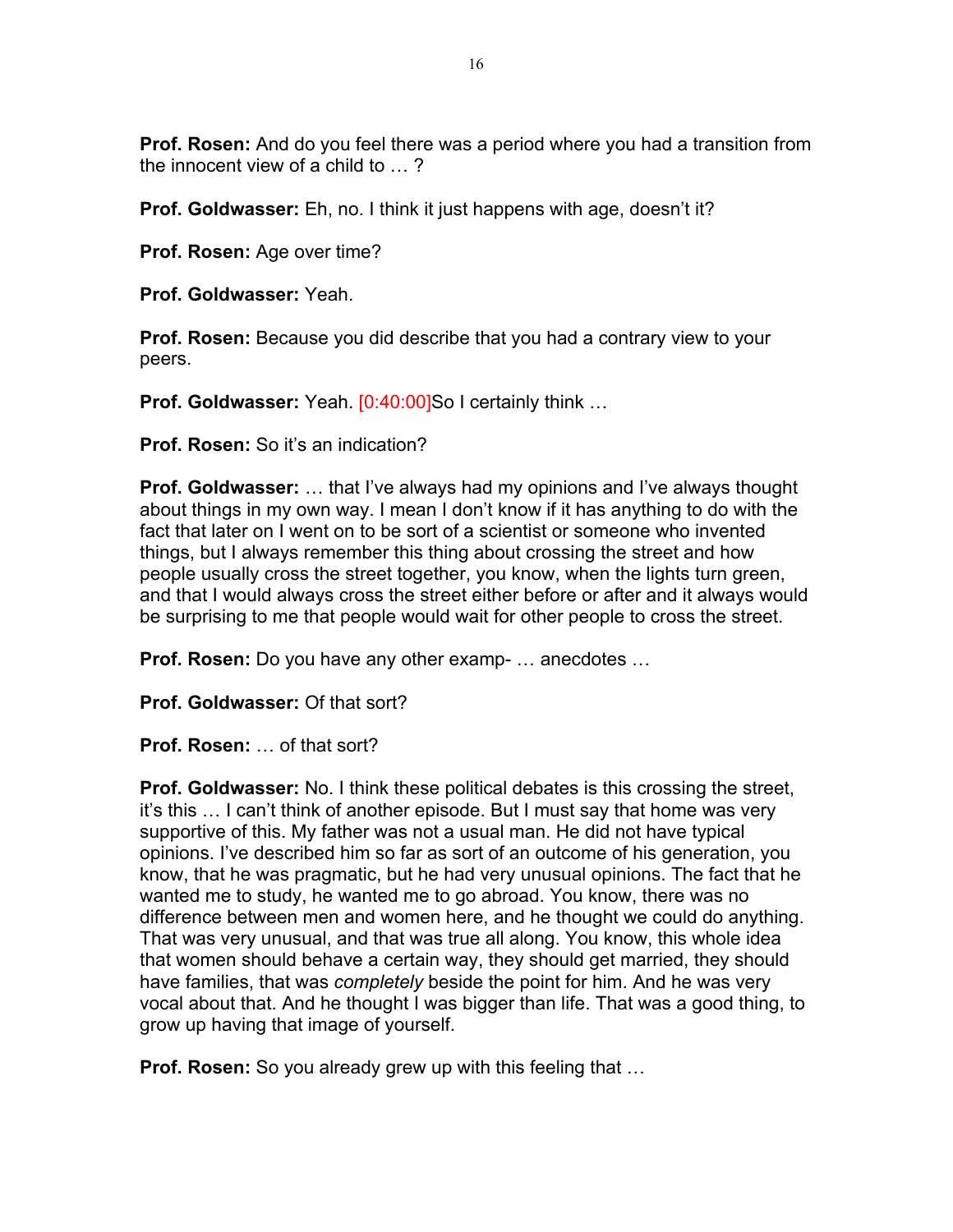**Prof. Rosen:** And do you feel there was a period where you had a transition from the innocent view of a child to … ?

**Prof. Goldwasser:** Eh, no. I think it just happens with age, doesn't it?

**Prof. Rosen:** Age over time?

**Prof. Goldwasser:** Yeah.

**Prof. Rosen:** Because you did describe that you had a contrary view to your peers.

**Prof. Goldwasser:** Yeah. [0:40:00]So I certainly think …

**Prof. Rosen:** So it's an indication?

**Prof. Goldwasser:** … that I've always had my opinions and I've always thought about things in my own way. I mean I don't know if it has anything to do with the fact that later on I went on to be sort of a scientist or someone who invented things, but I always remember this thing about crossing the street and how people usually cross the street together, you know, when the lights turn green, and that I would always cross the street either before or after and it always would be surprising to me that people would wait for other people to cross the street.

**Prof. Rosen:** Do you have any other examp- … anecdotes …

**Prof. Goldwasser:** Of that sort?

**Prof. Rosen:** … of that sort?

**Prof. Goldwasser:** No. I think these political debates is this crossing the street, it's this … I can't think of another episode. But I must say that home was very supportive of this. My father was not a usual man. He did not have typical opinions. I've described him so far as sort of an outcome of his generation, you know, that he was pragmatic, but he had very unusual opinions. The fact that he wanted me to study, he wanted me to go abroad. You know, there was no difference between men and women here, and he thought we could do anything. That was very unusual, and that was true all along. You know, this whole idea that women should behave a certain way, they should get married, they should have families, that was *completely* beside the point for him. And he was very vocal about that. And he thought I was bigger than life. That was a good thing, to grow up having that image of yourself.

**Prof. Rosen:** So you already grew up with this feeling that …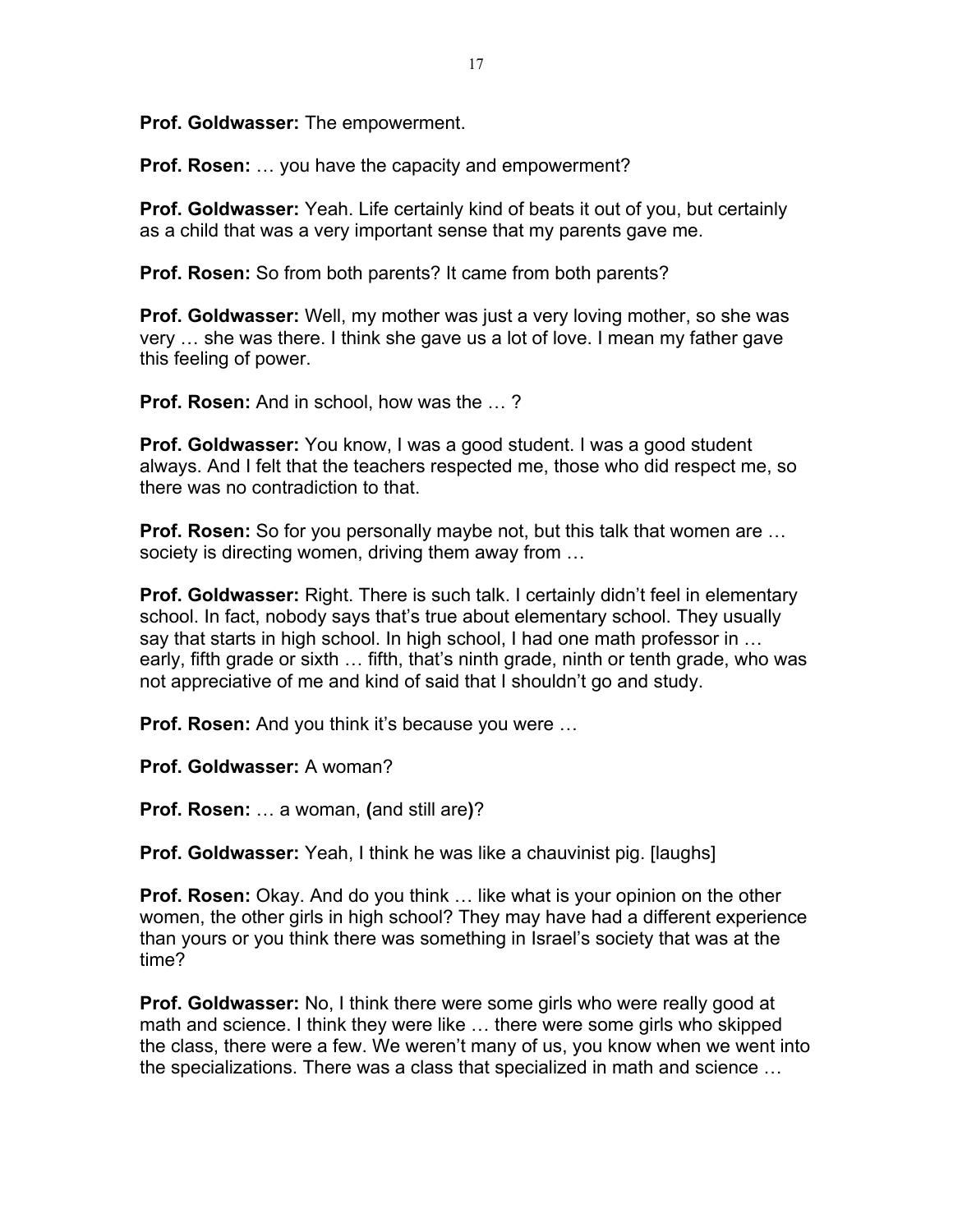**Prof. Goldwasser:** The empowerment.

**Prof. Rosen:** … you have the capacity and empowerment?

**Prof. Goldwasser:** Yeah. Life certainly kind of beats it out of you, but certainly as a child that was a very important sense that my parents gave me.

**Prof. Rosen:** So from both parents? It came from both parents?

**Prof. Goldwasser:** Well, my mother was just a very loving mother, so she was very … she was there. I think she gave us a lot of love. I mean my father gave this feeling of power.

**Prof. Rosen:** And in school, how was the … ?

**Prof. Goldwasser:** You know, I was a good student. I was a good student always. And I felt that the teachers respected me, those who did respect me, so there was no contradiction to that.

**Prof. Rosen:** So for you personally maybe not, but this talk that women are … society is directing women, driving them away from …

**Prof. Goldwasser:** Right. There is such talk. I certainly didn't feel in elementary school. In fact, nobody says that's true about elementary school. They usually say that starts in high school. In high school, I had one math professor in … early, fifth grade or sixth … fifth, that's ninth grade, ninth or tenth grade, who was not appreciative of me and kind of said that I shouldn't go and study.

**Prof. Rosen:** And you think it's because you were …

**Prof. Goldwasser:** A woman?

**Prof. Rosen:** … a woman, **(**and still are**)**?

**Prof. Goldwasser:** Yeah, I think he was like a chauvinist pig. [laughs]

**Prof. Rosen:** Okay. And do you think … like what is your opinion on the other women, the other girls in high school? They may have had a different experience than yours or you think there was something in Israel's society that was at the time?

**Prof. Goldwasser:** No, I think there were some girls who were really good at math and science. I think they were like … there were some girls who skipped the class, there were a few. We weren't many of us, you know when we went into the specializations. There was a class that specialized in math and science …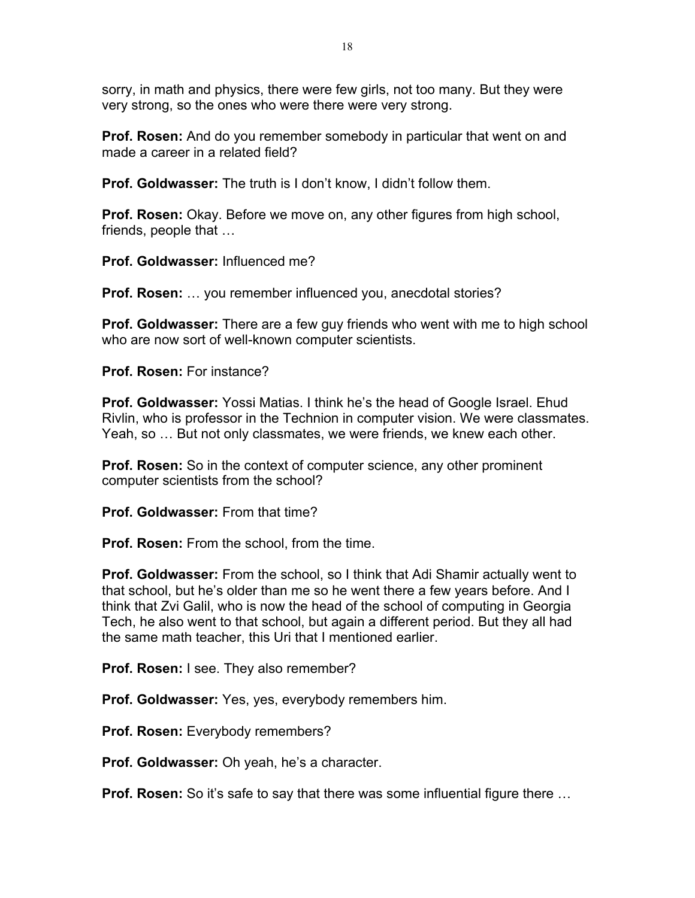sorry, in math and physics, there were few girls, not too many. But they were very strong, so the ones who were there were very strong.

**Prof. Rosen:** And do you remember somebody in particular that went on and made a career in a related field?

**Prof. Goldwasser:** The truth is I don't know, I didn't follow them.

**Prof. Rosen:** Okay. Before we move on, any other figures from high school, friends, people that …

**Prof. Goldwasser:** Influenced me?

**Prof. Rosen:** … you remember influenced you, anecdotal stories?

**Prof. Goldwasser:** There are a few guy friends who went with me to high school who are now sort of well-known computer scientists.

**Prof. Rosen:** For instance?

**Prof. Goldwasser:** Yossi Matias. I think he's the head of Google Israel. Ehud Rivlin, who is professor in the Technion in computer vision. We were classmates. Yeah, so … But not only classmates, we were friends, we knew each other.

**Prof. Rosen:** So in the context of computer science, any other prominent computer scientists from the school?

**Prof. Goldwasser:** From that time?

**Prof. Rosen:** From the school, from the time.

**Prof. Goldwasser:** From the school, so I think that Adi Shamir actually went to that school, but he's older than me so he went there a few years before. And I think that Zvi Galil, who is now the head of the school of computing in Georgia Tech, he also went to that school, but again a different period. But they all had the same math teacher, this Uri that I mentioned earlier.

**Prof. Rosen:** I see. They also remember?

**Prof. Goldwasser:** Yes, yes, everybody remembers him.

**Prof. Rosen:** Everybody remembers?

**Prof. Goldwasser:** Oh yeah, he's a character.

**Prof. Rosen:** So it's safe to say that there was some influential figure there …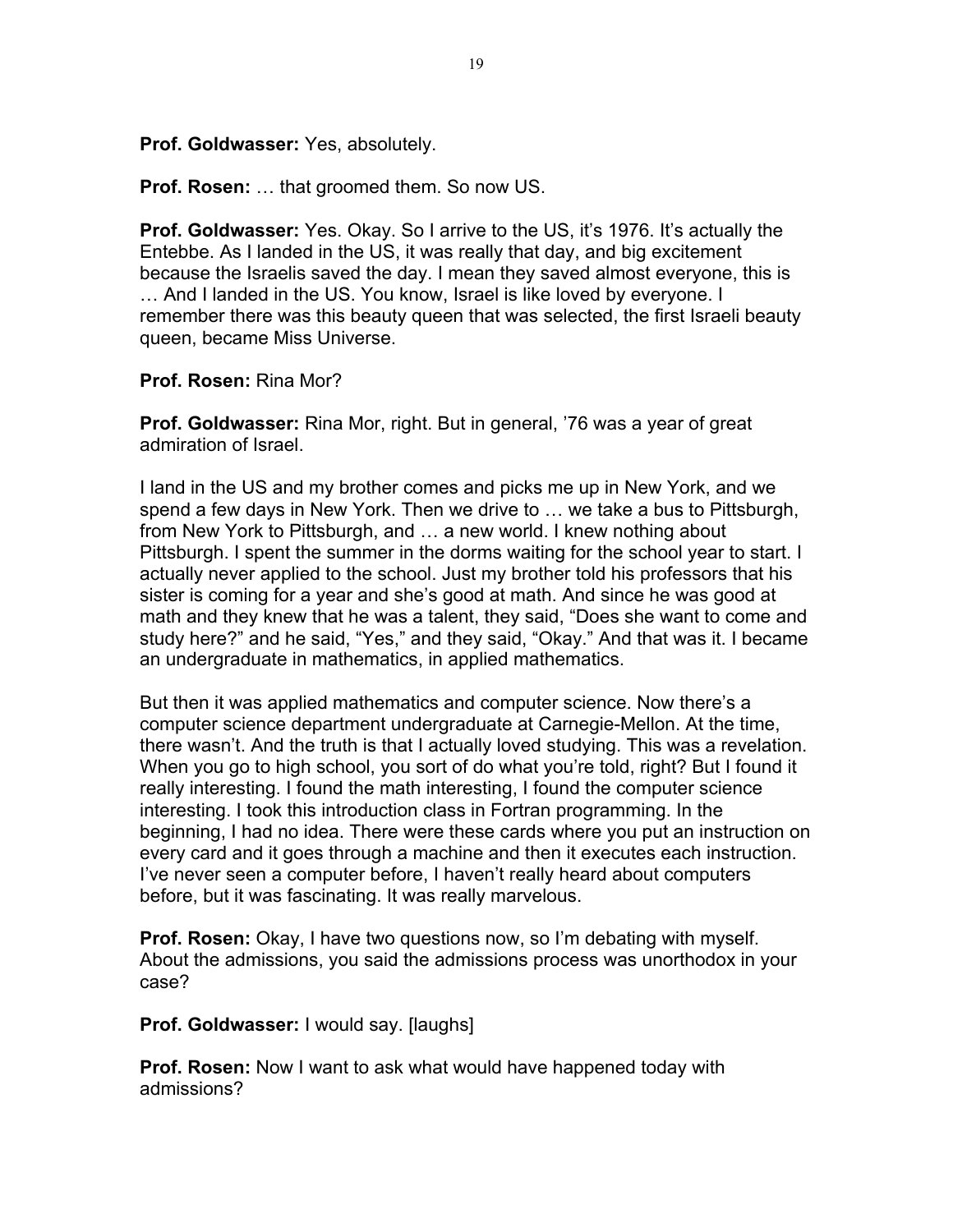**Prof. Goldwasser:** Yes, absolutely.

**Prof. Rosen:** … that groomed them. So now US.

**Prof. Goldwasser:** Yes. Okay. So I arrive to the US, it's 1976. It's actually the Entebbe. As I landed in the US, it was really that day, and big excitement because the Israelis saved the day. I mean they saved almost everyone, this is … And I landed in the US. You know, Israel is like loved by everyone. I remember there was this beauty queen that was selected, the first Israeli beauty queen, became Miss Universe.

**Prof. Rosen:** Rina Mor?

**Prof. Goldwasser:** Rina Mor, right. But in general, '76 was a year of great admiration of Israel.

I land in the US and my brother comes and picks me up in New York, and we spend a few days in New York. Then we drive to … we take a bus to Pittsburgh, from New York to Pittsburgh, and … a new world. I knew nothing about Pittsburgh. I spent the summer in the dorms waiting for the school year to start. I actually never applied to the school. Just my brother told his professors that his sister is coming for a year and she's good at math. And since he was good at math and they knew that he was a talent, they said, "Does she want to come and study here?" and he said, "Yes," and they said, "Okay." And that was it. I became an undergraduate in mathematics, in applied mathematics.

But then it was applied mathematics and computer science. Now there's a computer science department undergraduate at Carnegie-Mellon. At the time, there wasn't. And the truth is that I actually loved studying. This was a revelation. When you go to high school, you sort of do what you're told, right? But I found it really interesting. I found the math interesting, I found the computer science interesting. I took this introduction class in Fortran programming. In the beginning, I had no idea. There were these cards where you put an instruction on every card and it goes through a machine and then it executes each instruction. I've never seen a computer before, I haven't really heard about computers before, but it was fascinating. It was really marvelous.

**Prof. Rosen:** Okay, I have two questions now, so I'm debating with myself. About the admissions, you said the admissions process was unorthodox in your case?

**Prof. Goldwasser:** I would say. [laughs]

**Prof. Rosen:** Now I want to ask what would have happened today with admissions?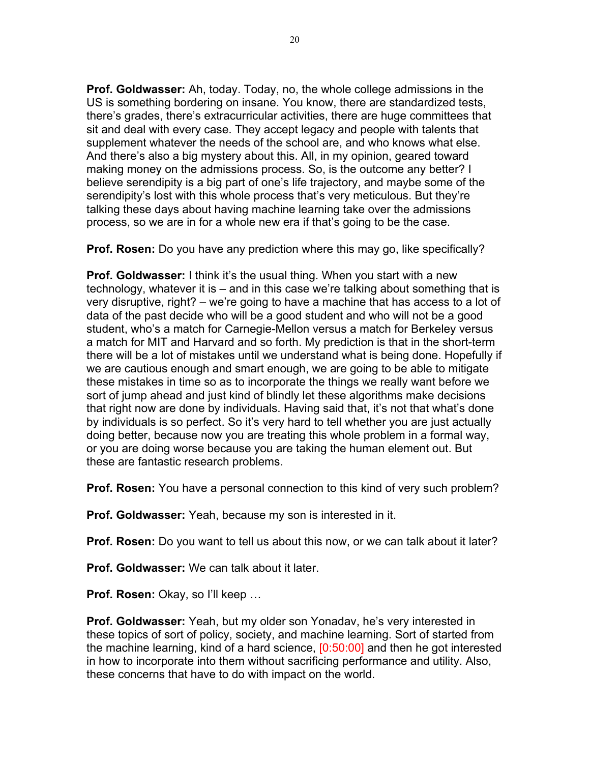**Prof. Goldwasser:** Ah, today. Today, no, the whole college admissions in the US is something bordering on insane. You know, there are standardized tests, there's grades, there's extracurricular activities, there are huge committees that sit and deal with every case. They accept legacy and people with talents that supplement whatever the needs of the school are, and who knows what else. And there's also a big mystery about this. All, in my opinion, geared toward making money on the admissions process. So, is the outcome any better? I believe serendipity is a big part of one's life trajectory, and maybe some of the serendipity's lost with this whole process that's very meticulous. But they're talking these days about having machine learning take over the admissions process, so we are in for a whole new era if that's going to be the case.

**Prof. Rosen:** Do you have any prediction where this may go, like specifically?

**Prof. Goldwasser:** I think it's the usual thing. When you start with a new technology, whatever it is – and in this case we're talking about something that is very disruptive, right? – we're going to have a machine that has access to a lot of data of the past decide who will be a good student and who will not be a good student, who's a match for Carnegie-Mellon versus a match for Berkeley versus a match for MIT and Harvard and so forth. My prediction is that in the short-term there will be a lot of mistakes until we understand what is being done. Hopefully if we are cautious enough and smart enough, we are going to be able to mitigate these mistakes in time so as to incorporate the things we really want before we sort of jump ahead and just kind of blindly let these algorithms make decisions that right now are done by individuals. Having said that, it's not that what's done by individuals is so perfect. So it's very hard to tell whether you are just actually doing better, because now you are treating this whole problem in a formal way, or you are doing worse because you are taking the human element out. But these are fantastic research problems.

**Prof. Rosen:** You have a personal connection to this kind of very such problem?

**Prof. Goldwasser:** Yeah, because my son is interested in it.

**Prof. Rosen:** Do you want to tell us about this now, or we can talk about it later?

**Prof. Goldwasser:** We can talk about it later.

**Prof. Rosen:** Okay, so I'll keep …

**Prof. Goldwasser:** Yeah, but my older son Yonadav, he's very interested in these topics of sort of policy, society, and machine learning. Sort of started from the machine learning, kind of a hard science, [0:50:00] and then he got interested in how to incorporate into them without sacrificing performance and utility. Also, these concerns that have to do with impact on the world.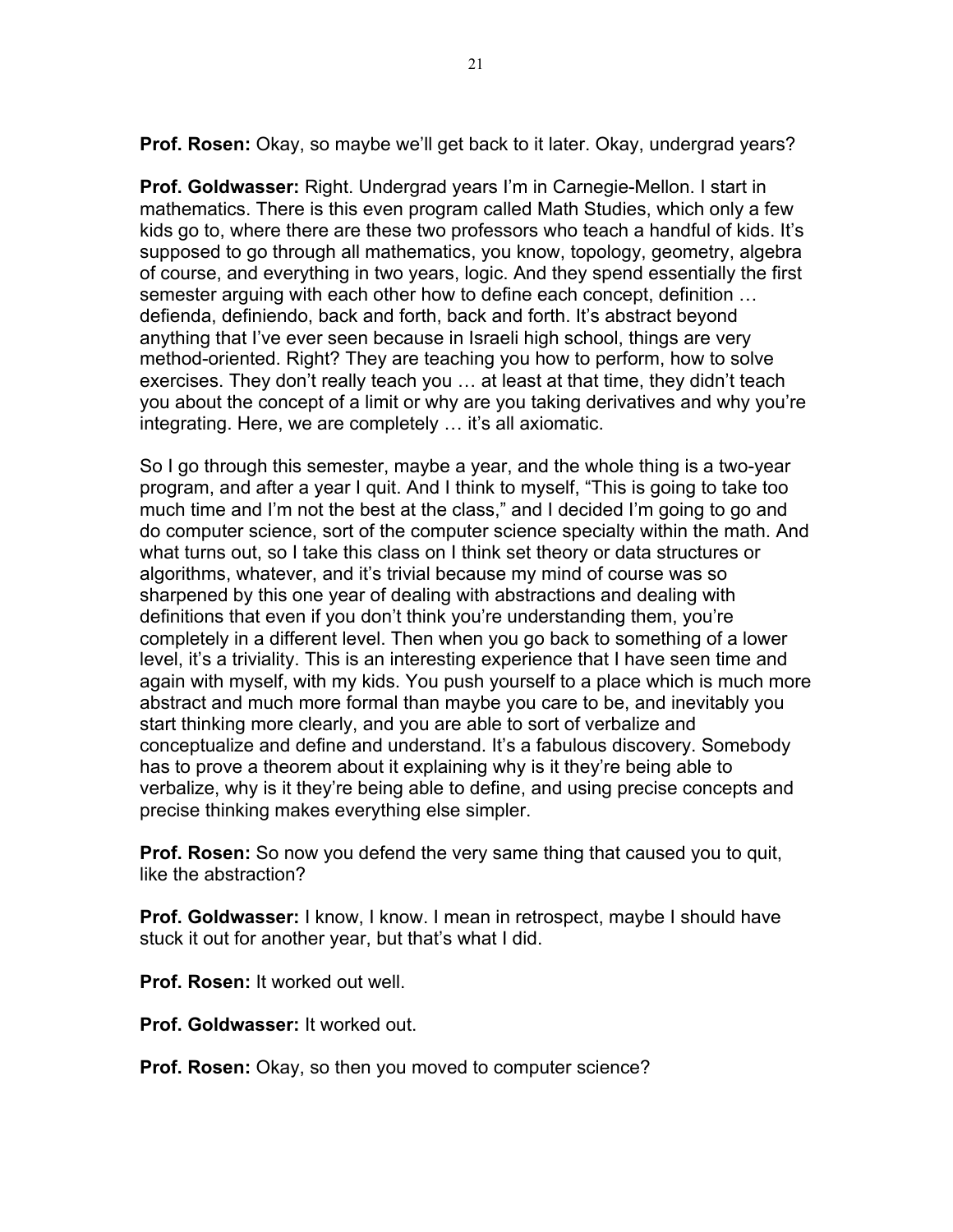**Prof. Rosen:** Okay, so maybe we'll get back to it later. Okay, undergrad years?

**Prof. Goldwasser:** Right. Undergrad years I'm in Carnegie-Mellon. I start in mathematics. There is this even program called Math Studies, which only a few kids go to, where there are these two professors who teach a handful of kids. It's supposed to go through all mathematics, you know, topology, geometry, algebra of course, and everything in two years, logic. And they spend essentially the first semester arguing with each other how to define each concept, definition … defienda, definiendo, back and forth, back and forth. It's abstract beyond anything that I've ever seen because in Israeli high school, things are very method-oriented. Right? They are teaching you how to perform, how to solve exercises. They don't really teach you … at least at that time, they didn't teach you about the concept of a limit or why are you taking derivatives and why you're integrating. Here, we are completely … it's all axiomatic.

So I go through this semester, maybe a year, and the whole thing is a two-year program, and after a year I quit. And I think to myself, "This is going to take too much time and I'm not the best at the class," and I decided I'm going to go and do computer science, sort of the computer science specialty within the math. And what turns out, so I take this class on I think set theory or data structures or algorithms, whatever, and it's trivial because my mind of course was so sharpened by this one year of dealing with abstractions and dealing with definitions that even if you don't think you're understanding them, you're completely in a different level. Then when you go back to something of a lower level, it's a triviality. This is an interesting experience that I have seen time and again with myself, with my kids. You push yourself to a place which is much more abstract and much more formal than maybe you care to be, and inevitably you start thinking more clearly, and you are able to sort of verbalize and conceptualize and define and understand. It's a fabulous discovery. Somebody has to prove a theorem about it explaining why is it they're being able to verbalize, why is it they're being able to define, and using precise concepts and precise thinking makes everything else simpler.

**Prof. Rosen:** So now you defend the very same thing that caused you to quit, like the abstraction?

**Prof. Goldwasser:** I know, I know. I mean in retrospect, maybe I should have stuck it out for another year, but that's what I did.

**Prof. Rosen:** It worked out well.

**Prof. Goldwasser:** It worked out.

**Prof. Rosen:** Okay, so then you moved to computer science?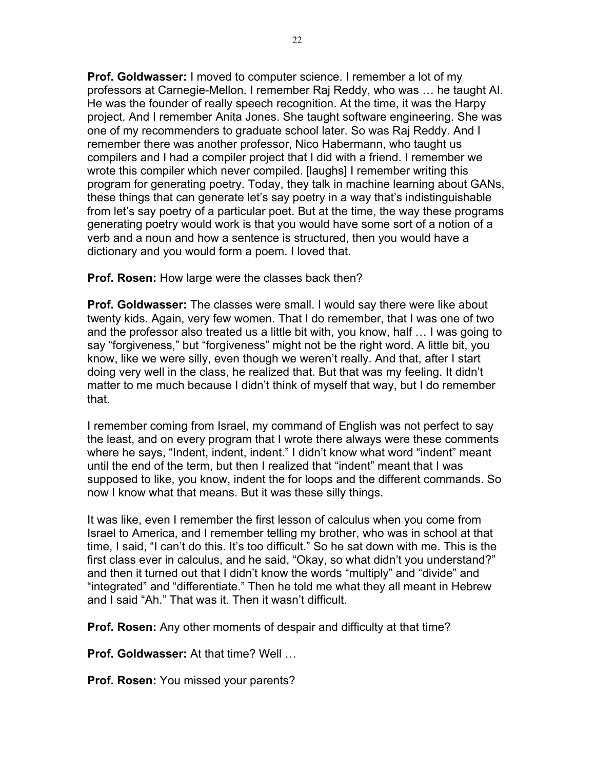**Prof. Goldwasser:** I moved to computer science. I remember a lot of my professors at Carnegie-Mellon. I remember Raj Reddy, who was … he taught AI. He was the founder of really speech recognition. At the time, it was the Harpy project. And I remember Anita Jones. She taught software engineering. She was one of my recommenders to graduate school later. So was Raj Reddy. And I remember there was another professor, Nico Habermann, who taught us compilers and I had a compiler project that I did with a friend. I remember we wrote this compiler which never compiled. [laughs] I remember writing this program for generating poetry. Today, they talk in machine learning about GANs, these things that can generate let's say poetry in a way that's indistinguishable from let's say poetry of a particular poet. But at the time, the way these programs generating poetry would work is that you would have some sort of a notion of a verb and a noun and how a sentence is structured, then you would have a dictionary and you would form a poem. I loved that.

**Prof. Rosen:** How large were the classes back then?

**Prof. Goldwasser:** The classes were small. I would say there were like about twenty kids. Again, very few women. That I do remember, that I was one of two and the professor also treated us a little bit with, you know, half … I was going to say "forgiveness," but "forgiveness" might not be the right word. A little bit, you know, like we were silly, even though we weren't really. And that, after I start doing very well in the class, he realized that. But that was my feeling. It didn't matter to me much because I didn't think of myself that way, but I do remember that.

I remember coming from Israel, my command of English was not perfect to say the least, and on every program that I wrote there always were these comments where he says, "Indent, indent, indent." I didn't know what word "indent" meant until the end of the term, but then I realized that "indent" meant that I was supposed to like, you know, indent the for loops and the different commands. So now I know what that means. But it was these silly things.

It was like, even I remember the first lesson of calculus when you come from Israel to America, and I remember telling my brother, who was in school at that time, I said, "I can't do this. It's too difficult." So he sat down with me. This is the first class ever in calculus, and he said, "Okay, so what didn't you understand?" and then it turned out that I didn't know the words "multiply" and "divide" and "integrated" and "differentiate." Then he told me what they all meant in Hebrew and I said "Ah." That was it. Then it wasn't difficult.

**Prof. Rosen:** Any other moments of despair and difficulty at that time?

**Prof. Goldwasser:** At that time? Well …

**Prof. Rosen:** You missed your parents?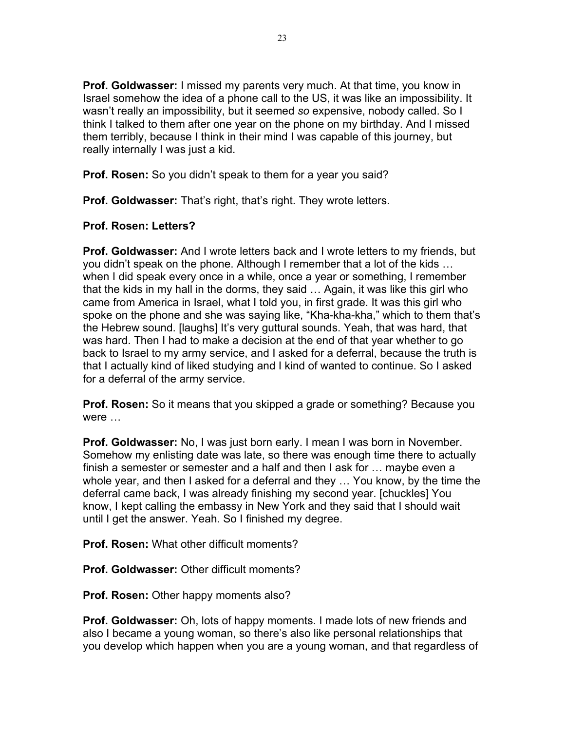**Prof. Goldwasser:** I missed my parents very much. At that time, you know in Israel somehow the idea of a phone call to the US, it was like an impossibility. It wasn't really an impossibility, but it seemed *so* expensive, nobody called. So I think I talked to them after one year on the phone on my birthday. And I missed them terribly, because I think in their mind I was capable of this journey, but really internally I was just a kid.

**Prof. Rosen:** So you didn't speak to them for a year you said?

**Prof. Goldwasser:** That's right, that's right. They wrote letters.

**Prof. Rosen: Letters?**

**Prof. Goldwasser:** And I wrote letters back and I wrote letters to my friends, but you didn't speak on the phone. Although I remember that a lot of the kids … when I did speak every once in a while, once a year or something, I remember that the kids in my hall in the dorms, they said … Again, it was like this girl who came from America in Israel, what I told you, in first grade. It was this girl who spoke on the phone and she was saying like, "Kha-kha-kha," which to them that's the Hebrew sound. [laughs] It's very guttural sounds. Yeah, that was hard, that was hard. Then I had to make a decision at the end of that year whether to go back to Israel to my army service, and I asked for a deferral, because the truth is that I actually kind of liked studying and I kind of wanted to continue. So I asked for a deferral of the army service.

**Prof. Rosen:** So it means that you skipped a grade or something? Because you were …

**Prof. Goldwasser:** No, I was just born early. I mean I was born in November. Somehow my enlisting date was late, so there was enough time there to actually finish a semester or semester and a half and then I ask for … maybe even a whole year, and then I asked for a deferral and they … You know, by the time the deferral came back, I was already finishing my second year. [chuckles] You know, I kept calling the embassy in New York and they said that I should wait until I get the answer. Yeah. So I finished my degree.

**Prof. Rosen:** What other difficult moments?

**Prof. Goldwasser:** Other difficult moments?

**Prof. Rosen:** Other happy moments also?

**Prof. Goldwasser:** Oh, lots of happy moments. I made lots of new friends and also I became a young woman, so there's also like personal relationships that you develop which happen when you are a young woman, and that regardless of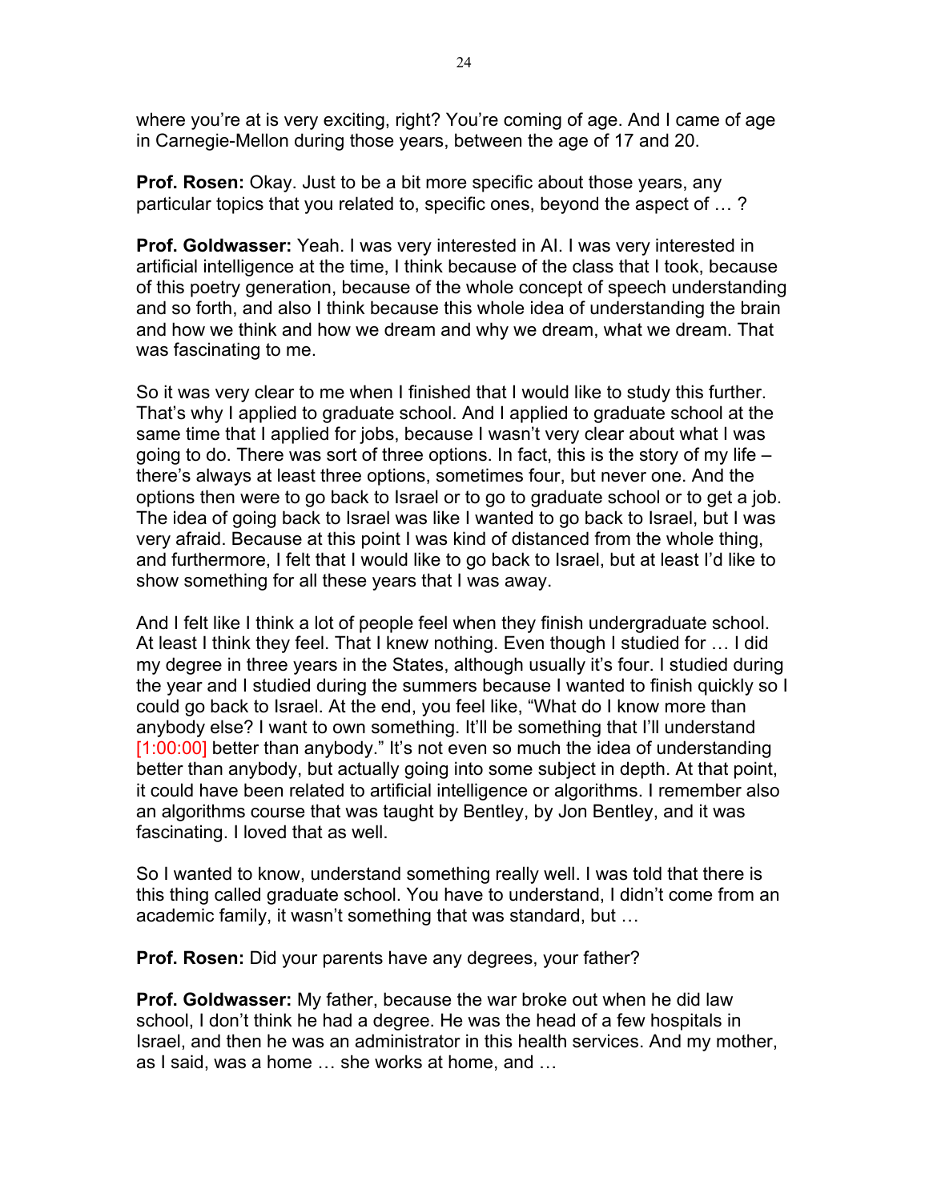where you're at is very exciting, right? You're coming of age. And I came of age in Carnegie-Mellon during those years, between the age of 17 and 20.

**Prof. Rosen:** Okay. Just to be a bit more specific about those years, any particular topics that you related to, specific ones, beyond the aspect of … ?

**Prof. Goldwasser:** Yeah. I was very interested in AI. I was very interested in artificial intelligence at the time, I think because of the class that I took, because of this poetry generation, because of the whole concept of speech understanding and so forth, and also I think because this whole idea of understanding the brain and how we think and how we dream and why we dream, what we dream. That was fascinating to me.

So it was very clear to me when I finished that I would like to study this further. That's why I applied to graduate school. And I applied to graduate school at the same time that I applied for jobs, because I wasn't very clear about what I was going to do. There was sort of three options. In fact, this is the story of my life – there's always at least three options, sometimes four, but never one. And the options then were to go back to Israel or to go to graduate school or to get a job. The idea of going back to Israel was like I wanted to go back to Israel, but I was very afraid. Because at this point I was kind of distanced from the whole thing, and furthermore, I felt that I would like to go back to Israel, but at least I'd like to show something for all these years that I was away.

And I felt like I think a lot of people feel when they finish undergraduate school. At least I think they feel. That I knew nothing. Even though I studied for … I did my degree in three years in the States, although usually it's four. I studied during the year and I studied during the summers because I wanted to finish quickly so I could go back to Israel. At the end, you feel like, "What do I know more than anybody else? I want to own something. It'll be something that I'll understand [1:00:00] better than anybody." It's not even so much the idea of understanding better than anybody, but actually going into some subject in depth. At that point, it could have been related to artificial intelligence or algorithms. I remember also an algorithms course that was taught by Bentley, by Jon Bentley, and it was fascinating. I loved that as well.

So I wanted to know, understand something really well. I was told that there is this thing called graduate school. You have to understand, I didn't come from an academic family, it wasn't something that was standard, but …

**Prof. Rosen:** Did your parents have any degrees, your father?

**Prof. Goldwasser:** My father, because the war broke out when he did law school, I don't think he had a degree. He was the head of a few hospitals in Israel, and then he was an administrator in this health services. And my mother, as I said, was a home … she works at home, and …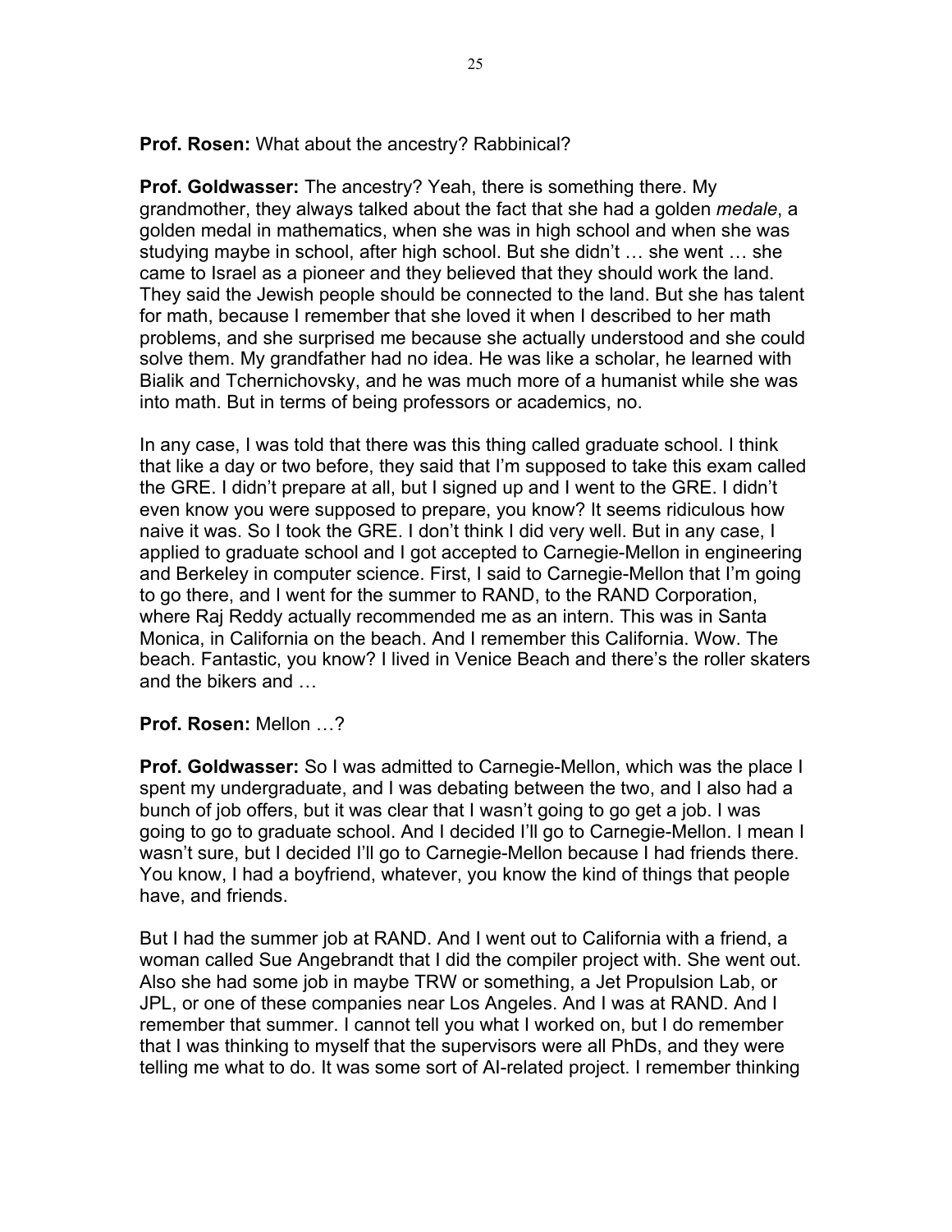**Prof. Rosen:** What about the ancestry? Rabbinical?

**Prof. Goldwasser:** The ancestry? Yeah, there is something there. My grandmother, they always talked about the fact that she had a golden *medale*, a golden medal in mathematics, when she was in high school and when she was studying maybe in school, after high school. But she didn't … she went … she came to Israel as a pioneer and they believed that they should work the land. They said the Jewish people should be connected to the land. But she has talent for math, because I remember that she loved it when I described to her math problems, and she surprised me because she actually understood and she could solve them. My grandfather had no idea. He was like a scholar, he learned with Bialik and Tchernichovsky, and he was much more of a humanist while she was into math. But in terms of being professors or academics, no.

In any case, I was told that there was this thing called graduate school. I think that like a day or two before, they said that I'm supposed to take this exam called the GRE. I didn't prepare at all, but I signed up and I went to the GRE. I didn't even know you were supposed to prepare, you know? It seems ridiculous how naive it was. So I took the GRE. I don't think I did very well. But in any case, I applied to graduate school and I got accepted to Carnegie-Mellon in engineering and Berkeley in computer science. First, I said to Carnegie-Mellon that I'm going to go there, and I went for the summer to RAND, to the RAND Corporation, where Raj Reddy actually recommended me as an intern. This was in Santa Monica, in California on the beach. And I remember this California. Wow. The beach. Fantastic, you know? I lived in Venice Beach and there's the roller skaters and the bikers and …

**Prof. Rosen:** Mellon …?

**Prof. Goldwasser:** So I was admitted to Carnegie-Mellon, which was the place I spent my undergraduate, and I was debating between the two, and I also had a bunch of job offers, but it was clear that I wasn't going to go get a job. I was going to go to graduate school. And I decided I'll go to Carnegie-Mellon. I mean I wasn't sure, but I decided I'll go to Carnegie-Mellon because I had friends there. You know, I had a boyfriend, whatever, you know the kind of things that people have, and friends.

But I had the summer job at RAND. And I went out to California with a friend, a woman called Sue Angebrandt that I did the compiler project with. She went out. Also she had some job in maybe TRW or something, a Jet Propulsion Lab, or JPL, or one of these companies near Los Angeles. And I was at RAND. And I remember that summer. I cannot tell you what I worked on, but I do remember that I was thinking to myself that the supervisors were all PhDs, and they were telling me what to do. It was some sort of AI-related project. I remember thinking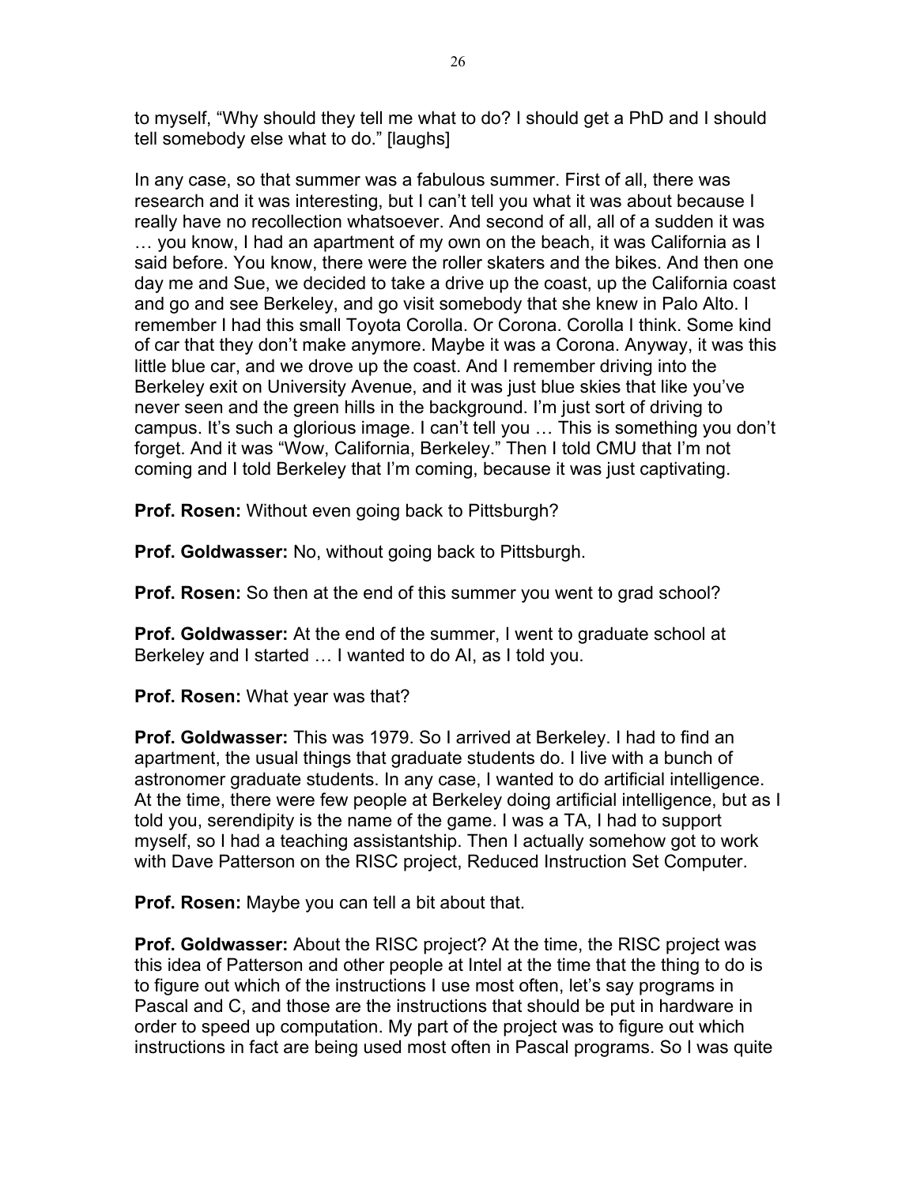to myself, "Why should they tell me what to do? I should get a PhD and I should tell somebody else what to do." [laughs]

In any case, so that summer was a fabulous summer. First of all, there was research and it was interesting, but I can't tell you what it was about because I really have no recollection whatsoever. And second of all, all of a sudden it was … you know, I had an apartment of my own on the beach, it was California as I said before. You know, there were the roller skaters and the bikes. And then one day me and Sue, we decided to take a drive up the coast, up the California coast and go and see Berkeley, and go visit somebody that she knew in Palo Alto. I remember I had this small Toyota Corolla. Or Corona. Corolla I think. Some kind of car that they don't make anymore. Maybe it was a Corona. Anyway, it was this little blue car, and we drove up the coast. And I remember driving into the Berkeley exit on University Avenue, and it was just blue skies that like you've never seen and the green hills in the background. I'm just sort of driving to campus. It's such a glorious image. I can't tell you … This is something you don't forget. And it was "Wow, California, Berkeley." Then I told CMU that I'm not coming and I told Berkeley that I'm coming, because it was just captivating.

**Prof. Rosen:** Without even going back to Pittsburgh?

**Prof. Goldwasser:** No, without going back to Pittsburgh.

**Prof. Rosen:** So then at the end of this summer you went to grad school?

**Prof. Goldwasser:** At the end of the summer, I went to graduate school at Berkeley and I started … I wanted to do AI, as I told you.

**Prof. Rosen:** What year was that?

**Prof. Goldwasser:** This was 1979. So I arrived at Berkeley. I had to find an apartment, the usual things that graduate students do. I live with a bunch of astronomer graduate students. In any case, I wanted to do artificial intelligence. At the time, there were few people at Berkeley doing artificial intelligence, but as I told you, serendipity is the name of the game. I was a TA, I had to support myself, so I had a teaching assistantship. Then I actually somehow got to work with Dave Patterson on the RISC project, Reduced Instruction Set Computer.

**Prof. Rosen:** Maybe you can tell a bit about that.

**Prof. Goldwasser:** About the RISC project? At the time, the RISC project was this idea of Patterson and other people at Intel at the time that the thing to do is to figure out which of the instructions I use most often, let's say programs in Pascal and C, and those are the instructions that should be put in hardware in order to speed up computation. My part of the project was to figure out which instructions in fact are being used most often in Pascal programs. So I was quite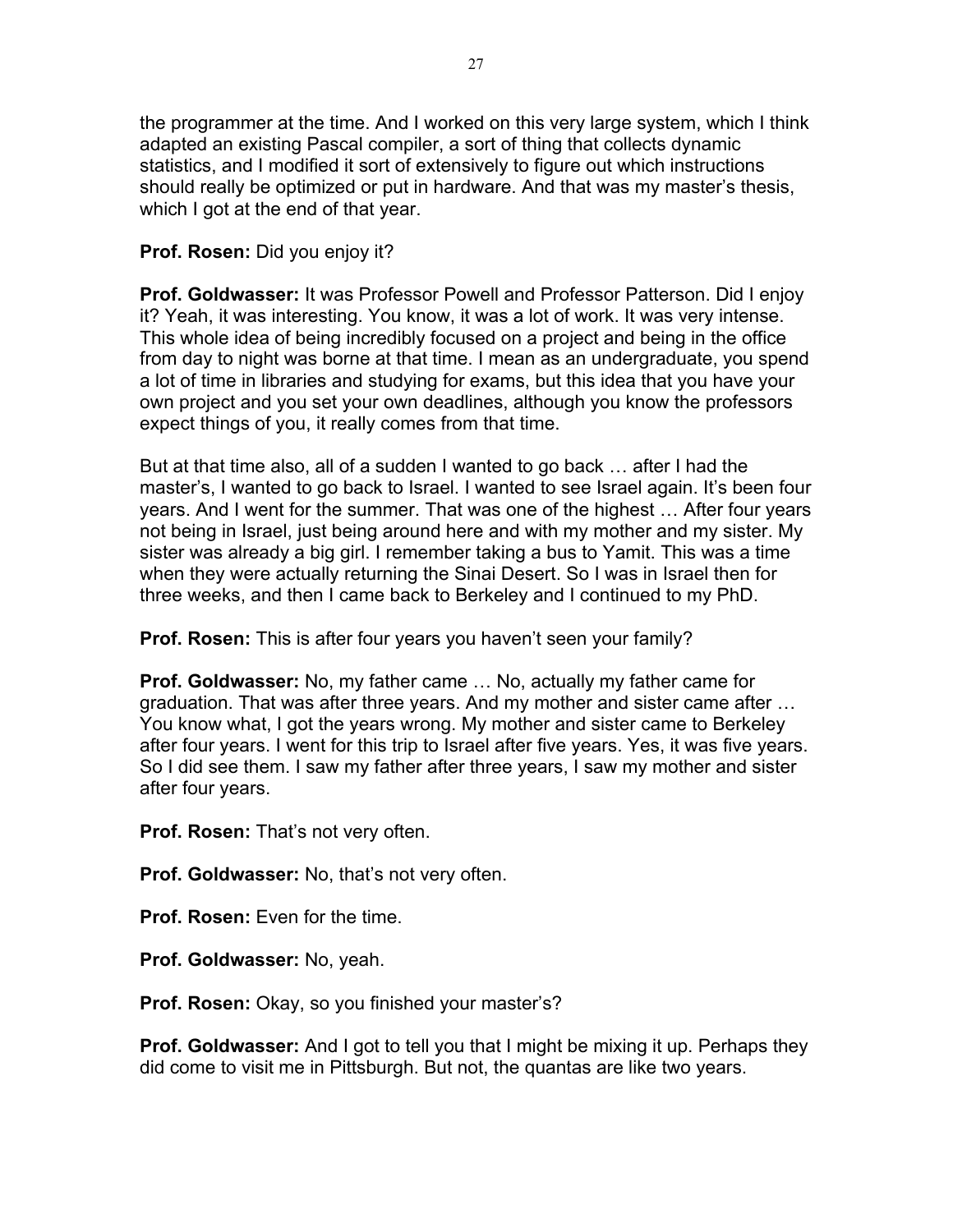the programmer at the time. And I worked on this very large system, which I think adapted an existing Pascal compiler, a sort of thing that collects dynamic statistics, and I modified it sort of extensively to figure out which instructions should really be optimized or put in hardware. And that was my master's thesis, which I got at the end of that year.

**Prof. Rosen:** Did you enjoy it?

**Prof. Goldwasser:** It was Professor Powell and Professor Patterson. Did I enjoy it? Yeah, it was interesting. You know, it was a lot of work. It was very intense. This whole idea of being incredibly focused on a project and being in the office from day to night was borne at that time. I mean as an undergraduate, you spend a lot of time in libraries and studying for exams, but this idea that you have your own project and you set your own deadlines, although you know the professors expect things of you, it really comes from that time.

But at that time also, all of a sudden I wanted to go back … after I had the master's, I wanted to go back to Israel. I wanted to see Israel again. It's been four years. And I went for the summer. That was one of the highest … After four years not being in Israel, just being around here and with my mother and my sister. My sister was already a big girl. I remember taking a bus to Yamit. This was a time when they were actually returning the Sinai Desert. So I was in Israel then for three weeks, and then I came back to Berkeley and I continued to my PhD.

**Prof. Rosen:** This is after four years you haven't seen your family?

**Prof. Goldwasser:** No, my father came … No, actually my father came for graduation. That was after three years. And my mother and sister came after … You know what, I got the years wrong. My mother and sister came to Berkeley after four years. I went for this trip to Israel after five years. Yes, it was five years. So I did see them. I saw my father after three years, I saw my mother and sister after four years.

**Prof. Rosen:** That's not very often.

**Prof. Goldwasser:** No, that's not very often.

**Prof. Rosen:** Even for the time.

**Prof. Goldwasser:** No, yeah.

**Prof. Rosen:** Okay, so you finished your master's?

**Prof. Goldwasser:** And I got to tell you that I might be mixing it up. Perhaps they did come to visit me in Pittsburgh. But not, the quantas are like two years.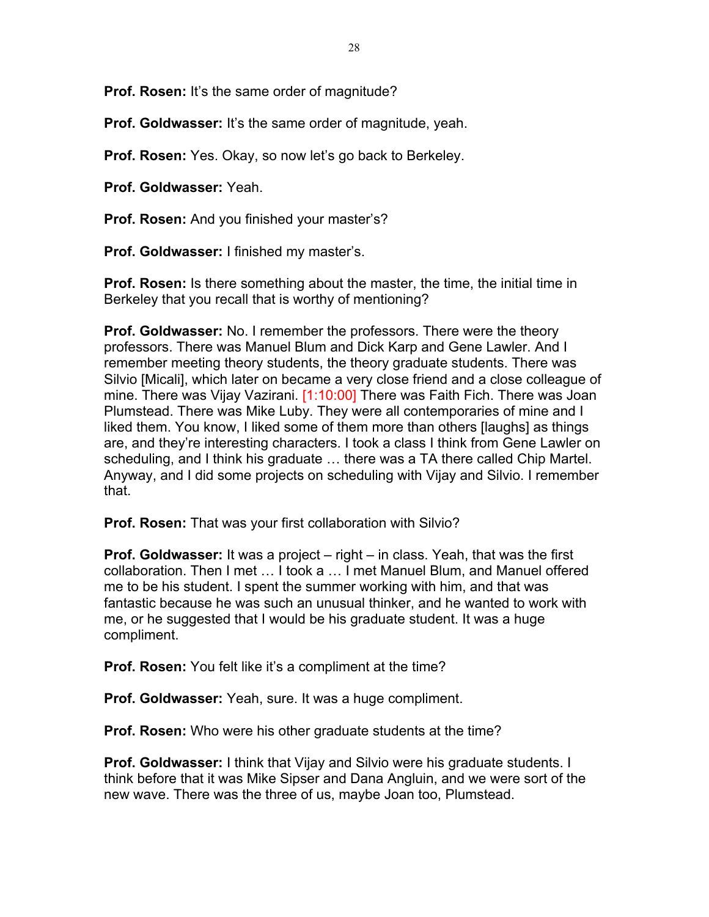**Prof. Rosen:** It's the same order of magnitude?

**Prof. Goldwasser:** It's the same order of magnitude, yeah.

**Prof. Rosen:** Yes. Okay, so now let's go back to Berkeley.

**Prof. Goldwasser:** Yeah.

**Prof. Rosen:** And you finished your master's?

**Prof. Goldwasser:** I finished my master's.

**Prof. Rosen:** Is there something about the master, the time, the initial time in Berkeley that you recall that is worthy of mentioning?

**Prof. Goldwasser:** No. I remember the professors. There were the theory professors. There was Manuel Blum and Dick Karp and Gene Lawler. And I remember meeting theory students, the theory graduate students. There was Silvio [Micali], which later on became a very close friend and a close colleague of mine. There was Vijay Vazirani. [1:10:00] There was Faith Fich. There was Joan Plumstead. There was Mike Luby. They were all contemporaries of mine and I liked them. You know, I liked some of them more than others [laughs] as things are, and they're interesting characters. I took a class I think from Gene Lawler on scheduling, and I think his graduate … there was a TA there called Chip Martel. Anyway, and I did some projects on scheduling with Vijay and Silvio. I remember that.

**Prof. Rosen:** That was your first collaboration with Silvio?

**Prof. Goldwasser:** It was a project – right – in class. Yeah, that was the first collaboration. Then I met … I took a … I met Manuel Blum, and Manuel offered me to be his student. I spent the summer working with him, and that was fantastic because he was such an unusual thinker, and he wanted to work with me, or he suggested that I would be his graduate student. It was a huge compliment.

**Prof. Rosen:** You felt like it's a compliment at the time?

**Prof. Goldwasser:** Yeah, sure. It was a huge compliment.

**Prof. Rosen:** Who were his other graduate students at the time?

**Prof. Goldwasser:** I think that Vijay and Silvio were his graduate students. I think before that it was Mike Sipser and Dana Angluin, and we were sort of the new wave. There was the three of us, maybe Joan too, Plumstead.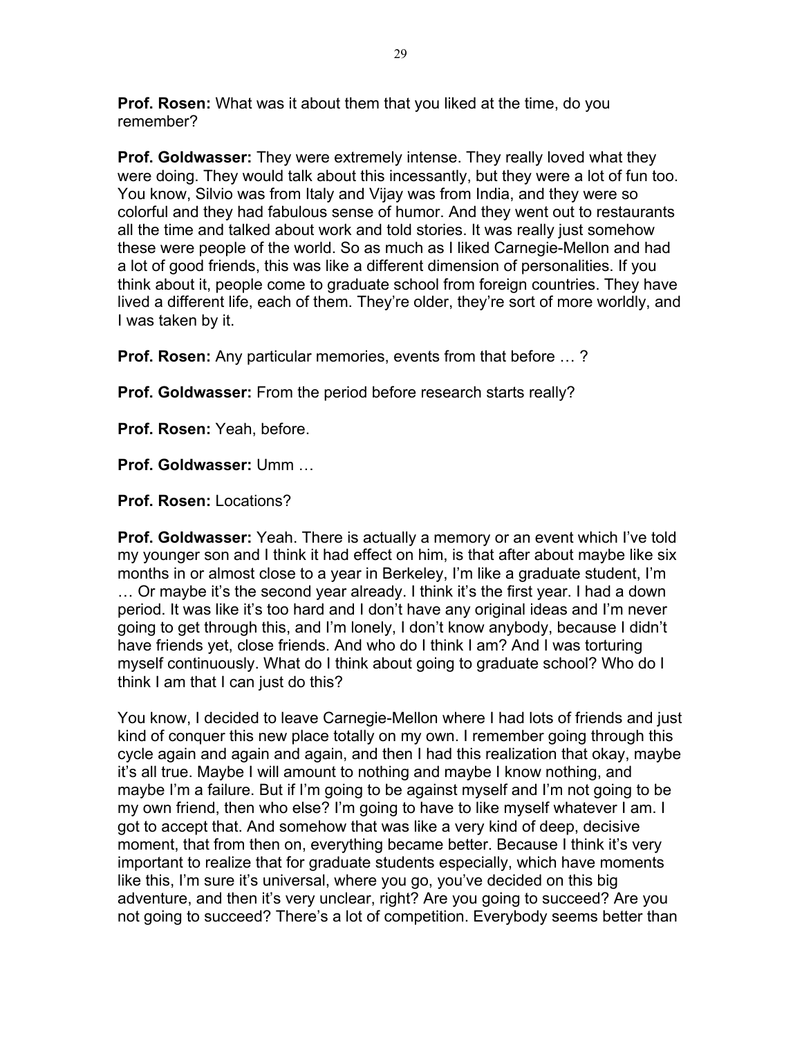**Prof. Rosen:** What was it about them that you liked at the time, do you remember?

**Prof. Goldwasser:** They were extremely intense. They really loved what they were doing. They would talk about this incessantly, but they were a lot of fun too. You know, Silvio was from Italy and Vijay was from India, and they were so colorful and they had fabulous sense of humor. And they went out to restaurants all the time and talked about work and told stories. It was really just somehow these were people of the world. So as much as I liked Carnegie-Mellon and had a lot of good friends, this was like a different dimension of personalities. If you think about it, people come to graduate school from foreign countries. They have lived a different life, each of them. They're older, they're sort of more worldly, and I was taken by it.

**Prof. Rosen:** Any particular memories, events from that before … ?

**Prof. Goldwasser:** From the period before research starts really?

**Prof. Rosen:** Yeah, before.

**Prof. Goldwasser:** Umm …

**Prof. Rosen:** Locations?

**Prof. Goldwasser:** Yeah. There is actually a memory or an event which I've told my younger son and I think it had effect on him, is that after about maybe like six months in or almost close to a year in Berkeley, I'm like a graduate student, I'm … Or maybe it's the second year already. I think it's the first year. I had a down period. It was like it's too hard and I don't have any original ideas and I'm never going to get through this, and I'm lonely, I don't know anybody, because I didn't have friends yet, close friends. And who do I think I am? And I was torturing myself continuously. What do I think about going to graduate school? Who do I think I am that I can just do this?

You know, I decided to leave Carnegie-Mellon where I had lots of friends and just kind of conquer this new place totally on my own. I remember going through this cycle again and again and again, and then I had this realization that okay, maybe it's all true. Maybe I will amount to nothing and maybe I know nothing, and maybe I'm a failure. But if I'm going to be against myself and I'm not going to be my own friend, then who else? I'm going to have to like myself whatever I am. I got to accept that. And somehow that was like a very kind of deep, decisive moment, that from then on, everything became better. Because I think it's very important to realize that for graduate students especially, which have moments like this, I'm sure it's universal, where you go, you've decided on this big adventure, and then it's very unclear, right? Are you going to succeed? Are you not going to succeed? There's a lot of competition. Everybody seems better than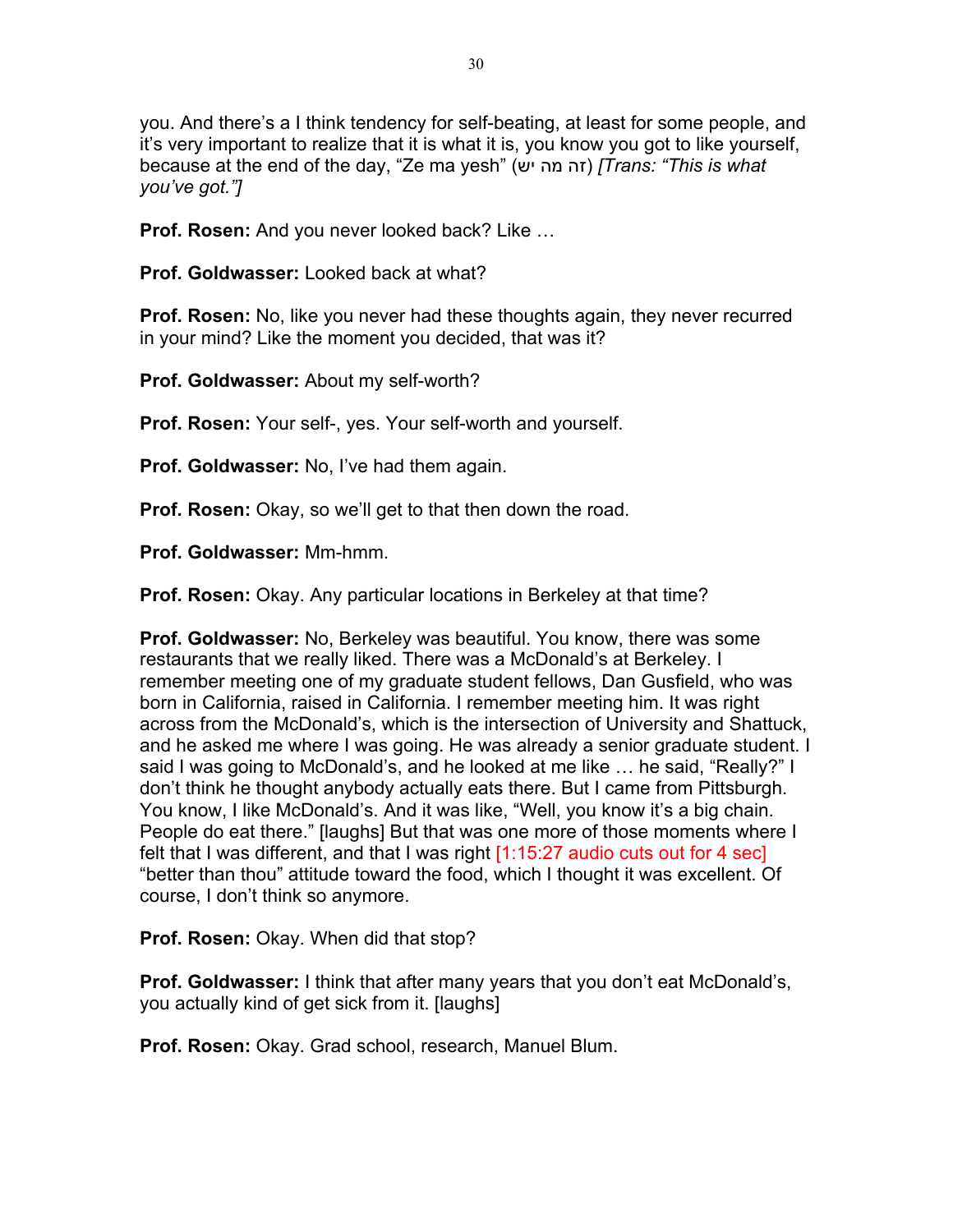you. And there's a I think tendency for self-beating, at least for some people, and it's very important to realize that it is what it is, you know you got to like yourself, because at the end of the day, "Ze ma yesh" (זה מה יש) *[Trans: "This is what you've got."]*

**Prof. Rosen:** And you never looked back? Like …

**Prof. Goldwasser:** Looked back at what?

**Prof. Rosen:** No, like you never had these thoughts again, they never recurred in your mind? Like the moment you decided, that was it?

**Prof. Goldwasser:** About my self-worth?

**Prof. Rosen:** Your self-, yes. Your self-worth and yourself.

**Prof. Goldwasser:** No, I've had them again.

**Prof. Rosen:** Okay, so we'll get to that then down the road.

**Prof. Goldwasser:** Mm-hmm.

**Prof. Rosen:** Okay. Any particular locations in Berkeley at that time?

**Prof. Goldwasser:** No, Berkeley was beautiful. You know, there was some restaurants that we really liked. There was a McDonald's at Berkeley. I remember meeting one of my graduate student fellows, Dan Gusfield, who was born in California, raised in California. I remember meeting him. It was right across from the McDonald's, which is the intersection of University and Shattuck, and he asked me where I was going. He was already a senior graduate student. I said I was going to McDonald's, and he looked at me like … he said, "Really?" I don't think he thought anybody actually eats there. But I came from Pittsburgh. You know, I like McDonald's. And it was like, "Well, you know it's a big chain. People do eat there." [laughs] But that was one more of those moments where I felt that I was different, and that I was right [1:15:27 audio cuts out for 4 sec] "better than thou" attitude toward the food, which I thought it was excellent. Of course, I don't think so anymore.

**Prof. Rosen:** Okay. When did that stop?

**Prof. Goldwasser:** I think that after many years that you don't eat McDonald's, you actually kind of get sick from it. [laughs]

**Prof. Rosen:** Okay. Grad school, research, Manuel Blum.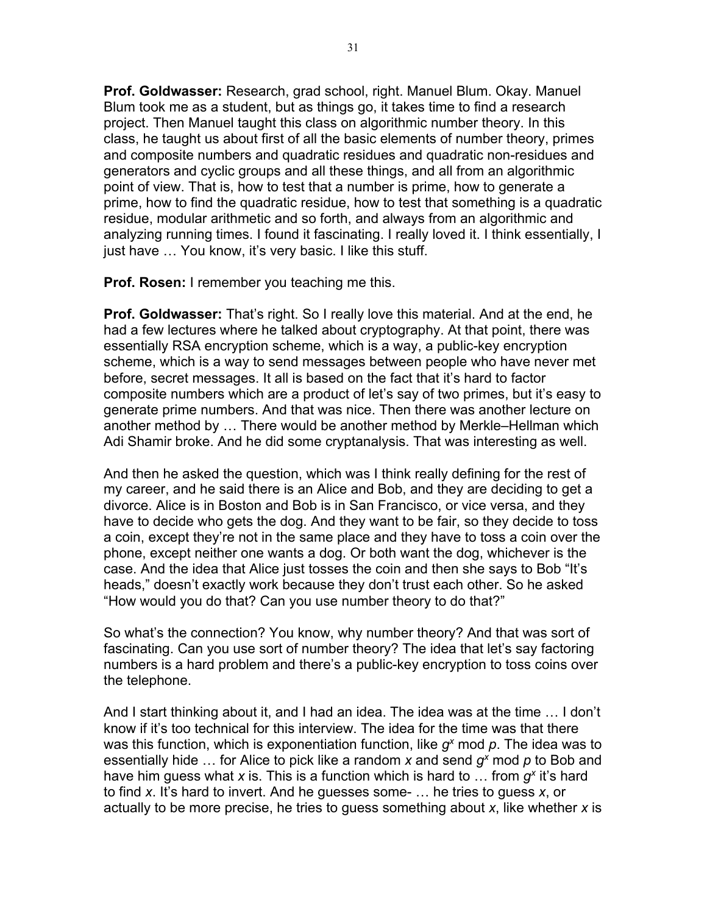**Prof. Goldwasser:** Research, grad school, right. Manuel Blum. Okay. Manuel Blum took me as a student, but as things go, it takes time to find a research project. Then Manuel taught this class on algorithmic number theory. In this class, he taught us about first of all the basic elements of number theory, primes and composite numbers and quadratic residues and quadratic non-residues and generators and cyclic groups and all these things, and all from an algorithmic point of view. That is, how to test that a number is prime, how to generate a prime, how to find the quadratic residue, how to test that something is a quadratic residue, modular arithmetic and so forth, and always from an algorithmic and analyzing running times. I found it fascinating. I really loved it. I think essentially, I just have … You know, it's very basic. I like this stuff.

**Prof. Rosen:** I remember you teaching me this.

**Prof. Goldwasser:** That's right. So I really love this material. And at the end, he had a few lectures where he talked about cryptography. At that point, there was essentially RSA encryption scheme, which is a way, a public-key encryption scheme, which is a way to send messages between people who have never met before, secret messages. It all is based on the fact that it's hard to factor composite numbers which are a product of let's say of two primes, but it's easy to generate prime numbers. And that was nice. Then there was another lecture on another method by … There would be another method by Merkle–Hellman which Adi Shamir broke. And he did some cryptanalysis. That was interesting as well.

And then he asked the question, which was I think really defining for the rest of my career, and he said there is an Alice and Bob, and they are deciding to get a divorce. Alice is in Boston and Bob is in San Francisco, or vice versa, and they have to decide who gets the dog. And they want to be fair, so they decide to toss a coin, except they're not in the same place and they have to toss a coin over the phone, except neither one wants a dog. Or both want the dog, whichever is the case. And the idea that Alice just tosses the coin and then she says to Bob "It's heads," doesn't exactly work because they don't trust each other. So he asked "How would you do that? Can you use number theory to do that?"

So what's the connection? You know, why number theory? And that was sort of fascinating. Can you use sort of number theory? The idea that let's say factoring numbers is a hard problem and there's a public-key encryption to toss coins over the telephone.

And I start thinking about it, and I had an idea. The idea was at the time … I don't know if it's too technical for this interview. The idea for the time was that there was this function, which is exponentiation function, like $g^x \bmod p$. The idea was to essentially hide … for Alice to pick like a random $x$ and send $g^x \bmod p$ to Bob and have him guess what $x$ is. This is a function which is hard to … from $g^x$ it's hard to find $x$. It's hard to invert. And he guesses some- … he tries to guess $x$, or actually to be more precise, he tries to guess something about $x$, like whether $x$ is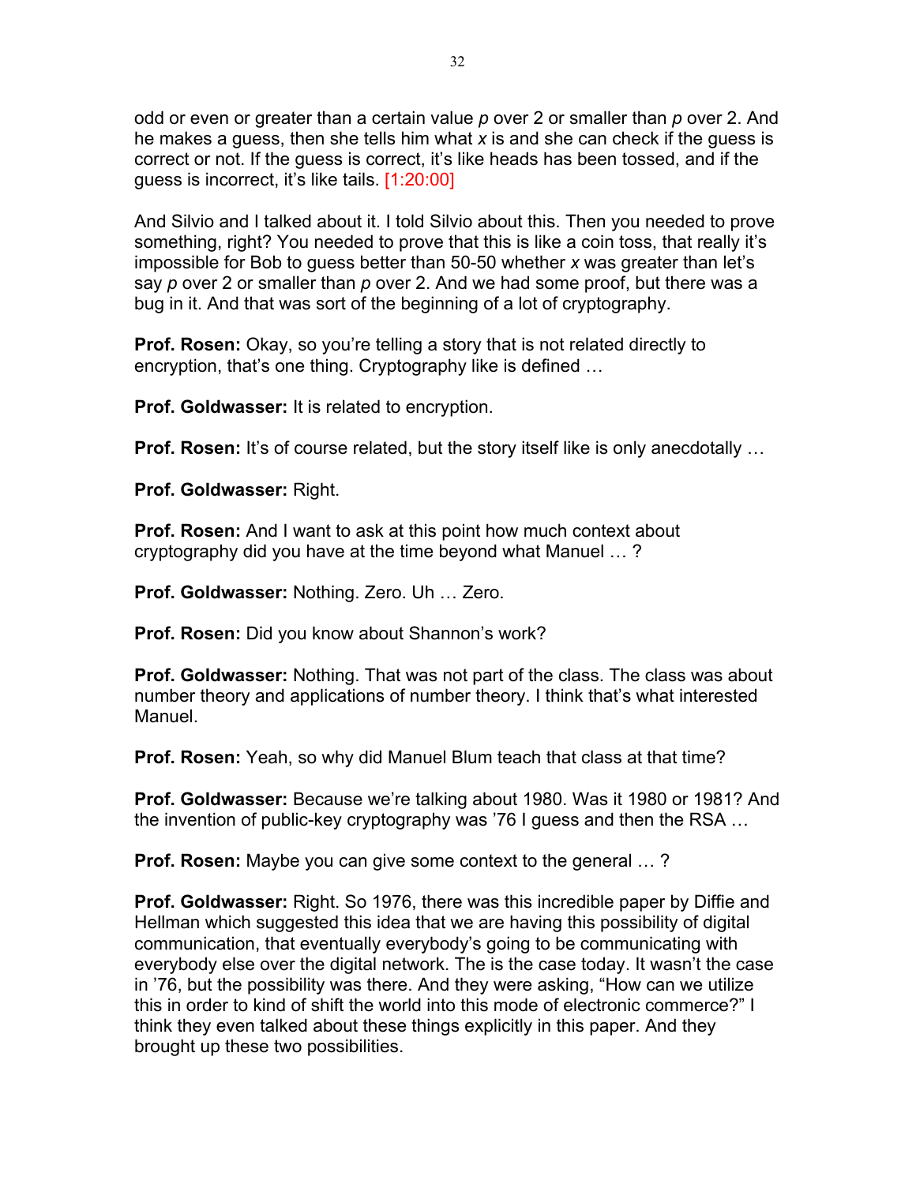odd or even or greater than a certain value $p$ over 2 or smaller than $p$ over 2. And he makes a guess, then she tells him what $x$ is and she can check if the guess is correct or not. If the guess is correct, it's like heads has been tossed, and if the guess is incorrect, it's like tails. [1:20:00]

And Silvio and I talked about it. I told Silvio about this. Then you needed to prove something, right? You needed to prove that this is like a coin toss, that really it's impossible for Bob to guess better than 50-50 whether $x$ was greater than let's say $p$ over 2 or smaller than $p$ over 2. And we had some proof, but there was a bug in it. And that was sort of the beginning of a lot of cryptography.

**Prof. Rosen:** Okay, so you're telling a story that is not related directly to encryption, that's one thing. Cryptography like is defined …

**Prof. Goldwasser:** It is related to encryption.

**Prof. Rosen:** It's of course related, but the story itself like is only anecdotally …

**Prof. Goldwasser:** Right.

**Prof. Rosen:** And I want to ask at this point how much context about cryptography did you have at the time beyond what Manuel … ?

**Prof. Goldwasser:** Nothing. Zero. Uh … Zero.

**Prof. Rosen:** Did you know about Shannon's work?

**Prof. Goldwasser:** Nothing. That was not part of the class. The class was about number theory and applications of number theory. I think that's what interested Manuel.

**Prof. Rosen:** Yeah, so why did Manuel Blum teach that class at that time?

**Prof. Goldwasser:** Because we're talking about 1980. Was it 1980 or 1981? And the invention of public-key cryptography was '76 I guess and then the RSA …

**Prof. Rosen:** Maybe you can give some context to the general … ?

**Prof. Goldwasser:** Right. So 1976, there was this incredible paper by Diffie and Hellman which suggested this idea that we are having this possibility of digital communication, that eventually everybody's going to be communicating with everybody else over the digital network. The is the case today. It wasn't the case in '76, but the possibility was there. And they were asking, "How can we utilize this in order to kind of shift the world into this mode of electronic commerce?" I think they even talked about these things explicitly in this paper. And they brought up these two possibilities.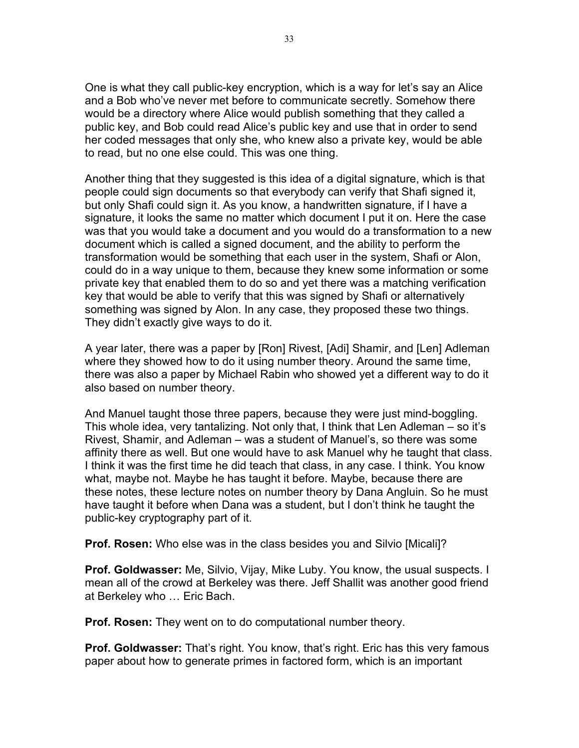One is what they call public-key encryption, which is a way for let's say an Alice and a Bob who've never met before to communicate secretly. Somehow there would be a directory where Alice would publish something that they called a public key, and Bob could read Alice's public key and use that in order to send her coded messages that only she, who knew also a private key, would be able to read, but no one else could. This was one thing.

Another thing that they suggested is this idea of a digital signature, which is that people could sign documents so that everybody can verify that Shafi signed it, but only Shafi could sign it. As you know, a handwritten signature, if I have a signature, it looks the same no matter which document I put it on. Here the case was that you would take a document and you would do a transformation to a new document which is called a signed document, and the ability to perform the transformation would be something that each user in the system, Shafi or Alon, could do in a way unique to them, because they knew some information or some private key that enabled them to do so and yet there was a matching verification key that would be able to verify that this was signed by Shafi or alternatively something was signed by Alon. In any case, they proposed these two things. They didn't exactly give ways to do it.

A year later, there was a paper by [Ron] Rivest, [Adi] Shamir, and [Len] Adleman where they showed how to do it using number theory. Around the same time, there was also a paper by Michael Rabin who showed yet a different way to do it also based on number theory.

And Manuel taught those three papers, because they were just mind-boggling. This whole idea, very tantalizing. Not only that, I think that Len Adleman – so it's Rivest, Shamir, and Adleman – was a student of Manuel's, so there was some affinity there as well. But one would have to ask Manuel why he taught that class. I think it was the first time he did teach that class, in any case. I think. You know what, maybe not. Maybe he has taught it before. Maybe, because there are these notes, these lecture notes on number theory by Dana Angluin. So he must have taught it before when Dana was a student, but I don't think he taught the public-key cryptography part of it.

**Prof. Rosen:** Who else was in the class besides you and Silvio [Micali]?

**Prof. Goldwasser:** Me, Silvio, Vijay, Mike Luby. You know, the usual suspects. I mean all of the crowd at Berkeley was there. Jeff Shallit was another good friend at Berkeley who … Eric Bach.

**Prof. Rosen:** They went on to do computational number theory.

**Prof. Goldwasser:** That's right. You know, that's right. Eric has this very famous paper about how to generate primes in factored form, which is an important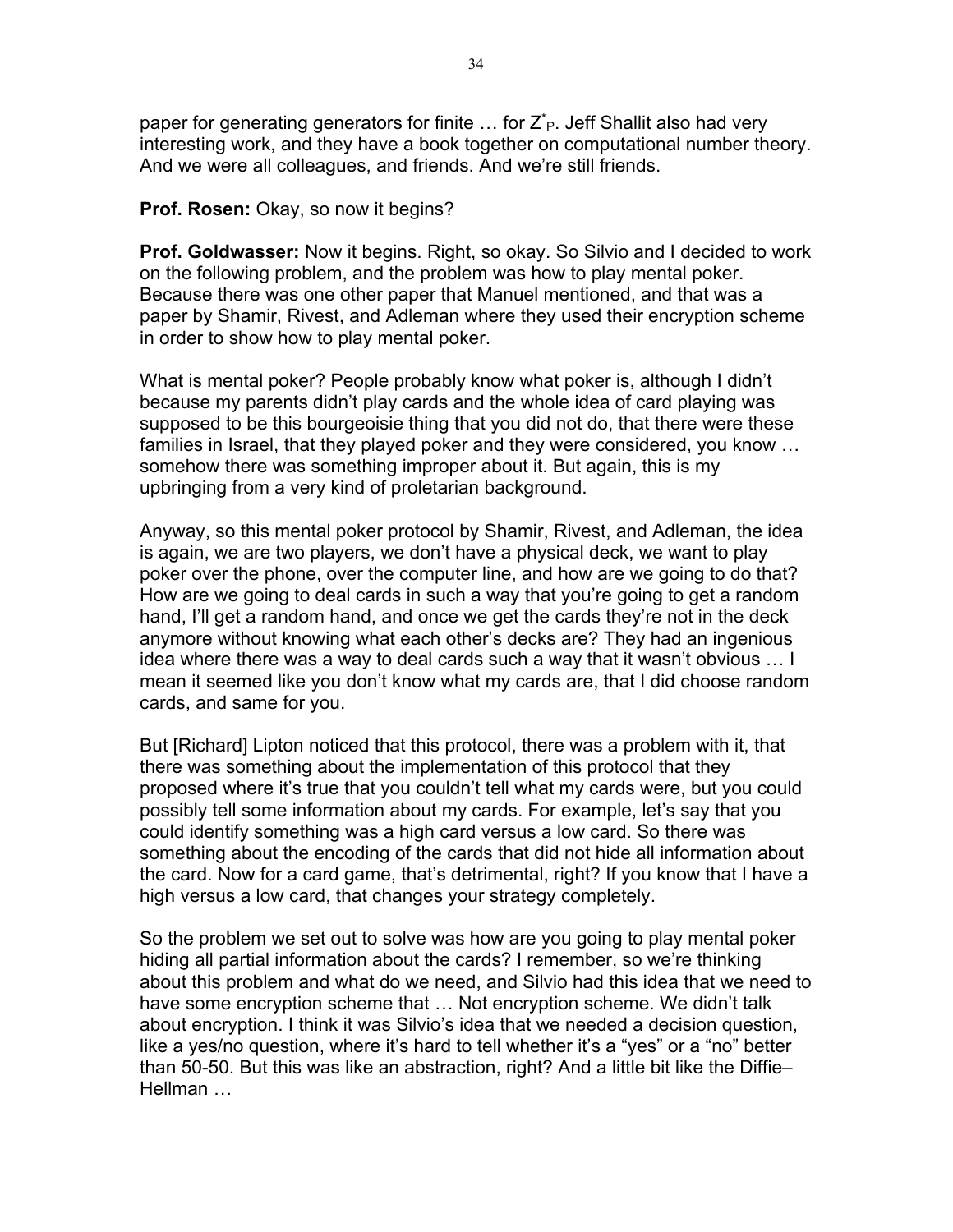paper for generating generators for finite … for $Z^*_P$. Jeff Shallit also had very interesting work, and they have a book together on computational number theory. And we were all colleagues, and friends. And we're still friends.

**Prof. Rosen:** Okay, so now it begins?

**Prof. Goldwasser:** Now it begins. Right, so okay. So Silvio and I decided to work on the following problem, and the problem was how to play mental poker. Because there was one other paper that Manuel mentioned, and that was a paper by Shamir, Rivest, and Adleman where they used their encryption scheme in order to show how to play mental poker.

What is mental poker? People probably know what poker is, although I didn't because my parents didn't play cards and the whole idea of card playing was supposed to be this bourgeoisie thing that you did not do, that there were these families in Israel, that they played poker and they were considered, you know … somehow there was something improper about it. But again, this is my upbringing from a very kind of proletarian background.

Anyway, so this mental poker protocol by Shamir, Rivest, and Adleman, the idea is again, we are two players, we don't have a physical deck, we want to play poker over the phone, over the computer line, and how are we going to do that? How are we going to deal cards in such a way that you're going to get a random hand, I'll get a random hand, and once we get the cards they're not in the deck anymore without knowing what each other's decks are? They had an ingenious idea where there was a way to deal cards such a way that it wasn't obvious … I mean it seemed like you don't know what my cards are, that I did choose random cards, and same for you.

But [Richard] Lipton noticed that this protocol, there was a problem with it, that there was something about the implementation of this protocol that they proposed where it's true that you couldn't tell what my cards were, but you could possibly tell some information about my cards. For example, let's say that you could identify something was a high card versus a low card. So there was something about the encoding of the cards that did not hide all information about the card. Now for a card game, that's detrimental, right? If you know that I have a high versus a low card, that changes your strategy completely.

So the problem we set out to solve was how are you going to play mental poker hiding all partial information about the cards? I remember, so we're thinking about this problem and what do we need, and Silvio had this idea that we need to have some encryption scheme that … Not encryption scheme. We didn't talk about encryption. I think it was Silvio's idea that we needed a decision question, like a yes/no question, where it's hard to tell whether it's a "yes" or a "no" better than 50-50. But this was like an abstraction, right? And a little bit like the Diffie–Hellman …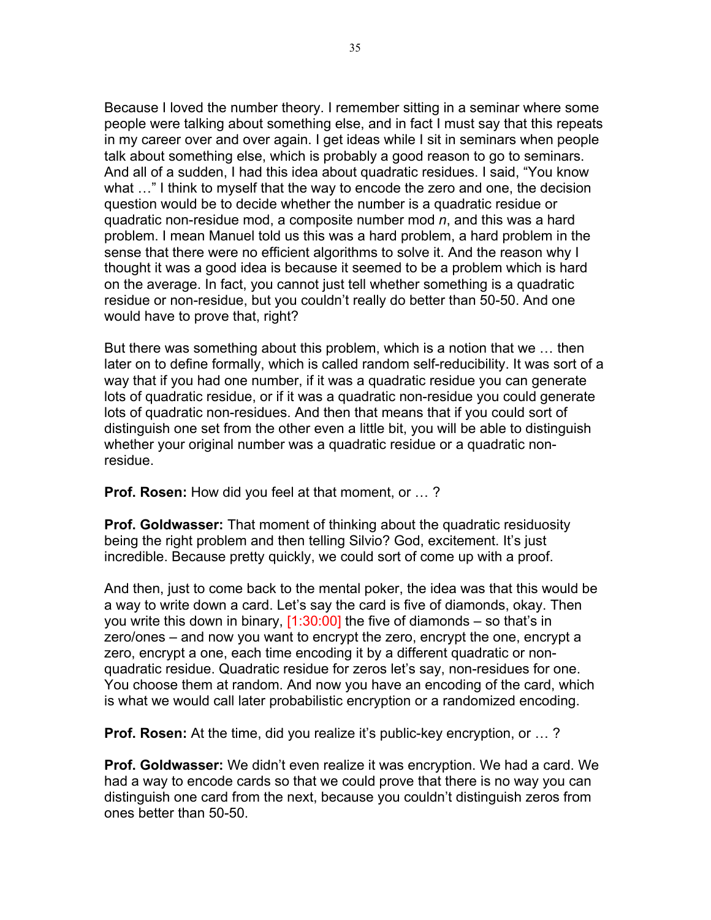Because I loved the number theory. I remember sitting in a seminar where some people were talking about something else, and in fact I must say that this repeats in my career over and over again. I get ideas while I sit in seminars when people talk about something else, which is probably a good reason to go to seminars. And all of a sudden, I had this idea about quadratic residues. I said, "You know what …" I think to myself that the way to encode the zero and one, the decision question would be to decide whether the number is a quadratic residue or quadratic non-residue mod, a composite number mod $n$, and this was a hard problem. I mean Manuel told us this was a hard problem, a hard problem in the sense that there were no efficient algorithms to solve it. And the reason why I thought it was a good idea is because it seemed to be a problem which is hard on the average. In fact, you cannot just tell whether something is a quadratic residue or non-residue, but you couldn't really do better than 50-50. And one would have to prove that, right?

But there was something about this problem, which is a notion that we … then later on to define formally, which is called random self-reducibility. It was sort of a way that if you had one number, if it was a quadratic residue you can generate lots of quadratic residue, or if it was a quadratic non-residue you could generate lots of quadratic non-residues. And then that means that if you could sort of distinguish one set from the other even a little bit, you will be able to distinguish whether your original number was a quadratic residue or a quadratic non-residue.

**Prof. Rosen:** How did you feel at that moment, or … ?

**Prof. Goldwasser:** That moment of thinking about the quadratic residuosity being the right problem and then telling Silvio? God, excitement. It's just incredible. Because pretty quickly, we could sort of come up with a proof.

And then, just to come back to the mental poker, the idea was that this would be a way to write down a card. Let's say the card is five of diamonds, okay. Then you write this down in binary, [1:30:00] the five of diamonds – so that's in zero/ones – and now you want to encrypt the zero, encrypt the one, encrypt a zero, encrypt a one, each time encoding it by a different quadratic or non-quadratic residue. Quadratic residue for zeros let's say, non-residues for one. You choose them at random. And now you have an encoding of the card, which is what we would call later probabilistic encryption or a randomized encoding.

**Prof. Rosen:** At the time, did you realize it's public-key encryption, or … ?

**Prof. Goldwasser:** We didn't even realize it was encryption. We had a card. We had a way to encode cards so that we could prove that there is no way you can distinguish one card from the next, because you couldn't distinguish zeros from ones better than 50-50.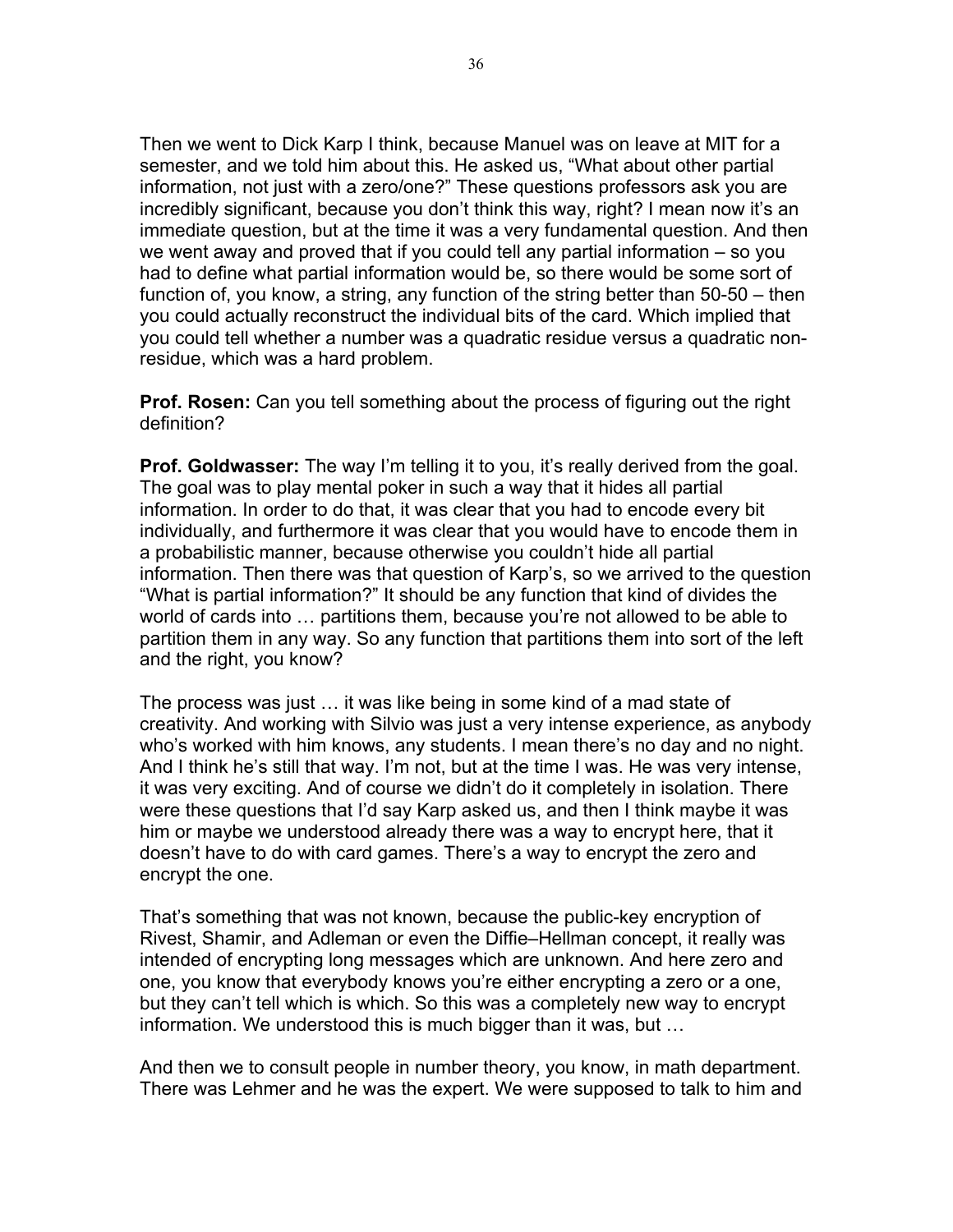Then we went to Dick Karp I think, because Manuel was on leave at MIT for a semester, and we told him about this. He asked us, “What about other partial information, not just with a zero/one?” These questions professors ask you are incredibly significant, because you don’t think this way, right? I mean now it’s an immediate question, but at the time it was a very fundamental question. And then we went away and proved that if you could tell any partial information – so you had to define what partial information would be, so there would be some sort of function of, you know, a string, any function of the string better than 50-50 – then you could actually reconstruct the individual bits of the card. Which implied that you could tell whether a number was a quadratic residue versus a quadratic non-residue, which was a hard problem.

**Prof. Rosen:** Can you tell something about the process of figuring out the right definition?

**Prof. Goldwasser:** The way I’m telling it to you, it’s really derived from the goal. The goal was to play mental poker in such a way that it hides all partial information. In order to do that, it was clear that you had to encode every bit individually, and furthermore it was clear that you would have to encode them in a probabilistic manner, because otherwise you couldn’t hide all partial information. Then there was that question of Karp’s, so we arrived to the question “What is partial information?” It should be any function that kind of divides the world of cards into … partitions them, because you’re not allowed to be able to partition them in any way. So any function that partitions them into sort of the left and the right, you know?

The process was just … it was like being in some kind of a mad state of creativity. And working with Silvio was just a very intense experience, as anybody who’s worked with him knows, any students. I mean there’s no day and no night. And I think he’s still that way. I’m not, but at the time I was. He was very intense, it was very exciting. And of course we didn’t do it completely in isolation. There were these questions that I’d say Karp asked us, and then I think maybe it was him or maybe we understood already there was a way to encrypt here, that it doesn’t have to do with card games. There’s a way to encrypt the zero and encrypt the one.

That’s something that was not known, because the public-key encryption of Rivest, Shamir, and Adleman or even the Diffie–Hellman concept, it really was intended of encrypting long messages which are unknown. And here zero and one, you know that everybody knows you’re either encrypting a zero or a one, but they can’t tell which is which. So this was a completely new way to encrypt information. We understood this is much bigger than it was, but …

And then we to consult people in number theory, you know, in math department. There was Lehmer and he was the expert. We were supposed to talk to him and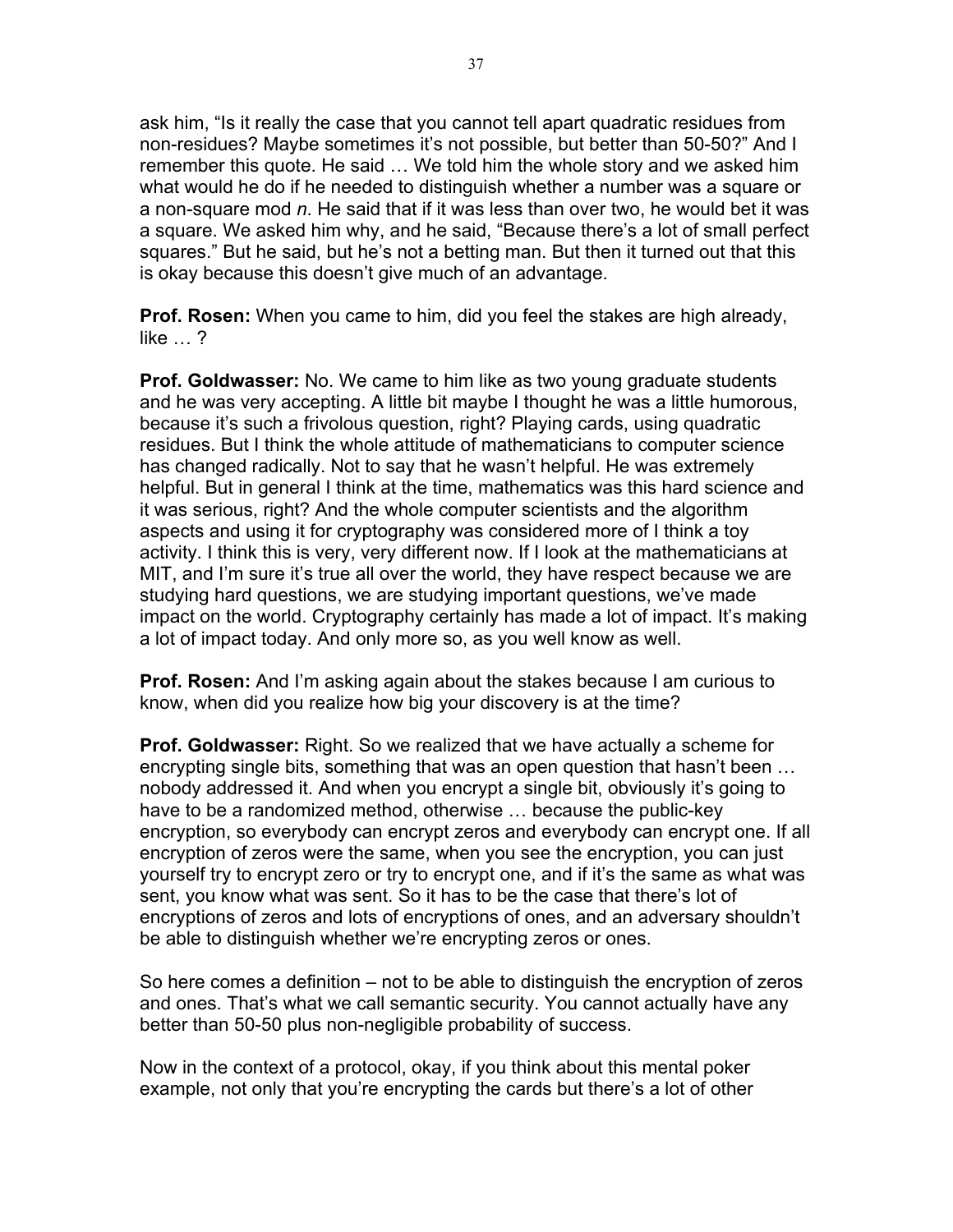ask him, “Is it really the case that you cannot tell apart quadratic residues from non-residues? Maybe sometimes it’s not possible, but better than 50-50?” And I remember this quote. He said … We told him the whole story and we asked him what would he do if he needed to distinguish whether a number was a square or a non-square mod *n*. He said that if it was less than over two, he would bet it was a square. We asked him why, and he said, “Because there’s a lot of small perfect squares.” But he said, but he’s not a betting man. But then it turned out that this is okay because this doesn’t give much of an advantage.

**Prof. Rosen:** When you came to him, did you feel the stakes are high already, like … ?

**Prof. Goldwasser:** No. We came to him like as two young graduate students and he was very accepting. A little bit maybe I thought he was a little humorous, because it’s such a frivolous question, right? Playing cards, using quadratic residues. But I think the whole attitude of mathematicians to computer science has changed radically. Not to say that he wasn’t helpful. He was extremely helpful. But in general I think at the time, mathematics was this hard science and it was serious, right? And the whole computer scientists and the algorithm aspects and using it for cryptography was considered more of I think a toy activity. I think this is very, very different now. If I look at the mathematicians at MIT, and I’m sure it’s true all over the world, they have respect because we are studying hard questions, we are studying important questions, we’ve made impact on the world. Cryptography certainly has made a lot of impact. It’s making a lot of impact today. And only more so, as you well know as well.

**Prof. Rosen:** And I’m asking again about the stakes because I am curious to know, when did you realize how big your discovery is at the time?

**Prof. Goldwasser:** Right. So we realized that we have actually a scheme for encrypting single bits, something that was an open question that hasn’t been … nobody addressed it. And when you encrypt a single bit, obviously it’s going to have to be a randomized method, otherwise … because the public-key encryption, so everybody can encrypt zeros and everybody can encrypt one. If all encryption of zeros were the same, when you see the encryption, you can just yourself try to encrypt zero or try to encrypt one, and if it’s the same as what was sent, you know what was sent. So it has to be the case that there’s lot of encryptions of zeros and lots of encryptions of ones, and an adversary shouldn’t be able to distinguish whether we’re encrypting zeros or ones.

So here comes a definition – not to be able to distinguish the encryption of zeros and ones. That’s what we call semantic security. You cannot actually have any better than 50-50 plus non-negligible probability of success.

Now in the context of a protocol, okay, if you think about this mental poker example, not only that you’re encrypting the cards but there’s a lot of other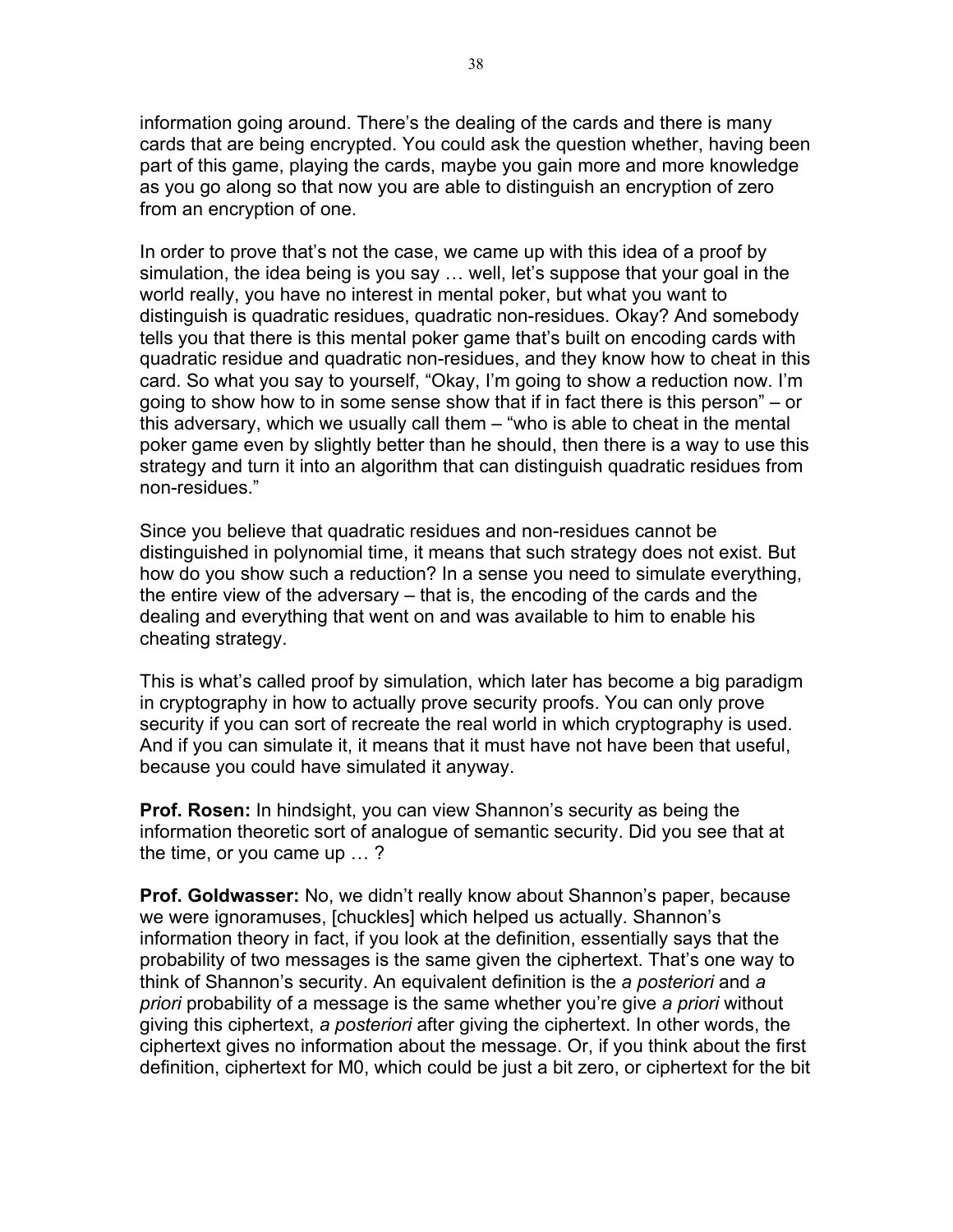information going around. There's the dealing of the cards and there is many cards that are being encrypted. You could ask the question whether, having been part of this game, playing the cards, maybe you gain more and more knowledge as you go along so that now you are able to distinguish an encryption of zero from an encryption of one.

In order to prove that's not the case, we came up with this idea of a proof by simulation, the idea being is you say … well, let's suppose that your goal in the world really, you have no interest in mental poker, but what you want to distinguish is quadratic residues, quadratic non-residues. Okay? And somebody tells you that there is this mental poker game that's built on encoding cards with quadratic residue and quadratic non-residues, and they know how to cheat in this card. So what you say to yourself, "Okay, I'm going to show a reduction now. I'm going to show how to in some sense show that if in fact there is this person" – or this adversary, which we usually call them – "who is able to cheat in the mental poker game even by slightly better than he should, then there is a way to use this strategy and turn it into an algorithm that can distinguish quadratic residues from non-residues."

Since you believe that quadratic residues and non-residues cannot be distinguished in polynomial time, it means that such strategy does not exist. But how do you show such a reduction? In a sense you need to simulate everything, the entire view of the adversary – that is, the encoding of the cards and the dealing and everything that went on and was available to him to enable his cheating strategy.

This is what's called proof by simulation, which later has become a big paradigm in cryptography in how to actually prove security proofs. You can only prove security if you can sort of recreate the real world in which cryptography is used. And if you can simulate it, it means that it must have not have been that useful, because you could have simulated it anyway.

**Prof. Rosen:** In hindsight, you can view Shannon's security as being the information theoretic sort of analogue of semantic security. Did you see that at the time, or you came up … ?

**Prof. Goldwasser:** No, we didn't really know about Shannon's paper, because we were ignoramuses, [chuckles] which helped us actually. Shannon's information theory in fact, if you look at the definition, essentially says that the probability of two messages is the same given the ciphertext. That's one way to think of Shannon's security. An equivalent definition is the *a posteriori* and *a priori* probability of a message is the same whether you're give *a priori* without giving this ciphertext, *a posteriori* after giving the ciphertext. In other words, the ciphertext gives no information about the message. Or, if you think about the first definition, ciphertext for M0, which could be just a bit zero, or ciphertext for the bit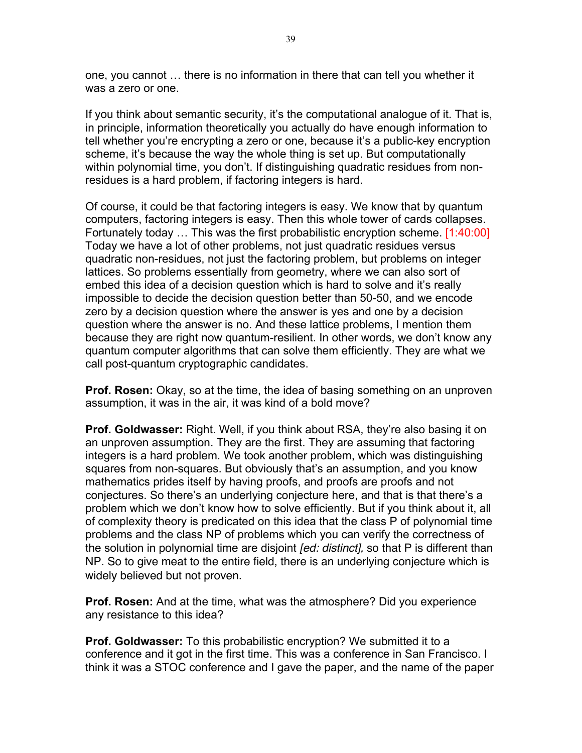one, you cannot … there is no information in there that can tell you whether it was a zero or one.

If you think about semantic security, it's the computational analogue of it. That is, in principle, information theoretically you actually do have enough information to tell whether you're encrypting a zero or one, because it's a public-key encryption scheme, it's because the way the whole thing is set up. But computationally within polynomial time, you don't. If distinguishing quadratic residues from non-residues is a hard problem, if factoring integers is hard.

Of course, it could be that factoring integers is easy. We know that by quantum computers, factoring integers is easy. Then this whole tower of cards collapses. Fortunately today … This was the first probabilistic encryption scheme. [1:40:00] Today we have a lot of other problems, not just quadratic residues versus quadratic non-residues, not just the factoring problem, but problems on integer lattices. So problems essentially from geometry, where we can also sort of embed this idea of a decision question which is hard to solve and it's really impossible to decide the decision question better than 50-50, and we encode zero by a decision question where the answer is yes and one by a decision question where the answer is no. And these lattice problems, I mention them because they are right now quantum-resilient. In other words, we don't know any quantum computer algorithms that can solve them efficiently. They are what we call post-quantum cryptographic candidates.

**Prof. Rosen:** Okay, so at the time, the idea of basing something on an unproven assumption, it was in the air, it was kind of a bold move?

**Prof. Goldwasser:** Right. Well, if you think about RSA, they're also basing it on an unproven assumption. They are the first. They are assuming that factoring integers is a hard problem. We took another problem, which was distinguishing squares from non-squares. But obviously that's an assumption, and you know mathematics prides itself by having proofs, and proofs are proofs and not conjectures. So there's an underlying conjecture here, and that is that there's a problem which we don't know how to solve efficiently. But if you think about it, all of complexity theory is predicated on this idea that the class P of polynomial time problems and the class NP of problems which you can verify the correctness of the solution in polynomial time are disjoint *[ed: distinct],* so that P is different than NP. So to give meat to the entire field, there is an underlying conjecture which is widely believed but not proven.

**Prof. Rosen:** And at the time, what was the atmosphere? Did you experience any resistance to this idea?

**Prof. Goldwasser:** To this probabilistic encryption? We submitted it to a conference and it got in the first time. This was a conference in San Francisco. I think it was a STOC conference and I gave the paper, and the name of the paper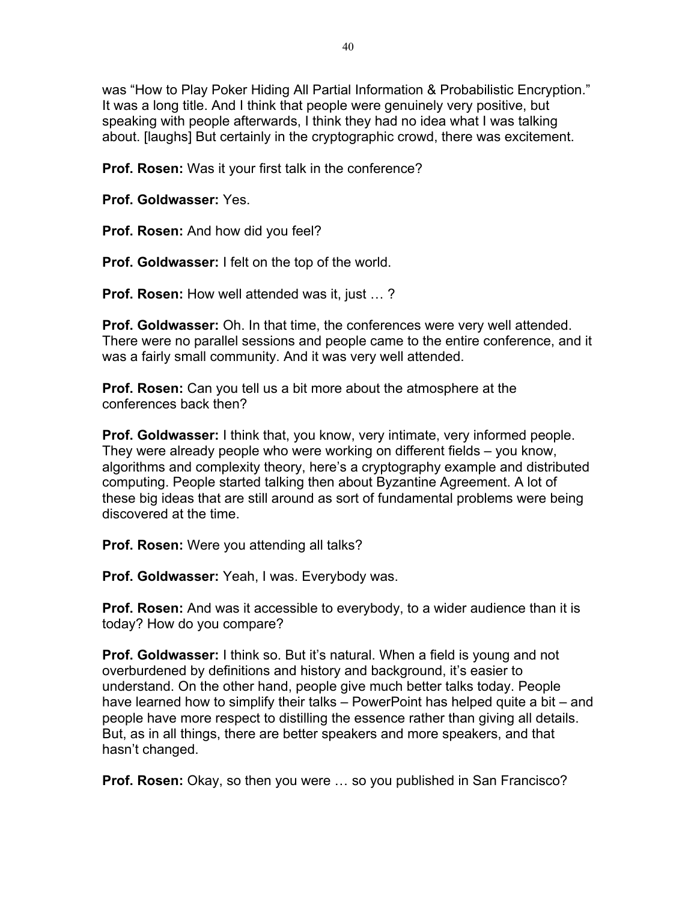was "How to Play Poker Hiding All Partial Information & Probabilistic Encryption." It was a long title. And I think that people were genuinely very positive, but speaking with people afterwards, I think they had no idea what I was talking about. [laughs] But certainly in the cryptographic crowd, there was excitement.

**Prof. Rosen:** Was it your first talk in the conference?

**Prof. Goldwasser:** Yes.

**Prof. Rosen:** And how did you feel?

**Prof. Goldwasser:** I felt on the top of the world.

**Prof. Rosen:** How well attended was it, just … ?

**Prof. Goldwasser:** Oh. In that time, the conferences were very well attended. There were no parallel sessions and people came to the entire conference, and it was a fairly small community. And it was very well attended.

**Prof. Rosen:** Can you tell us a bit more about the atmosphere at the conferences back then?

**Prof. Goldwasser:** I think that, you know, very intimate, very informed people. They were already people who were working on different fields – you know, algorithms and complexity theory, here's a cryptography example and distributed computing. People started talking then about Byzantine Agreement. A lot of these big ideas that are still around as sort of fundamental problems were being discovered at the time.

**Prof. Rosen:** Were you attending all talks?

**Prof. Goldwasser:** Yeah, I was. Everybody was.

**Prof. Rosen:** And was it accessible to everybody, to a wider audience than it is today? How do you compare?

**Prof. Goldwasser:** I think so. But it's natural. When a field is young and not overburdened by definitions and history and background, it's easier to understand. On the other hand, people give much better talks today. People have learned how to simplify their talks – PowerPoint has helped quite a bit – and people have more respect to distilling the essence rather than giving all details. But, as in all things, there are better speakers and more speakers, and that hasn't changed.

**Prof. Rosen:** Okay, so then you were … so you published in San Francisco?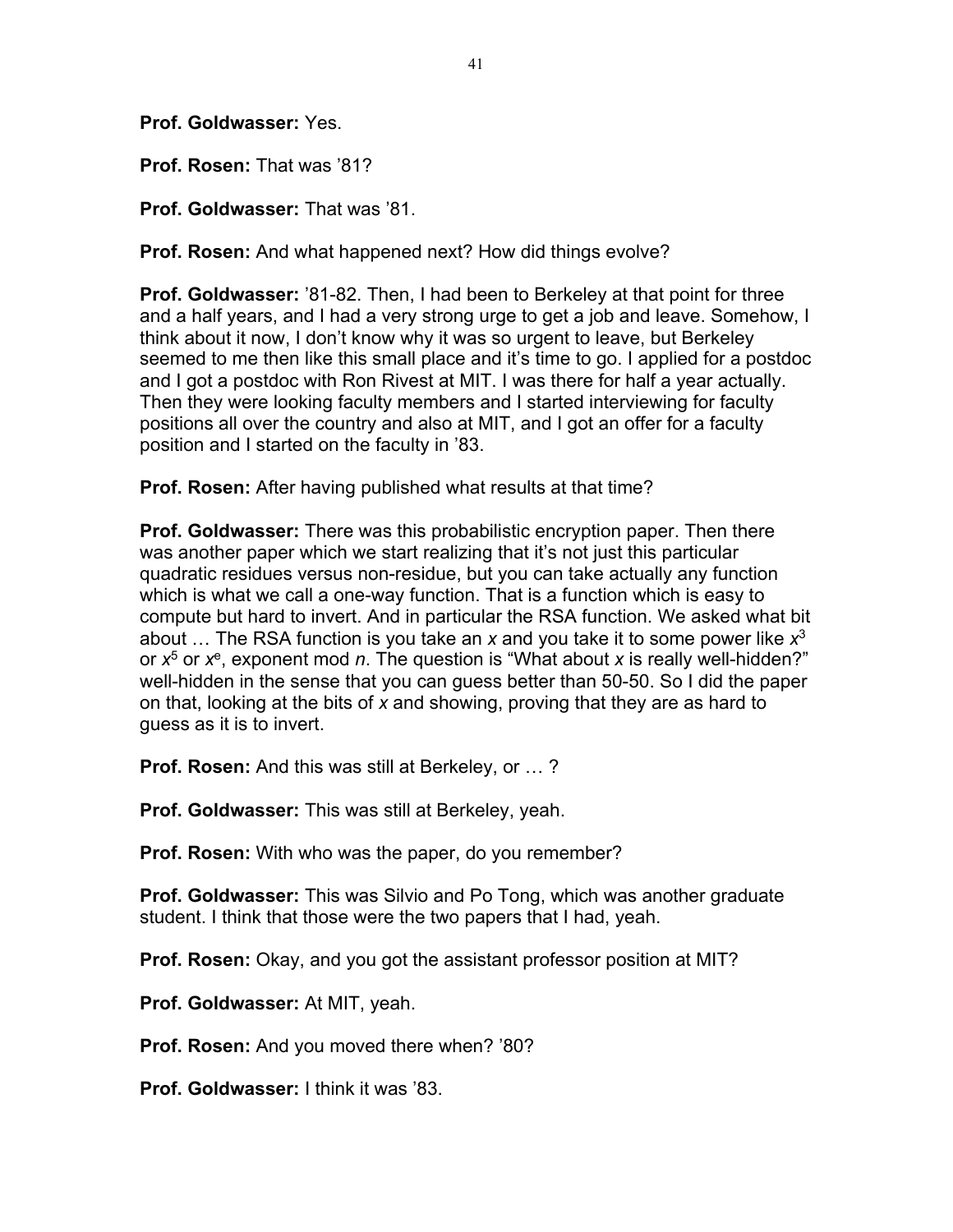**Prof. Goldwasser:** Yes.

**Prof. Rosen:** That was ’81?

**Prof. Goldwasser:** That was ’81.

**Prof. Rosen:** And what happened next? How did things evolve?

**Prof. Goldwasser:** ’81-82. Then, I had been to Berkeley at that point for three and a half years, and I had a very strong urge to get a job and leave. Somehow, I think about it now, I don’t know why it was so urgent to leave, but Berkeley seemed to me then like this small place and it’s time to go. I applied for a postdoc and I got a postdoc with Ron Rivest at MIT. I was there for half a year actually. Then they were looking faculty members and I started interviewing for faculty positions all over the country and also at MIT, and I got an offer for a faculty position and I started on the faculty in ’83.

**Prof. Rosen:** After having published what results at that time?

**Prof. Goldwasser:** There was this probabilistic encryption paper. Then there was another paper which we start realizing that it’s not just this particular quadratic residues versus non-residue, but you can take actually any function which is what we call a one-way function. That is a function which is easy to compute but hard to invert. And in particular the RSA function. We asked what bit about … The RSA function is you take an $x$ and you take it to some power like $x^3$ or $x^5$ or $x^e$, exponent mod $n$. The question is “What about $x$ is really well-hidden?” well-hidden in the sense that you can guess better than 50-50. So I did the paper on that, looking at the bits of $x$ and showing, proving that they are as hard to guess as it is to invert.

**Prof. Rosen:** And this was still at Berkeley, or … ?

**Prof. Goldwasser:** This was still at Berkeley, yeah.

**Prof. Rosen:** With who was the paper, do you remember?

**Prof. Goldwasser:** This was Silvio and Po Tong, which was another graduate student. I think that those were the two papers that I had, yeah.

**Prof. Rosen:** Okay, and you got the assistant professor position at MIT?

**Prof. Goldwasser:** At MIT, yeah.

**Prof. Rosen:** And you moved there when? ’80?

**Prof. Goldwasser:** I think it was ’83.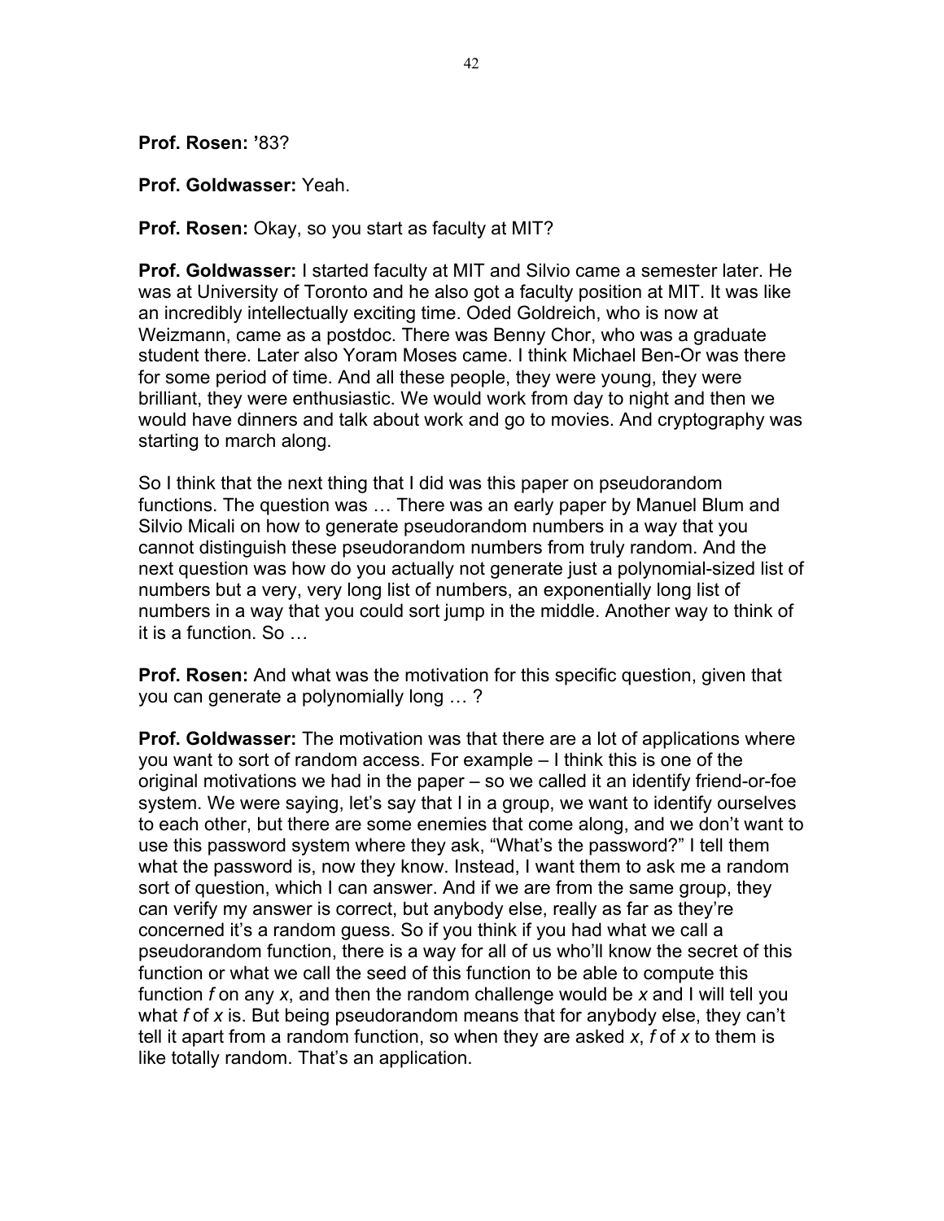**Prof. Rosen:** ’83?

**Prof. Goldwasser:** Yeah.

**Prof. Rosen:** Okay, so you start as faculty at MIT?

**Prof. Goldwasser:** I started faculty at MIT and Silvio came a semester later. He was at University of Toronto and he also got a faculty position at MIT. It was like an incredibly intellectually exciting time. Oded Goldreich, who is now at Weizmann, came as a postdoc. There was Benny Chor, who was a graduate student there. Later also Yoram Moses came. I think Michael Ben-Or was there for some period of time. And all these people, they were young, they were brilliant, they were enthusiastic. We would work from day to night and then we would have dinners and talk about work and go to movies. And cryptography was starting to march along.

So I think that the next thing that I did was this paper on pseudorandom functions. The question was … There was an early paper by Manuel Blum and Silvio Micali on how to generate pseudorandom numbers in a way that you cannot distinguish these pseudorandom numbers from truly random. And the next question was how do you actually not generate just a polynomial-sized list of numbers but a very, very long list of numbers, an exponentially long list of numbers in a way that you could sort jump in the middle. Another way to think of it is a function. So …

**Prof. Rosen:** And what was the motivation for this specific question, given that you can generate a polynomially long … ?

**Prof. Goldwasser:** The motivation was that there are a lot of applications where you want to sort of random access. For example – I think this is one of the original motivations we had in the paper – so we called it an identify friend-or-foe system. We were saying, let’s say that I in a group, we want to identify ourselves to each other, but there are some enemies that come along, and we don’t want to use this password system where they ask, “What’s the password?” I tell them what the password is, now they know. Instead, I want them to ask me a random sort of question, which I can answer. And if we are from the same group, they can verify my answer is correct, but anybody else, really as far as they’re concerned it’s a random guess. So if you think if you had what we call a pseudorandom function, there is a way for all of us who’ll know the secret of this function or what we call the seed of this function to be able to compute this function *f* on any *x*, and then the random challenge would be *x* and I will tell you what *f* of *x* is. But being pseudorandom means that for anybody else, they can’t tell it apart from a random function, so when they are asked *x*, *f* of *x* to them is like totally random. That’s an application.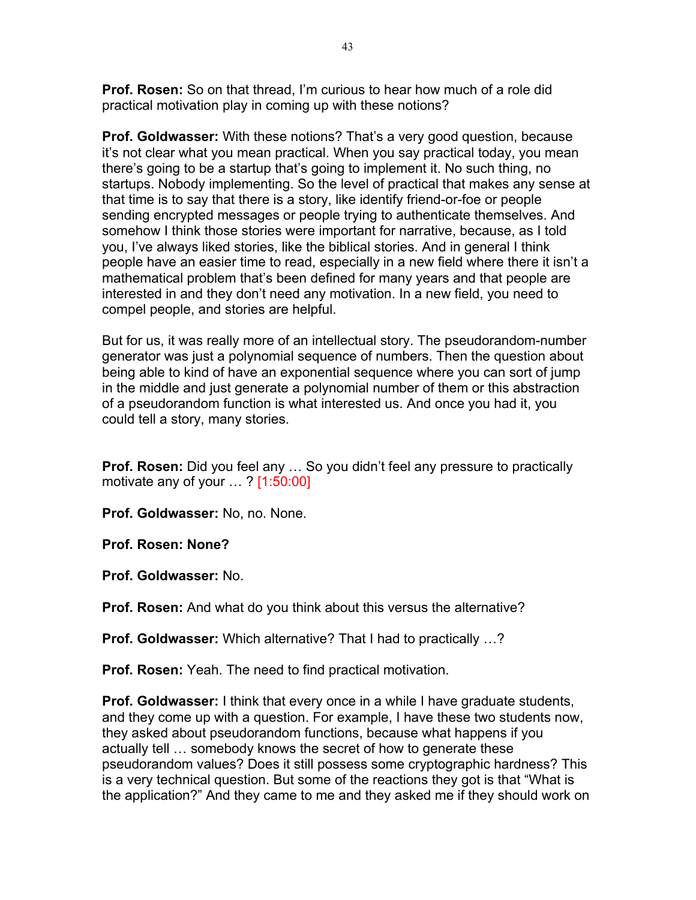**Prof. Rosen:** So on that thread, I'm curious to hear how much of a role did practical motivation play in coming up with these notions?

**Prof. Goldwasser:** With these notions? That's a very good question, because it's not clear what you mean practical. When you say practical today, you mean there's going to be a startup that's going to implement it. No such thing, no startups. Nobody implementing. So the level of practical that makes any sense at that time is to say that there is a story, like identify friend-or-foe or people sending encrypted messages or people trying to authenticate themselves. And somehow I think those stories were important for narrative, because, as I told you, I've always liked stories, like the biblical stories. And in general I think people have an easier time to read, especially in a new field where there it isn't a mathematical problem that's been defined for many years and that people are interested in and they don't need any motivation. In a new field, you need to compel people, and stories are helpful.

But for us, it was really more of an intellectual story. The pseudorandom-number generator was just a polynomial sequence of numbers. Then the question about being able to kind of have an exponential sequence where you can sort of jump in the middle and just generate a polynomial number of them or this abstraction of a pseudorandom function is what interested us. And once you had it, you could tell a story, many stories.

**Prof. Rosen:** Did you feel any … So you didn't feel any pressure to practically motivate any of your … ? [1:50:00]

**Prof. Goldwasser:** No, no. None.

**Prof. Rosen: None?**

**Prof. Goldwasser:** No.

**Prof. Rosen:** And what do you think about this versus the alternative?

**Prof. Goldwasser:** Which alternative? That I had to practically …?

**Prof. Rosen:** Yeah. The need to find practical motivation.

**Prof. Goldwasser:** I think that every once in a while I have graduate students, and they come up with a question. For example, I have these two students now, they asked about pseudorandom functions, because what happens if you actually tell … somebody knows the secret of how to generate these pseudorandom values? Does it still possess some cryptographic hardness? This is a very technical question. But some of the reactions they got is that "What is the application?" And they came to me and they asked me if they should work on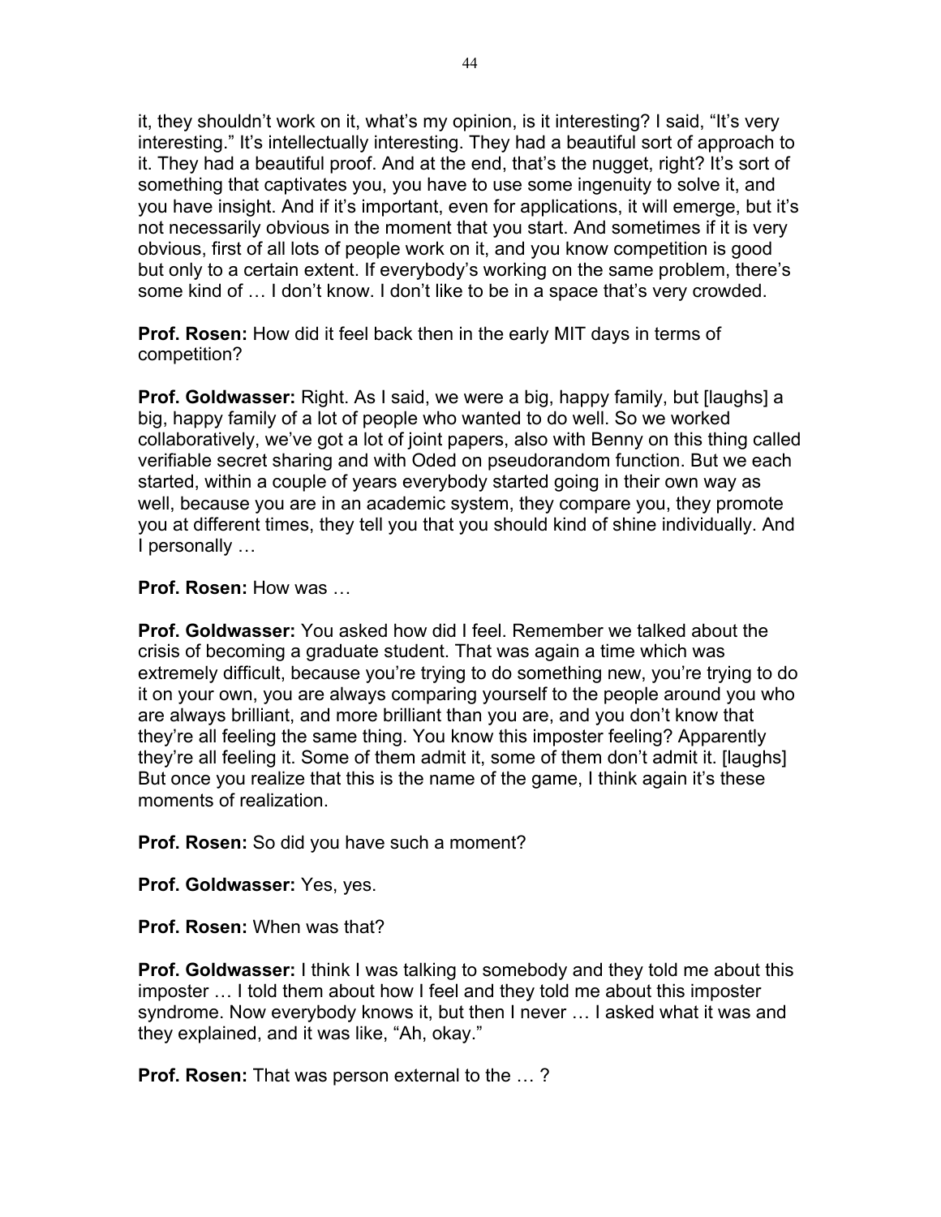it, they shouldn't work on it, what's my opinion, is it interesting? I said, "It's very interesting." It's intellectually interesting. They had a beautiful sort of approach to it. They had a beautiful proof. And at the end, that's the nugget, right? It's sort of something that captivates you, you have to use some ingenuity to solve it, and you have insight. And if it's important, even for applications, it will emerge, but it's not necessarily obvious in the moment that you start. And sometimes if it is very obvious, first of all lots of people work on it, and you know competition is good but only to a certain extent. If everybody's working on the same problem, there's some kind of … I don't know. I don't like to be in a space that's very crowded.

**Prof. Rosen:** How did it feel back then in the early MIT days in terms of competition?

**Prof. Goldwasser:** Right. As I said, we were a big, happy family, but [laughs] a big, happy family of a lot of people who wanted to do well. So we worked collaboratively, we've got a lot of joint papers, also with Benny on this thing called verifiable secret sharing and with Oded on pseudorandom function. But we each started, within a couple of years everybody started going in their own way as well, because you are in an academic system, they compare you, they promote you at different times, they tell you that you should kind of shine individually. And I personally …

**Prof. Rosen:** How was …

**Prof. Goldwasser:** You asked how did I feel. Remember we talked about the crisis of becoming a graduate student. That was again a time which was extremely difficult, because you're trying to do something new, you're trying to do it on your own, you are always comparing yourself to the people around you who are always brilliant, and more brilliant than you are, and you don't know that they're all feeling the same thing. You know this imposter feeling? Apparently they're all feeling it. Some of them admit it, some of them don't admit it. [laughs] But once you realize that this is the name of the game, I think again it's these moments of realization.

**Prof. Rosen:** So did you have such a moment?

**Prof. Goldwasser:** Yes, yes.

**Prof. Rosen:** When was that?

**Prof. Goldwasser:** I think I was talking to somebody and they told me about this imposter … I told them about how I feel and they told me about this imposter syndrome. Now everybody knows it, but then I never … I asked what it was and they explained, and it was like, "Ah, okay."

**Prof. Rosen:** That was person external to the … ?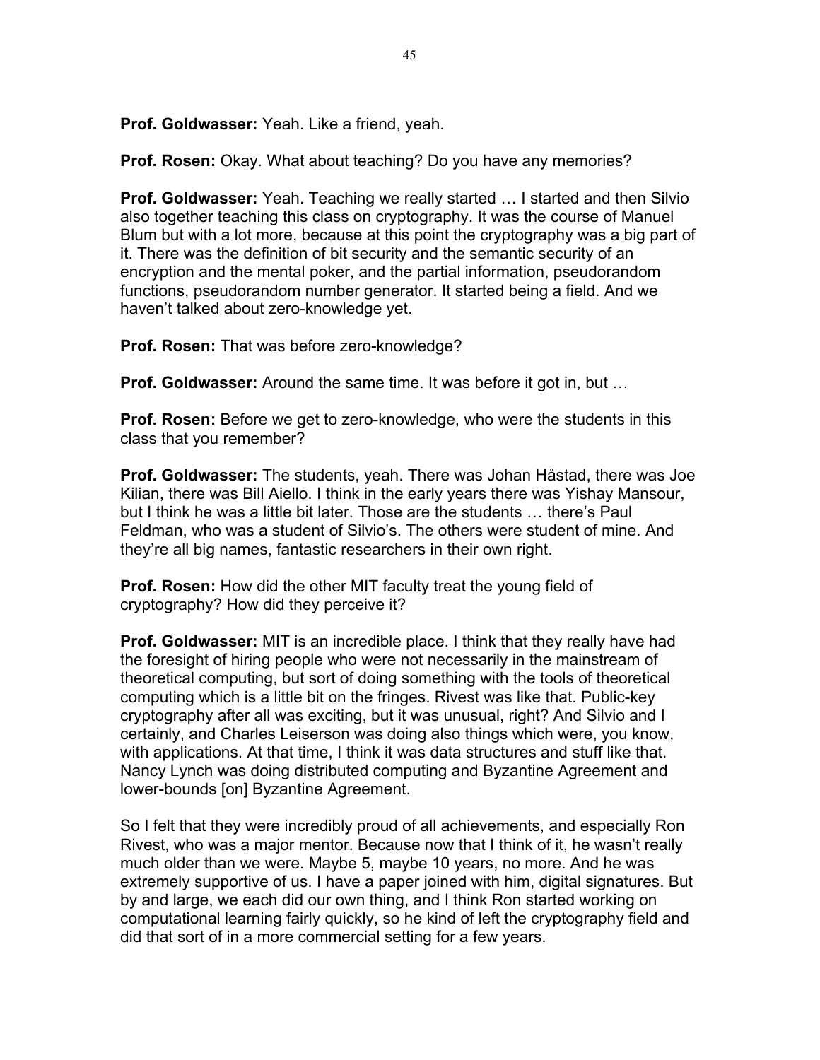**Prof. Goldwasser:** Yeah. Like a friend, yeah.

**Prof. Rosen:** Okay. What about teaching? Do you have any memories?

**Prof. Goldwasser:** Yeah. Teaching we really started … I started and then Silvio also together teaching this class on cryptography. It was the course of Manuel Blum but with a lot more, because at this point the cryptography was a big part of it. There was the definition of bit security and the semantic security of an encryption and the mental poker, and the partial information, pseudorandom functions, pseudorandom number generator. It started being a field. And we haven't talked about zero-knowledge yet.

**Prof. Rosen:** That was before zero-knowledge?

**Prof. Goldwasser:** Around the same time. It was before it got in, but …

**Prof. Rosen:** Before we get to zero-knowledge, who were the students in this class that you remember?

**Prof. Goldwasser:** The students, yeah. There was Johan Håstad, there was Joe Kilian, there was Bill Aiello. I think in the early years there was Yishay Mansour, but I think he was a little bit later. Those are the students … there's Paul Feldman, who was a student of Silvio's. The others were student of mine. And they're all big names, fantastic researchers in their own right.

**Prof. Rosen:** How did the other MIT faculty treat the young field of cryptography? How did they perceive it?

**Prof. Goldwasser:** MIT is an incredible place. I think that they really have had the foresight of hiring people who were not necessarily in the mainstream of theoretical computing, but sort of doing something with the tools of theoretical computing which is a little bit on the fringes. Rivest was like that. Public-key cryptography after all was exciting, but it was unusual, right? And Silvio and I certainly, and Charles Leiserson was doing also things which were, you know, with applications. At that time, I think it was data structures and stuff like that. Nancy Lynch was doing distributed computing and Byzantine Agreement and lower-bounds [on] Byzantine Agreement.

So I felt that they were incredibly proud of all achievements, and especially Ron Rivest, who was a major mentor. Because now that I think of it, he wasn't really much older than we were. Maybe 5, maybe 10 years, no more. And he was extremely supportive of us. I have a paper joined with him, digital signatures. But by and large, we each did our own thing, and I think Ron started working on computational learning fairly quickly, so he kind of left the cryptography field and did that sort of in a more commercial setting for a few years.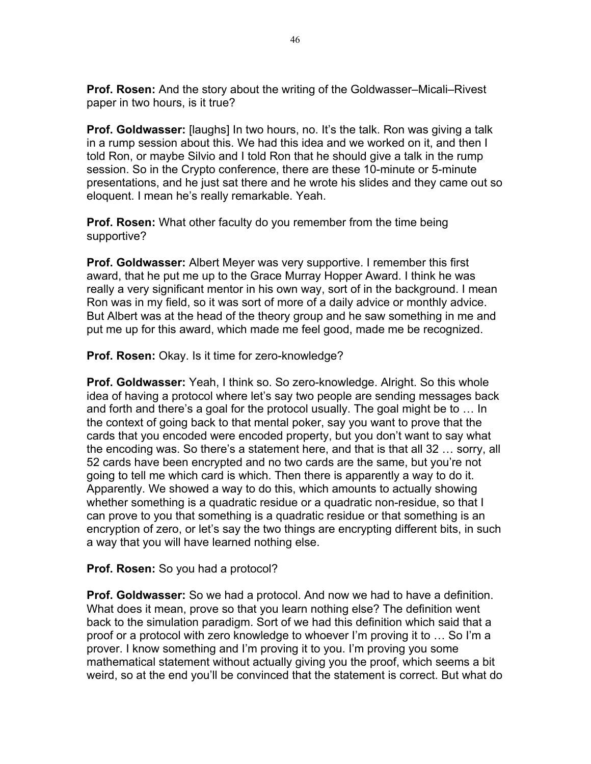**Prof. Rosen:** And the story about the writing of the Goldwasser–Micali–Rivest paper in two hours, is it true?

**Prof. Goldwasser:** [laughs] In two hours, no. It's the talk. Ron was giving a talk in a rump session about this. We had this idea and we worked on it, and then I told Ron, or maybe Silvio and I told Ron that he should give a talk in the rump session. So in the Crypto conference, there are these 10-minute or 5-minute presentations, and he just sat there and he wrote his slides and they came out so eloquent. I mean he's really remarkable. Yeah.

**Prof. Rosen:** What other faculty do you remember from the time being supportive?

**Prof. Goldwasser:** Albert Meyer was very supportive. I remember this first award, that he put me up to the Grace Murray Hopper Award. I think he was really a very significant mentor in his own way, sort of in the background. I mean Ron was in my field, so it was sort of more of a daily advice or monthly advice. But Albert was at the head of the theory group and he saw something in me and put me up for this award, which made me feel good, made me be recognized.

**Prof. Rosen:** Okay. Is it time for zero-knowledge?

**Prof. Goldwasser:** Yeah, I think so. So zero-knowledge. Alright. So this whole idea of having a protocol where let's say two people are sending messages back and forth and there's a goal for the protocol usually. The goal might be to … In the context of going back to that mental poker, say you want to prove that the cards that you encoded were encoded property, but you don't want to say what the encoding was. So there's a statement here, and that is that all 32 … sorry, all 52 cards have been encrypted and no two cards are the same, but you're not going to tell me which card is which. Then there is apparently a way to do it. Apparently. We showed a way to do this, which amounts to actually showing whether something is a quadratic residue or a quadratic non-residue, so that I can prove to you that something is a quadratic residue or that something is an encryption of zero, or let's say the two things are encrypting different bits, in such a way that you will have learned nothing else.

**Prof. Rosen:** So you had a protocol?

**Prof. Goldwasser:** So we had a protocol. And now we had to have a definition. What does it mean, prove so that you learn nothing else? The definition went back to the simulation paradigm. Sort of we had this definition which said that a proof or a protocol with zero knowledge to whoever I'm proving it to … So I'm a prover. I know something and I'm proving it to you. I'm proving you some mathematical statement without actually giving you the proof, which seems a bit weird, so at the end you'll be convinced that the statement is correct. But what do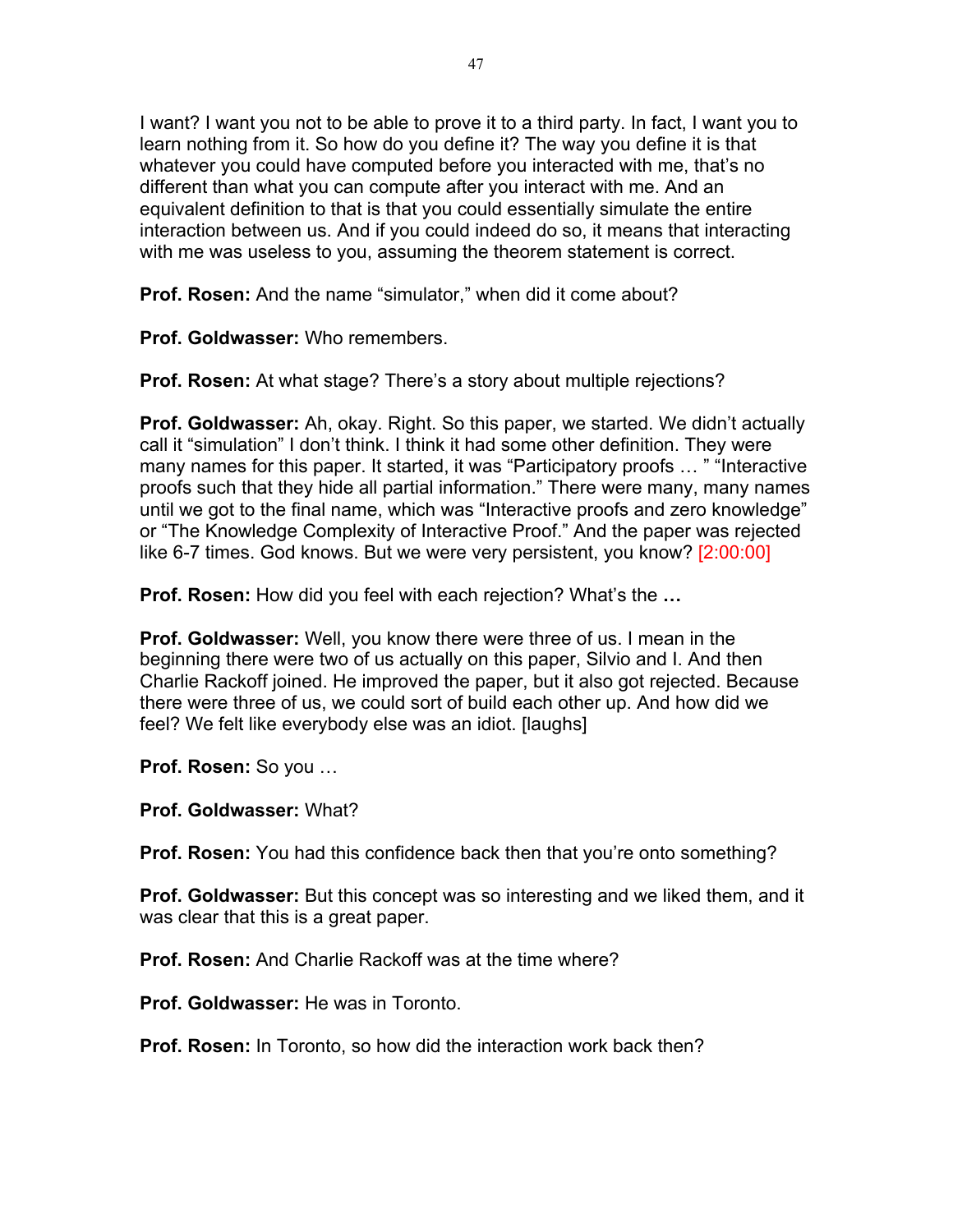I want? I want you not to be able to prove it to a third party. In fact, I want you to learn nothing from it. So how do you define it? The way you define it is that whatever you could have computed before you interacted with me, that's no different than what you can compute after you interact with me. And an equivalent definition to that is that you could essentially simulate the entire interaction between us. And if you could indeed do so, it means that interacting with me was useless to you, assuming the theorem statement is correct.

**Prof. Rosen:** And the name "simulator," when did it come about?

**Prof. Goldwasser:** Who remembers.

**Prof. Rosen:** At what stage? There's a story about multiple rejections?

**Prof. Goldwasser:** Ah, okay. Right. So this paper, we started. We didn't actually call it "simulation" I don't think. I think it had some other definition. They were many names for this paper. It started, it was "Participatory proofs … " "Interactive proofs such that they hide all partial information." There were many, many names until we got to the final name, which was "Interactive proofs and zero knowledge" or "The Knowledge Complexity of Interactive Proof." And the paper was rejected like 6-7 times. God knows. But we were very persistent, you know? [2:00:00]

**Prof. Rosen:** How did you feel with each rejection? What's the **…**

**Prof. Goldwasser:** Well, you know there were three of us. I mean in the beginning there were two of us actually on this paper, Silvio and I. And then Charlie Rackoff joined. He improved the paper, but it also got rejected. Because there were three of us, we could sort of build each other up. And how did we feel? We felt like everybody else was an idiot. [laughs]

**Prof. Rosen:** So you …

**Prof. Goldwasser:** What?

**Prof. Rosen:** You had this confidence back then that you're onto something?

**Prof. Goldwasser:** But this concept was so interesting and we liked them, and it was clear that this is a great paper.

**Prof. Rosen:** And Charlie Rackoff was at the time where?

**Prof. Goldwasser:** He was in Toronto.

**Prof. Rosen:** In Toronto, so how did the interaction work back then?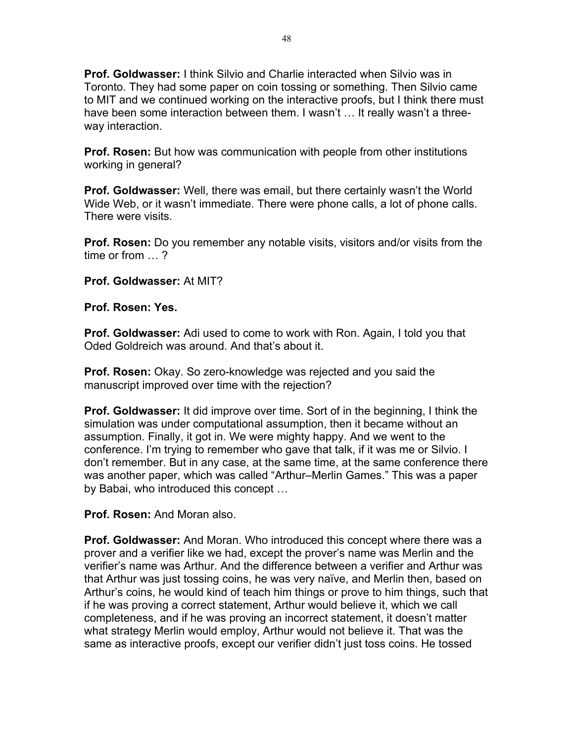**Prof. Goldwasser:** I think Silvio and Charlie interacted when Silvio was in Toronto. They had some paper on coin tossing or something. Then Silvio came to MIT and we continued working on the interactive proofs, but I think there must have been some interaction between them. I wasn't … It really wasn't a three-way interaction.

**Prof. Rosen:** But how was communication with people from other institutions working in general?

**Prof. Goldwasser:** Well, there was email, but there certainly wasn't the World Wide Web, or it wasn't immediate. There were phone calls, a lot of phone calls. There were visits.

**Prof. Rosen:** Do you remember any notable visits, visitors and/or visits from the time or from … ?

**Prof. Goldwasser:** At MIT?

**Prof. Rosen: Yes.**

**Prof. Goldwasser:** Adi used to come to work with Ron. Again, I told you that Oded Goldreich was around. And that's about it.

**Prof. Rosen:** Okay. So zero-knowledge was rejected and you said the manuscript improved over time with the rejection?

**Prof. Goldwasser:** It did improve over time. Sort of in the beginning, I think the simulation was under computational assumption, then it became without an assumption. Finally, it got in. We were mighty happy. And we went to the conference. I'm trying to remember who gave that talk, if it was me or Silvio. I don't remember. But in any case, at the same time, at the same conference there was another paper, which was called "Arthur–Merlin Games." This was a paper by Babai, who introduced this concept …

**Prof. Rosen:** And Moran also.

**Prof. Goldwasser:** And Moran. Who introduced this concept where there was a prover and a verifier like we had, except the prover's name was Merlin and the verifier's name was Arthur. And the difference between a verifier and Arthur was that Arthur was just tossing coins, he was very naïve, and Merlin then, based on Arthur's coins, he would kind of teach him things or prove to him things, such that if he was proving a correct statement, Arthur would believe it, which we call completeness, and if he was proving an incorrect statement, it doesn't matter what strategy Merlin would employ, Arthur would not believe it. That was the same as interactive proofs, except our verifier didn't just toss coins. He tossed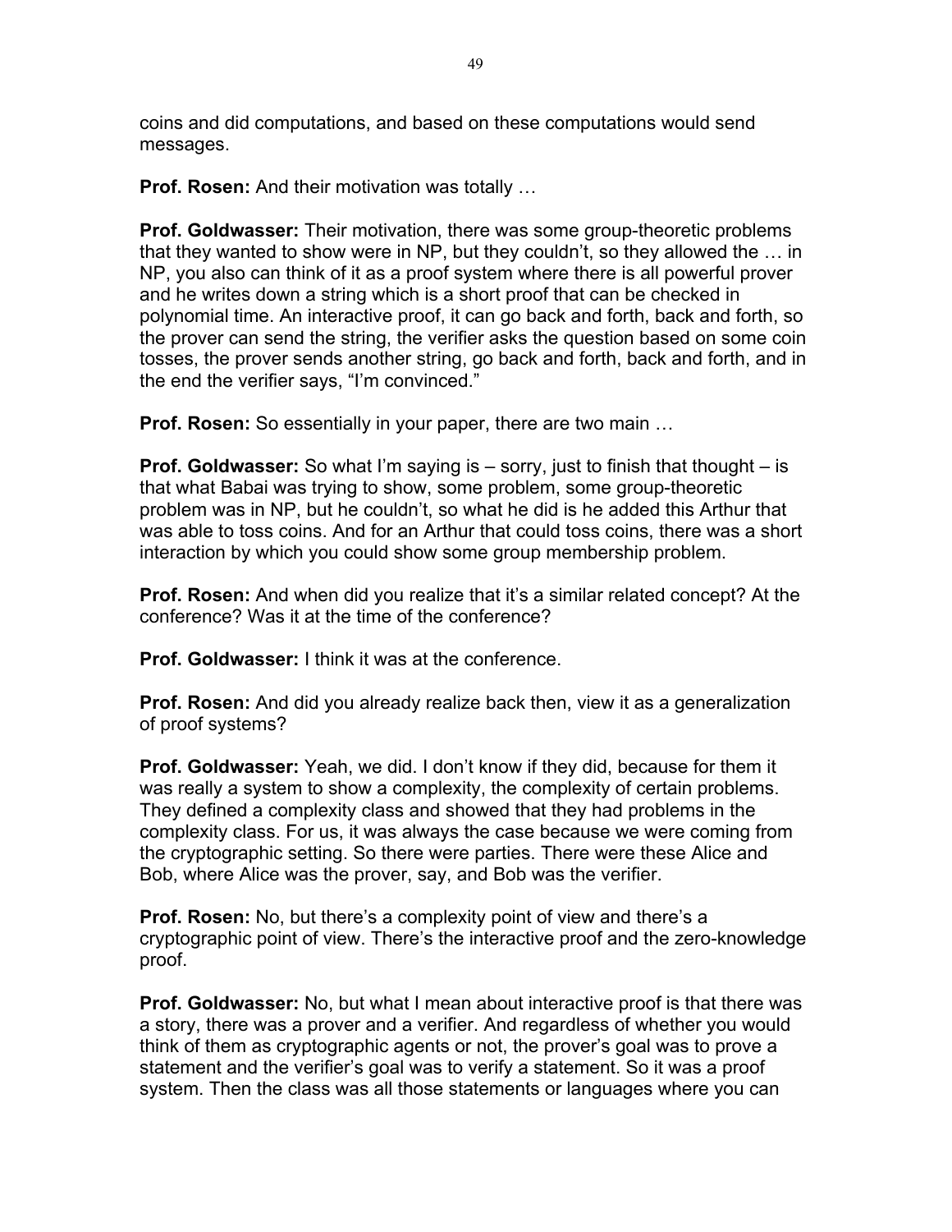coins and did computations, and based on these computations would send messages.

**Prof. Rosen:** And their motivation was totally …

**Prof. Goldwasser:** Their motivation, there was some group-theoretic problems that they wanted to show were in NP, but they couldn't, so they allowed the … in NP, you also can think of it as a proof system where there is all powerful prover and he writes down a string which is a short proof that can be checked in polynomial time. An interactive proof, it can go back and forth, back and forth, so the prover can send the string, the verifier asks the question based on some coin tosses, the prover sends another string, go back and forth, back and forth, and in the end the verifier says, "I'm convinced."

**Prof. Rosen:** So essentially in your paper, there are two main …

**Prof. Goldwasser:** So what I'm saying is – sorry, just to finish that thought – is that what Babai was trying to show, some problem, some group-theoretic problem was in NP, but he couldn't, so what he did is he added this Arthur that was able to toss coins. And for an Arthur that could toss coins, there was a short interaction by which you could show some group membership problem.

**Prof. Rosen:** And when did you realize that it's a similar related concept? At the conference? Was it at the time of the conference?

**Prof. Goldwasser:** I think it was at the conference.

**Prof. Rosen:** And did you already realize back then, view it as a generalization of proof systems?

**Prof. Goldwasser:** Yeah, we did. I don't know if they did, because for them it was really a system to show a complexity, the complexity of certain problems. They defined a complexity class and showed that they had problems in the complexity class. For us, it was always the case because we were coming from the cryptographic setting. So there were parties. There were these Alice and Bob, where Alice was the prover, say, and Bob was the verifier.

**Prof. Rosen:** No, but there's a complexity point of view and there's a cryptographic point of view. There's the interactive proof and the zero-knowledge proof.

**Prof. Goldwasser:** No, but what I mean about interactive proof is that there was a story, there was a prover and a verifier. And regardless of whether you would think of them as cryptographic agents or not, the prover's goal was to prove a statement and the verifier's goal was to verify a statement. So it was a proof system. Then the class was all those statements or languages where you can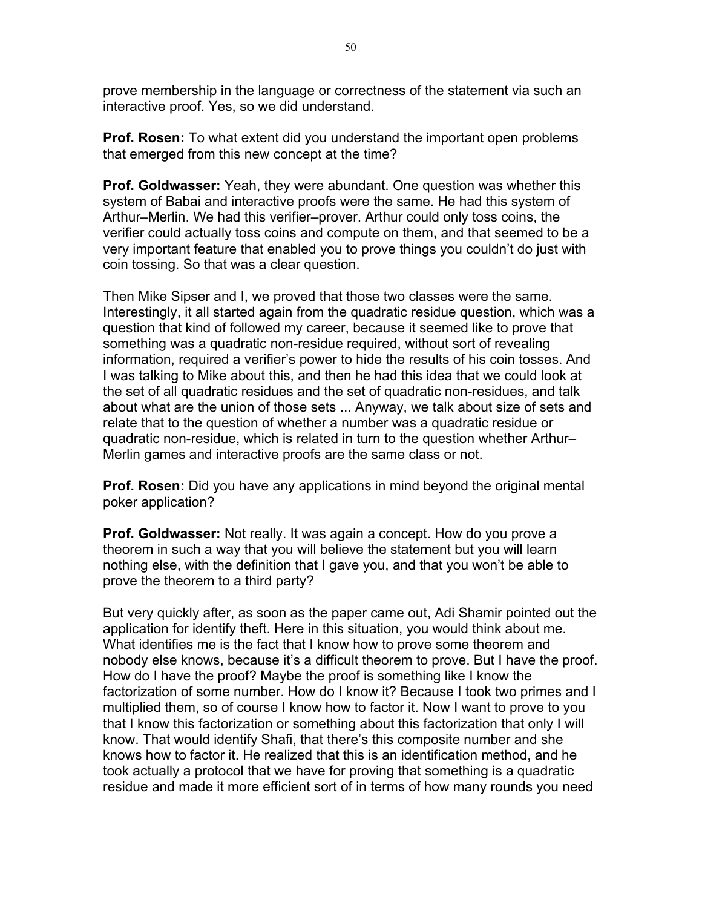prove membership in the language or correctness of the statement via such an interactive proof. Yes, so we did understand.

**Prof. Rosen:** To what extent did you understand the important open problems that emerged from this new concept at the time?

**Prof. Goldwasser:** Yeah, they were abundant. One question was whether this system of Babai and interactive proofs were the same. He had this system of Arthur–Merlin. We had this verifier–prover. Arthur could only toss coins, the verifier could actually toss coins and compute on them, and that seemed to be a very important feature that enabled you to prove things you couldn't do just with coin tossing. So that was a clear question.

Then Mike Sipser and I, we proved that those two classes were the same. Interestingly, it all started again from the quadratic residue question, which was a question that kind of followed my career, because it seemed like to prove that something was a quadratic non-residue required, without sort of revealing information, required a verifier's power to hide the results of his coin tosses. And I was talking to Mike about this, and then he had this idea that we could look at the set of all quadratic residues and the set of quadratic non-residues, and talk about what are the union of those sets ... Anyway, we talk about size of sets and relate that to the question of whether a number was a quadratic residue or quadratic non-residue, which is related in turn to the question whether Arthur–Merlin games and interactive proofs are the same class or not.

**Prof. Rosen:** Did you have any applications in mind beyond the original mental poker application?

**Prof. Goldwasser:** Not really. It was again a concept. How do you prove a theorem in such a way that you will believe the statement but you will learn nothing else, with the definition that I gave you, and that you won't be able to prove the theorem to a third party?

But very quickly after, as soon as the paper came out, Adi Shamir pointed out the application for identify theft. Here in this situation, you would think about me. What identifies me is the fact that I know how to prove some theorem and nobody else knows, because it's a difficult theorem to prove. But I have the proof. How do I have the proof? Maybe the proof is something like I know the factorization of some number. How do I know it? Because I took two primes and I multiplied them, so of course I know how to factor it. Now I want to prove to you that I know this factorization or something about this factorization that only I will know. That would identify Shafi, that there's this composite number and she knows how to factor it. He realized that this is an identification method, and he took actually a protocol that we have for proving that something is a quadratic residue and made it more efficient sort of in terms of how many rounds you need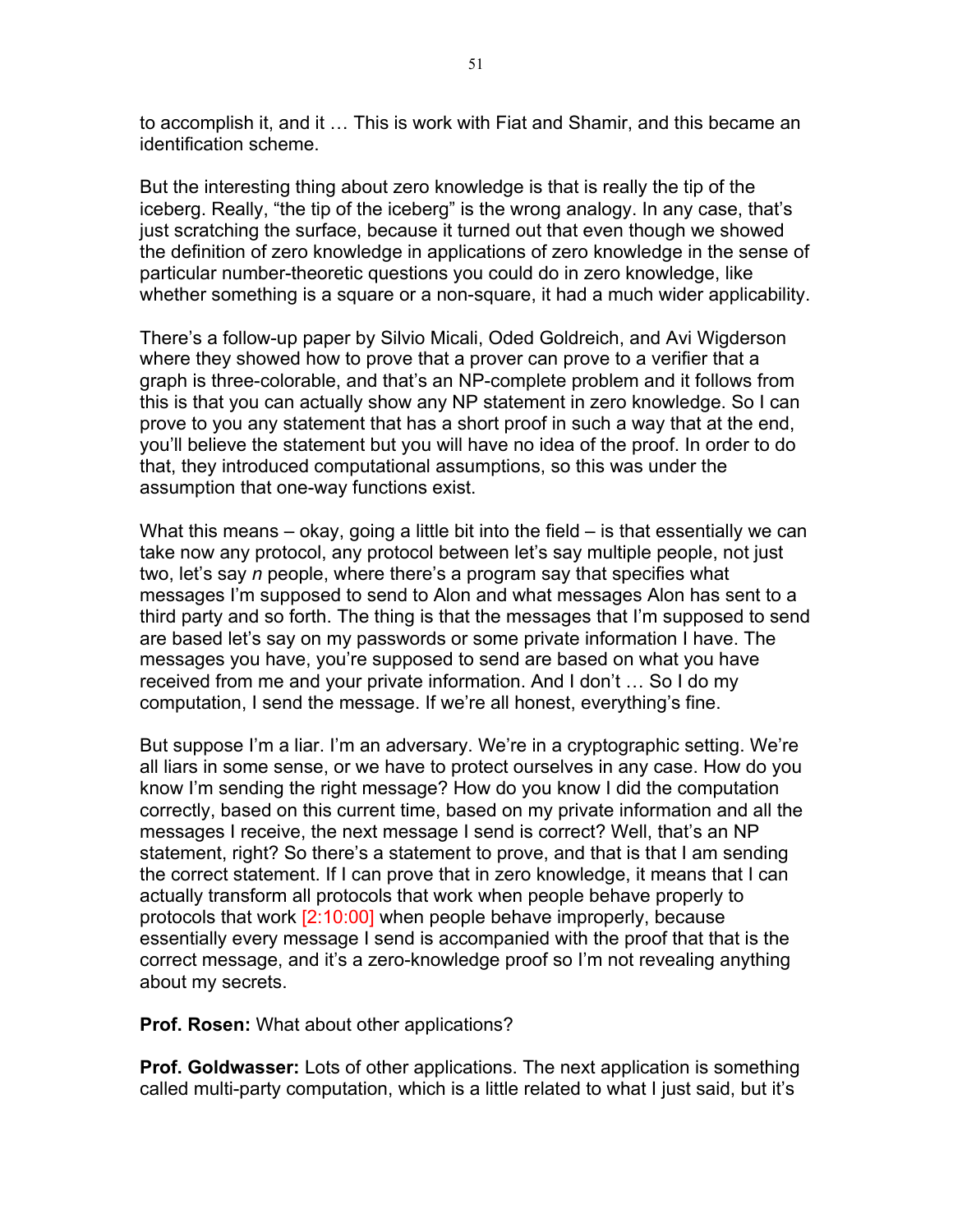to accomplish it, and it … This is work with Fiat and Shamir, and this became an identification scheme.

But the interesting thing about zero knowledge is that is really the tip of the iceberg. Really, "the tip of the iceberg" is the wrong analogy. In any case, that's just scratching the surface, because it turned out that even though we showed the definition of zero knowledge in applications of zero knowledge in the sense of particular number-theoretic questions you could do in zero knowledge, like whether something is a square or a non-square, it had a much wider applicability.

There's a follow-up paper by Silvio Micali, Oded Goldreich, and Avi Wigderson where they showed how to prove that a prover can prove to a verifier that a graph is three-colorable, and that's an NP-complete problem and it follows from this is that you can actually show any NP statement in zero knowledge. So I can prove to you any statement that has a short proof in such a way that at the end, you'll believe the statement but you will have no idea of the proof. In order to do that, they introduced computational assumptions, so this was under the assumption that one-way functions exist.

What this means – okay, going a little bit into the field – is that essentially we can take now any protocol, any protocol between let's say multiple people, not just two, let's say *n* people, where there's a program say that specifies what messages I'm supposed to send to Alon and what messages Alon has sent to a third party and so forth. The thing is that the messages that I'm supposed to send are based let's say on my passwords or some private information I have. The messages you have, you're supposed to send are based on what you have received from me and your private information. And I don't … So I do my computation, I send the message. If we're all honest, everything's fine.

But suppose I'm a liar. I'm an adversary. We're in a cryptographic setting. We're all liars in some sense, or we have to protect ourselves in any case. How do you know I'm sending the right message? How do you know I did the computation correctly, based on this current time, based on my private information and all the messages I receive, the next message I send is correct? Well, that's an NP statement, right? So there's a statement to prove, and that is that I am sending the correct statement. If I can prove that in zero knowledge, it means that I can actually transform all protocols that work when people behave properly to protocols that work [2:10:00] when people behave improperly, because essentially every message I send is accompanied with the proof that that is the correct message, and it's a zero-knowledge proof so I'm not revealing anything about my secrets.

**Prof. Rosen:** What about other applications?

**Prof. Goldwasser:** Lots of other applications. The next application is something called multi-party computation, which is a little related to what I just said, but it's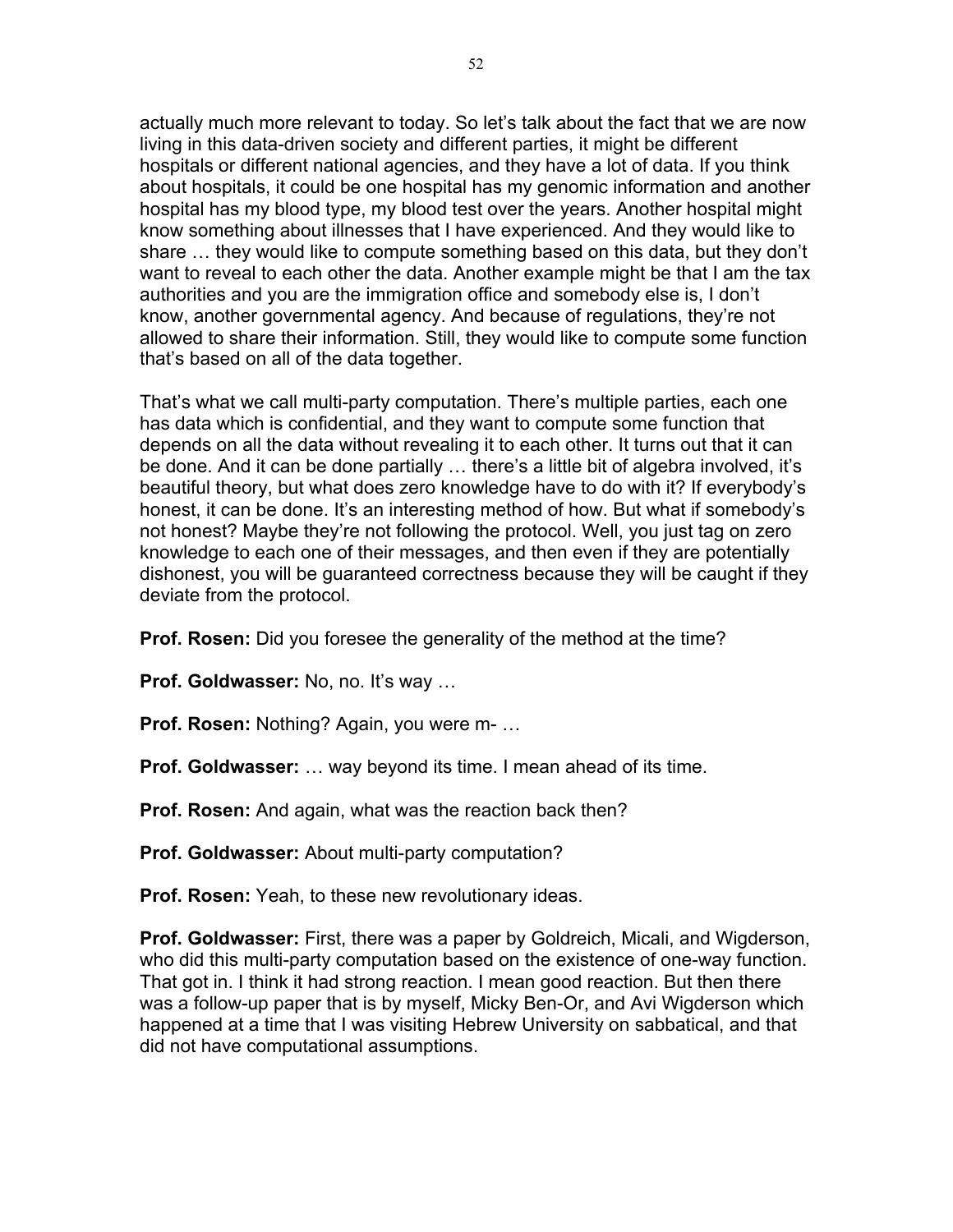actually much more relevant to today. So let's talk about the fact that we are now living in this data-driven society and different parties, it might be different hospitals or different national agencies, and they have a lot of data. If you think about hospitals, it could be one hospital has my genomic information and another hospital has my blood type, my blood test over the years. Another hospital might know something about illnesses that I have experienced. And they would like to share … they would like to compute something based on this data, but they don't want to reveal to each other the data. Another example might be that I am the tax authorities and you are the immigration office and somebody else is, I don't know, another governmental agency. And because of regulations, they're not allowed to share their information. Still, they would like to compute some function that's based on all of the data together.

That's what we call multi-party computation. There's multiple parties, each one has data which is confidential, and they want to compute some function that depends on all the data without revealing it to each other. It turns out that it can be done. And it can be done partially … there's a little bit of algebra involved, it's beautiful theory, but what does zero knowledge have to do with it? If everybody's honest, it can be done. It's an interesting method of how. But what if somebody's not honest? Maybe they're not following the protocol. Well, you just tag on zero knowledge to each one of their messages, and then even if they are potentially dishonest, you will be guaranteed correctness because they will be caught if they deviate from the protocol.

**Prof. Rosen:** Did you foresee the generality of the method at the time?

**Prof. Goldwasser:** No, no. It's way …

**Prof. Rosen:** Nothing? Again, you were m- …

**Prof. Goldwasser:** … way beyond its time. I mean ahead of its time.

**Prof. Rosen:** And again, what was the reaction back then?

**Prof. Goldwasser:** About multi-party computation?

**Prof. Rosen:** Yeah, to these new revolutionary ideas.

**Prof. Goldwasser:** First, there was a paper by Goldreich, Micali, and Wigderson, who did this multi-party computation based on the existence of one-way function. That got in. I think it had strong reaction. I mean good reaction. But then there was a follow-up paper that is by myself, Micky Ben-Or, and Avi Wigderson which happened at a time that I was visiting Hebrew University on sabbatical, and that did not have computational assumptions.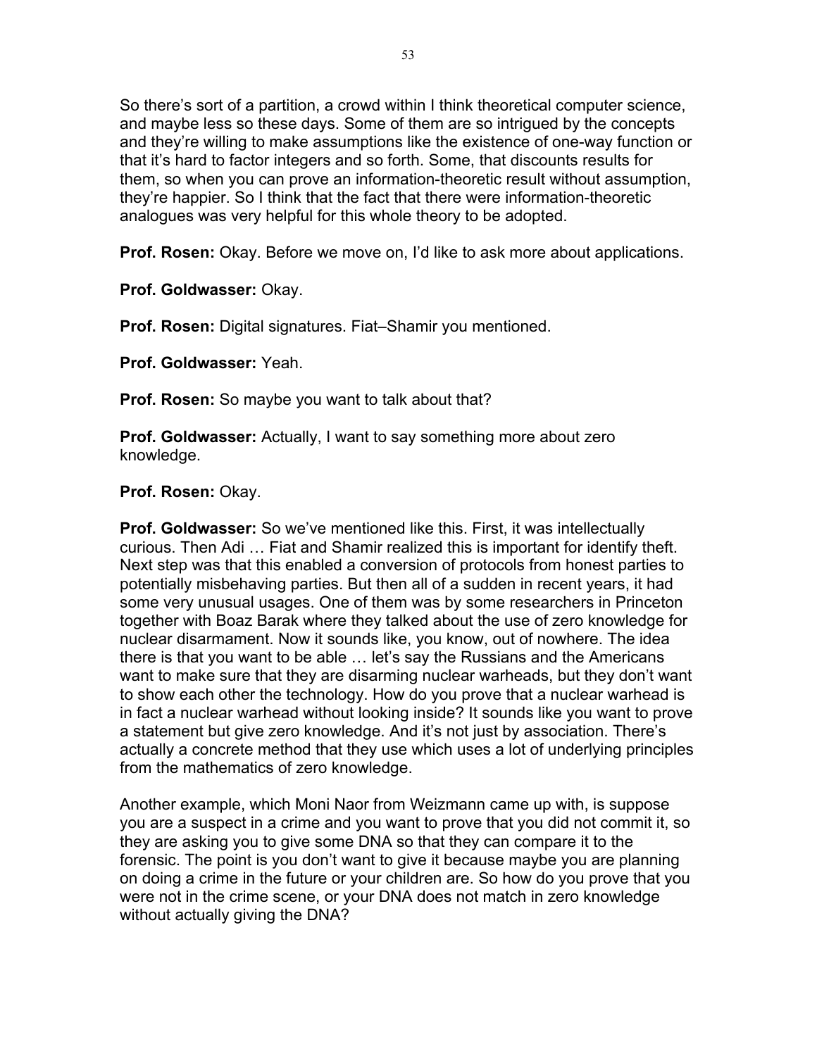So there's sort of a partition, a crowd within I think theoretical computer science, and maybe less so these days. Some of them are so intrigued by the concepts and they're willing to make assumptions like the existence of one-way function or that it's hard to factor integers and so forth. Some, that discounts results for them, so when you can prove an information-theoretic result without assumption, they're happier. So I think that the fact that there were information-theoretic analogues was very helpful for this whole theory to be adopted.

**Prof. Rosen:** Okay. Before we move on, I'd like to ask more about applications.

**Prof. Goldwasser:** Okay.

**Prof. Rosen:** Digital signatures. Fiat–Shamir you mentioned.

**Prof. Goldwasser:** Yeah.

**Prof. Rosen:** So maybe you want to talk about that?

**Prof. Goldwasser:** Actually, I want to say something more about zero knowledge.

**Prof. Rosen:** Okay.

**Prof. Goldwasser:** So we've mentioned like this. First, it was intellectually curious. Then Adi … Fiat and Shamir realized this is important for identify theft. Next step was that this enabled a conversion of protocols from honest parties to potentially misbehaving parties. But then all of a sudden in recent years, it had some very unusual usages. One of them was by some researchers in Princeton together with Boaz Barak where they talked about the use of zero knowledge for nuclear disarmament. Now it sounds like, you know, out of nowhere. The idea there is that you want to be able … let's say the Russians and the Americans want to make sure that they are disarming nuclear warheads, but they don't want to show each other the technology. How do you prove that a nuclear warhead is in fact a nuclear warhead without looking inside? It sounds like you want to prove a statement but give zero knowledge. And it's not just by association. There's actually a concrete method that they use which uses a lot of underlying principles from the mathematics of zero knowledge.

Another example, which Moni Naor from Weizmann came up with, is suppose you are a suspect in a crime and you want to prove that you did not commit it, so they are asking you to give some DNA so that they can compare it to the forensic. The point is you don't want to give it because maybe you are planning on doing a crime in the future or your children are. So how do you prove that you were not in the crime scene, or your DNA does not match in zero knowledge without actually giving the DNA?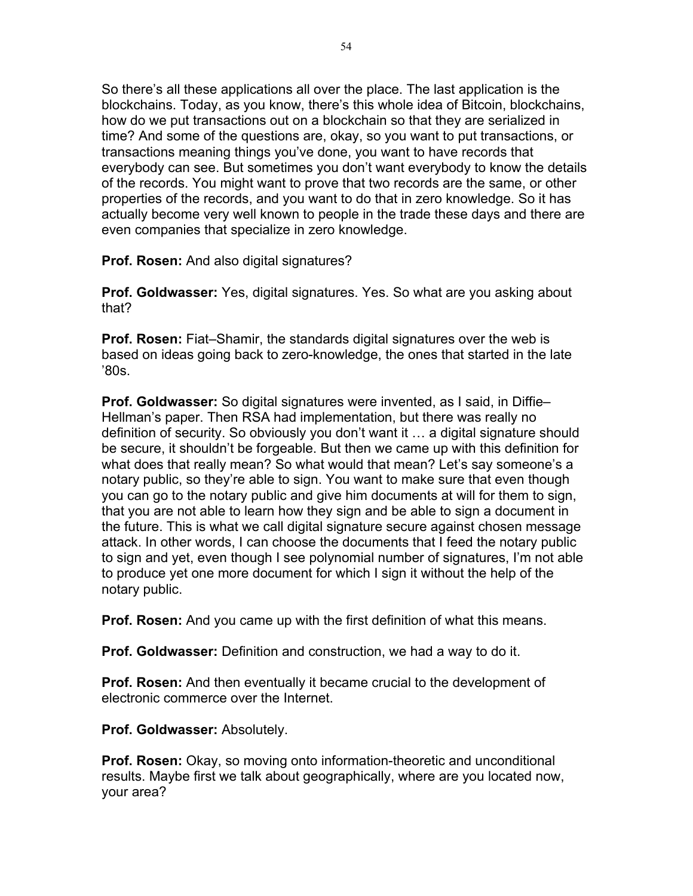So there's all these applications all over the place. The last application is the blockchains. Today, as you know, there's this whole idea of Bitcoin, blockchains, how do we put transactions out on a blockchain so that they are serialized in time? And some of the questions are, okay, so you want to put transactions, or transactions meaning things you've done, you want to have records that everybody can see. But sometimes you don't want everybody to know the details of the records. You might want to prove that two records are the same, or other properties of the records, and you want to do that in zero knowledge. So it has actually become very well known to people in the trade these days and there are even companies that specialize in zero knowledge.

**Prof. Rosen:** And also digital signatures?

**Prof. Goldwasser:** Yes, digital signatures. Yes. So what are you asking about that?

**Prof. Rosen:** Fiat–Shamir, the standards digital signatures over the web is based on ideas going back to zero-knowledge, the ones that started in the late '80s.

**Prof. Goldwasser:** So digital signatures were invented, as I said, in Diffie–Hellman's paper. Then RSA had implementation, but there was really no definition of security. So obviously you don't want it … a digital signature should be secure, it shouldn't be forgeable. But then we came up with this definition for what does that really mean? So what would that mean? Let's say someone's a notary public, so they're able to sign. You want to make sure that even though you can go to the notary public and give him documents at will for them to sign, that you are not able to learn how they sign and be able to sign a document in the future. This is what we call digital signature secure against chosen message attack. In other words, I can choose the documents that I feed the notary public to sign and yet, even though I see polynomial number of signatures, I'm not able to produce yet one more document for which I sign it without the help of the notary public.

**Prof. Rosen:** And you came up with the first definition of what this means.

**Prof. Goldwasser:** Definition and construction, we had a way to do it.

**Prof. Rosen:** And then eventually it became crucial to the development of electronic commerce over the Internet.

**Prof. Goldwasser:** Absolutely.

**Prof. Rosen:** Okay, so moving onto information-theoretic and unconditional results. Maybe first we talk about geographically, where are you located now, your area?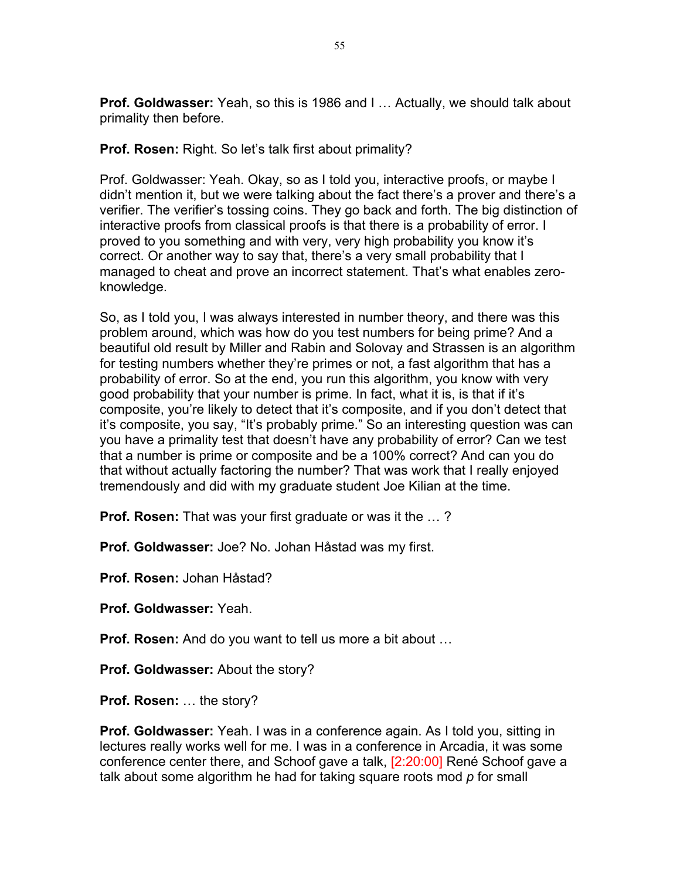**Prof. Goldwasser:** Yeah, so this is 1986 and I … Actually, we should talk about primality then before.

**Prof. Rosen:** Right. So let's talk first about primality?

Prof. Goldwasser: Yeah. Okay, so as I told you, interactive proofs, or maybe I didn't mention it, but we were talking about the fact there's a prover and there's a verifier. The verifier's tossing coins. They go back and forth. The big distinction of interactive proofs from classical proofs is that there is a probability of error. I proved to you something and with very, very high probability you know it's correct. Or another way to say that, there's a very small probability that I managed to cheat and prove an incorrect statement. That's what enables zero-knowledge.

So, as I told you, I was always interested in number theory, and there was this problem around, which was how do you test numbers for being prime? And a beautiful old result by Miller and Rabin and Solovay and Strassen is an algorithm for testing numbers whether they're primes or not, a fast algorithm that has a probability of error. So at the end, you run this algorithm, you know with very good probability that your number is prime. In fact, what it is, is that if it's composite, you're likely to detect that it's composite, and if you don't detect that it's composite, you say, "It's probably prime." So an interesting question was can you have a primality test that doesn't have any probability of error? Can we test that a number is prime or composite and be a 100% correct? And can you do that without actually factoring the number? That was work that I really enjoyed tremendously and did with my graduate student Joe Kilian at the time.

**Prof. Rosen:** That was your first graduate or was it the … ?

**Prof. Goldwasser:** Joe? No. Johan Håstad was my first.

**Prof. Rosen:** Johan Håstad?

**Prof. Goldwasser:** Yeah.

**Prof. Rosen:** And do you want to tell us more a bit about …

**Prof. Goldwasser:** About the story?

**Prof. Rosen:** … the story?

**Prof. Goldwasser:** Yeah. I was in a conference again. As I told you, sitting in lectures really works well for me. I was in a conference in Arcadia, it was some conference center there, and Schoof gave a talk, [2:20:00] René Schoof gave a talk about some algorithm he had for taking square roots mod *p* for small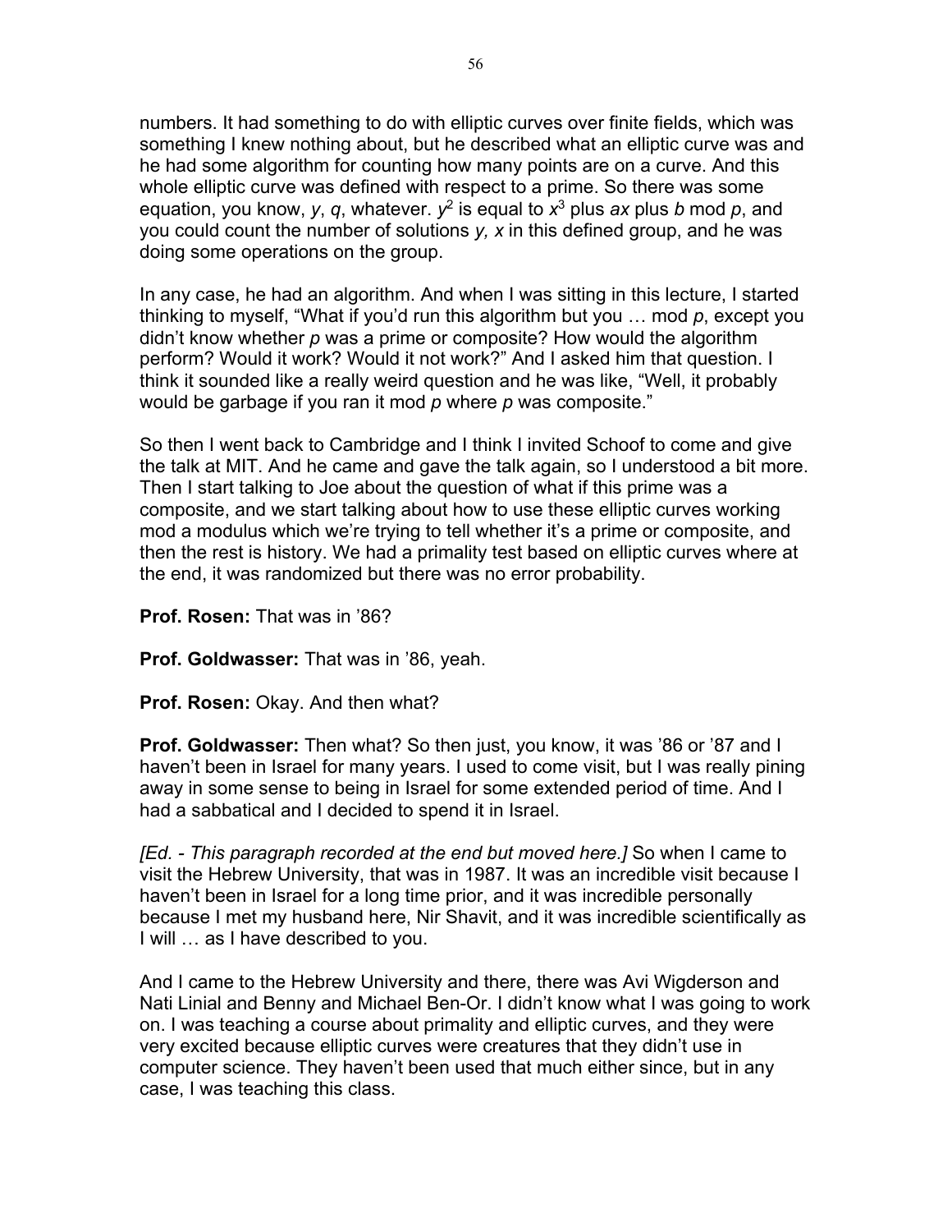numbers. It had something to do with elliptic curves over finite fields, which was something I knew nothing about, but he described what an elliptic curve was and he had some algorithm for counting how many points are on a curve. And this whole elliptic curve was defined with respect to a prime. So there was some equation, you know, *y*, *q*, whatever. $y^2$ is equal to $x^3$ plus *ax* plus *b* mod *p*, and you could count the number of solutions *y, x* in this defined group, and he was doing some operations on the group.

In any case, he had an algorithm. And when I was sitting in this lecture, I started thinking to myself, "What if you'd run this algorithm but you … mod *p*, except you didn't know whether *p* was a prime or composite? How would the algorithm perform? Would it work? Would it not work?" And I asked him that question. I think it sounded like a really weird question and he was like, "Well, it probably would be garbage if you ran it mod *p* where *p* was composite."

So then I went back to Cambridge and I think I invited Schoof to come and give the talk at MIT. And he came and gave the talk again, so I understood a bit more. Then I start talking to Joe about the question of what if this prime was a composite, and we start talking about how to use these elliptic curves working mod a modulus which we're trying to tell whether it's a prime or composite, and then the rest is history. We had a primality test based on elliptic curves where at the end, it was randomized but there was no error probability.

**Prof. Rosen:** That was in '86?

**Prof. Goldwasser:** That was in '86, yeah.

**Prof. Rosen:** Okay. And then what?

**Prof. Goldwasser:** Then what? So then just, you know, it was '86 or '87 and I haven't been in Israel for many years. I used to come visit, but I was really pining away in some sense to being in Israel for some extended period of time. And I had a sabbatical and I decided to spend it in Israel.

*[Ed. - This paragraph recorded at the end but moved here.]* So when I came to visit the Hebrew University, that was in 1987. It was an incredible visit because I haven't been in Israel for a long time prior, and it was incredible personally because I met my husband here, Nir Shavit, and it was incredible scientifically as I will … as I have described to you.

And I came to the Hebrew University and there, there was Avi Wigderson and Nati Linial and Benny and Michael Ben-Or. I didn't know what I was going to work on. I was teaching a course about primality and elliptic curves, and they were very excited because elliptic curves were creatures that they didn't use in computer science. They haven't been used that much either since, but in any case, I was teaching this class.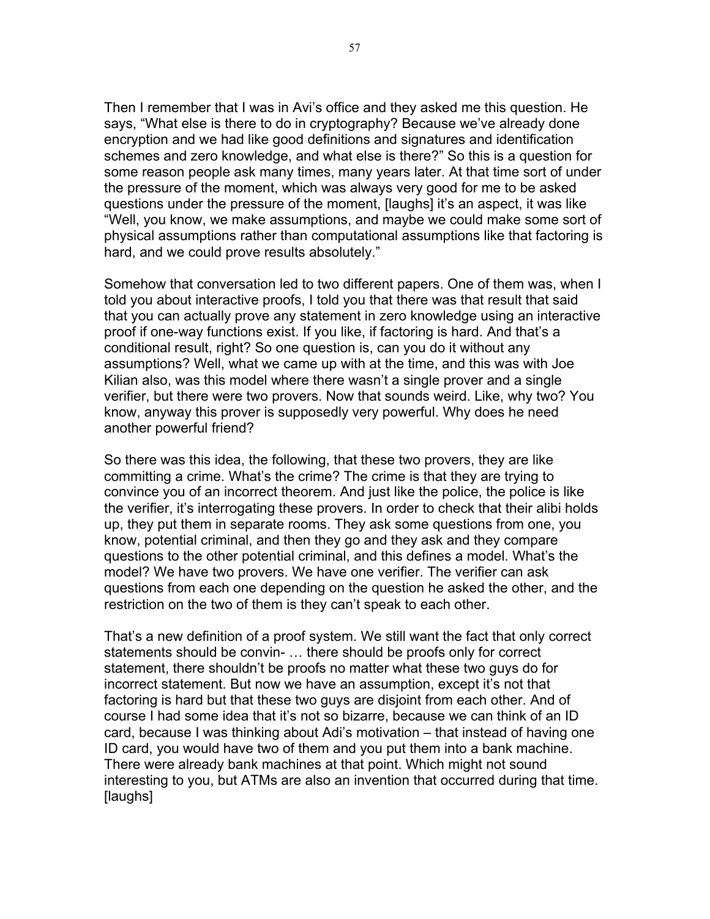Then I remember that I was in Avi's office and they asked me this question. He says, "What else is there to do in cryptography? Because we've already done encryption and we had like good definitions and signatures and identification schemes and zero knowledge, and what else is there?" So this is a question for some reason people ask many times, many years later. At that time sort of under the pressure of the moment, which was always very good for me to be asked questions under the pressure of the moment, [laughs] it's an aspect, it was like "Well, you know, we make assumptions, and maybe we could make some sort of physical assumptions rather than computational assumptions like that factoring is hard, and we could prove results absolutely."

Somehow that conversation led to two different papers. One of them was, when I told you about interactive proofs, I told you that there was that result that said that you can actually prove any statement in zero knowledge using an interactive proof if one-way functions exist. If you like, if factoring is hard. And that's a conditional result, right? So one question is, can you do it without any assumptions? Well, what we came up with at the time, and this was with Joe Kilian also, was this model where there wasn't a single prover and a single verifier, but there were two provers. Now that sounds weird. Like, why two? You know, anyway this prover is supposedly very powerful. Why does he need another powerful friend?

So there was this idea, the following, that these two provers, they are like committing a crime. What's the crime? The crime is that they are trying to convince you of an incorrect theorem. And just like the police, the police is like the verifier, it's interrogating these provers. In order to check that their alibi holds up, they put them in separate rooms. They ask some questions from one, you know, potential criminal, and then they go and they ask and they compare questions to the other potential criminal, and this defines a model. What's the model? We have two provers. We have one verifier. The verifier can ask questions from each one depending on the question he asked the other, and the restriction on the two of them is they can't speak to each other.

That's a new definition of a proof system. We still want the fact that only correct statements should be convin- … there should be proofs only for correct statement, there shouldn't be proofs no matter what these two guys do for incorrect statement. But now we have an assumption, except it's not that factoring is hard but that these two guys are disjoint from each other. And of course I had some idea that it's not so bizarre, because we can think of an ID card, because I was thinking about Adi's motivation – that instead of having one ID card, you would have two of them and you put them into a bank machine. There were already bank machines at that point. Which might not sound interesting to you, but ATMs are also an invention that occurred during that time. [laughs]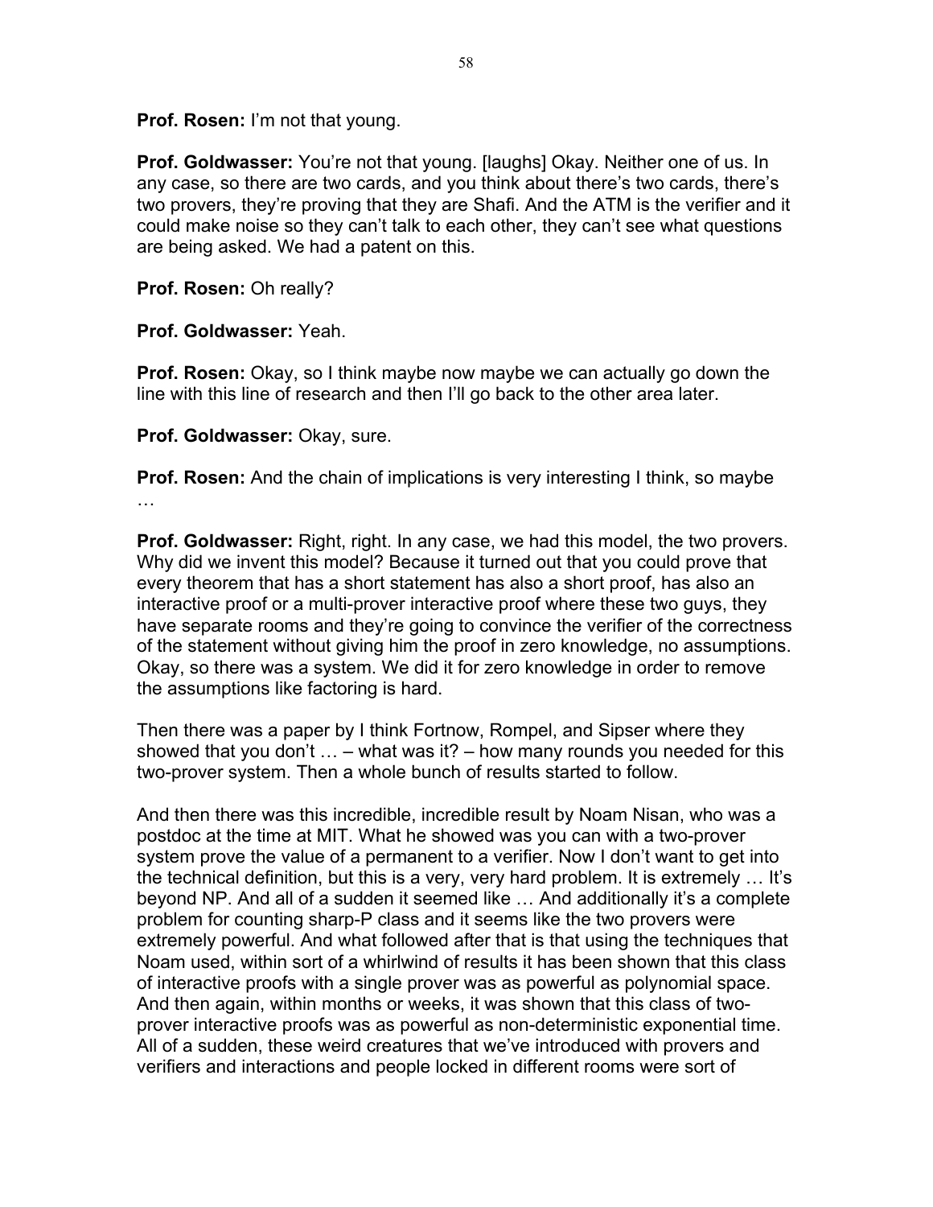**Prof. Rosen:** I'm not that young.

**Prof. Goldwasser:** You're not that young. [laughs] Okay. Neither one of us. In any case, so there are two cards, and you think about there's two cards, there's two provers, they're proving that they are Shafi. And the ATM is the verifier and it could make noise so they can't talk to each other, they can't see what questions are being asked. We had a patent on this.

**Prof. Rosen:** Oh really?

**Prof. Goldwasser:** Yeah.

**Prof. Rosen:** Okay, so I think maybe now maybe we can actually go down the line with this line of research and then I'll go back to the other area later.

**Prof. Goldwasser:** Okay, sure.

**Prof. Rosen:** And the chain of implications is very interesting I think, so maybe …

**Prof. Goldwasser:** Right, right. In any case, we had this model, the two provers. Why did we invent this model? Because it turned out that you could prove that every theorem that has a short statement has also a short proof, has also an interactive proof or a multi-prover interactive proof where these two guys, they have separate rooms and they're going to convince the verifier of the correctness of the statement without giving him the proof in zero knowledge, no assumptions. Okay, so there was a system. We did it for zero knowledge in order to remove the assumptions like factoring is hard.

Then there was a paper by I think Fortnow, Rompel, and Sipser where they showed that you don't … – what was it? – how many rounds you needed for this two-prover system. Then a whole bunch of results started to follow.

And then there was this incredible, incredible result by Noam Nisan, who was a postdoc at the time at MIT. What he showed was you can with a two-prover system prove the value of a permanent to a verifier. Now I don't want to get into the technical definition, but this is a very, very hard problem. It is extremely … It's beyond NP. And all of a sudden it seemed like … And additionally it's a complete problem for counting sharp-P class and it seems like the two provers were extremely powerful. And what followed after that is that using the techniques that Noam used, within sort of a whirlwind of results it has been shown that this class of interactive proofs with a single prover was as powerful as polynomial space. And then again, within months or weeks, it was shown that this class of two-prover interactive proofs was as powerful as non-deterministic exponential time. All of a sudden, these weird creatures that we've introduced with provers and verifiers and interactions and people locked in different rooms were sort of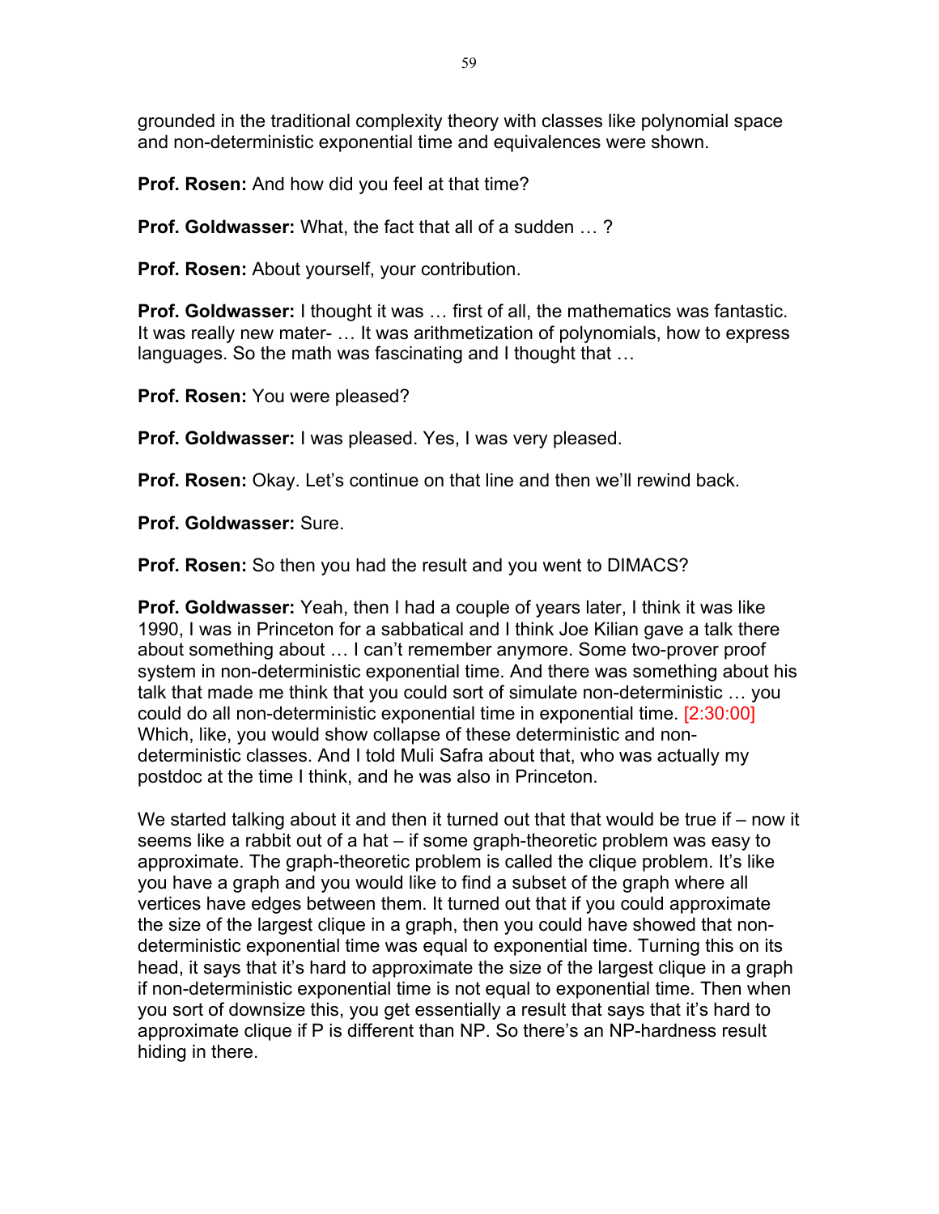grounded in the traditional complexity theory with classes like polynomial space and non-deterministic exponential time and equivalences were shown.

**Prof. Rosen:** And how did you feel at that time?

**Prof. Goldwasser:** What, the fact that all of a sudden … ?

**Prof. Rosen:** About yourself, your contribution.

**Prof. Goldwasser:** I thought it was … first of all, the mathematics was fantastic. It was really new mater- … It was arithmetization of polynomials, how to express languages. So the math was fascinating and I thought that …

**Prof. Rosen:** You were pleased?

**Prof. Goldwasser:** I was pleased. Yes, I was very pleased.

**Prof. Rosen:** Okay. Let's continue on that line and then we'll rewind back.

**Prof. Goldwasser:** Sure.

**Prof. Rosen:** So then you had the result and you went to DIMACS?

**Prof. Goldwasser:** Yeah, then I had a couple of years later, I think it was like 1990, I was in Princeton for a sabbatical and I think Joe Kilian gave a talk there about something about … I can't remember anymore. Some two-prover proof system in non-deterministic exponential time. And there was something about his talk that made me think that you could sort of simulate non-deterministic … you could do all non-deterministic exponential time in exponential time. [2:30:00] Which, like, you would show collapse of these deterministic and non-deterministic classes. And I told Muli Safra about that, who was actually my postdoc at the time I think, and he was also in Princeton.

We started talking about it and then it turned out that that would be true if – now it seems like a rabbit out of a hat – if some graph-theoretic problem was easy to approximate. The graph-theoretic problem is called the clique problem. It's like you have a graph and you would like to find a subset of the graph where all vertices have edges between them. It turned out that if you could approximate the size of the largest clique in a graph, then you could have showed that non-deterministic exponential time was equal to exponential time. Turning this on its head, it says that it's hard to approximate the size of the largest clique in a graph if non-deterministic exponential time is not equal to exponential time. Then when you sort of downsize this, you get essentially a result that says that it's hard to approximate clique if P is different than NP. So there's an NP-hardness result hiding in there.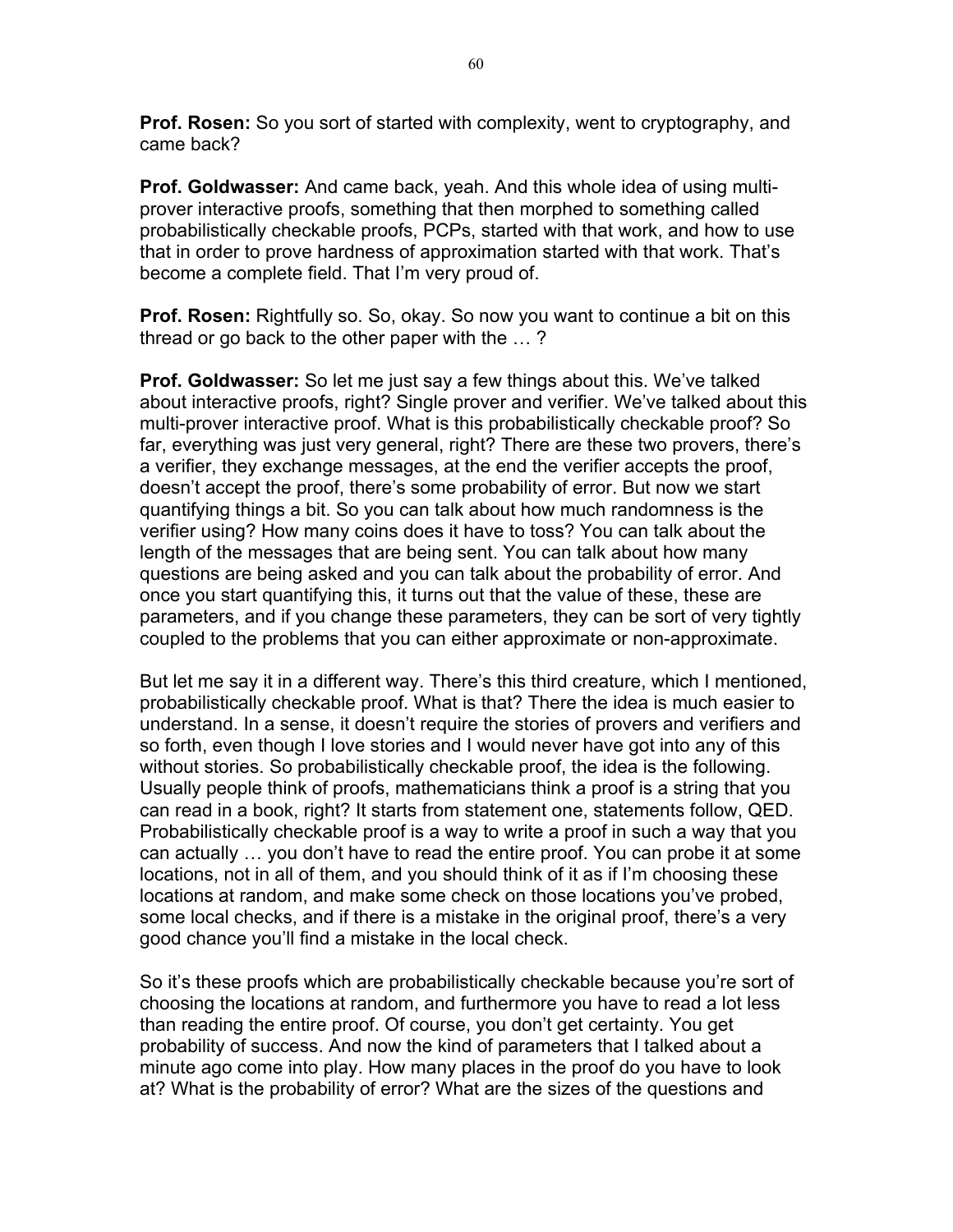**Prof. Rosen:** So you sort of started with complexity, went to cryptography, and came back?

**Prof. Goldwasser:** And came back, yeah. And this whole idea of using multi-prover interactive proofs, something that then morphed to something called probabilistically checkable proofs, PCPs, started with that work, and how to use that in order to prove hardness of approximation started with that work. That's become a complete field. That I'm very proud of.

**Prof. Rosen:** Rightfully so. So, okay. So now you want to continue a bit on this thread or go back to the other paper with the … ?

**Prof. Goldwasser:** So let me just say a few things about this. We've talked about interactive proofs, right? Single prover and verifier. We've talked about this multi-prover interactive proof. What is this probabilistically checkable proof? So far, everything was just very general, right? There are these two provers, there's a verifier, they exchange messages, at the end the verifier accepts the proof, doesn't accept the proof, there's some probability of error. But now we start quantifying things a bit. So you can talk about how much randomness is the verifier using? How many coins does it have to toss? You can talk about the length of the messages that are being sent. You can talk about how many questions are being asked and you can talk about the probability of error. And once you start quantifying this, it turns out that the value of these, these are parameters, and if you change these parameters, they can be sort of very tightly coupled to the problems that you can either approximate or non-approximate.

But let me say it in a different way. There's this third creature, which I mentioned, probabilistically checkable proof. What is that? There the idea is much easier to understand. In a sense, it doesn't require the stories of provers and verifiers and so forth, even though I love stories and I would never have got into any of this without stories. So probabilistically checkable proof, the idea is the following. Usually people think of proofs, mathematicians think a proof is a string that you can read in a book, right? It starts from statement one, statements follow, QED. Probabilistically checkable proof is a way to write a proof in such a way that you can actually … you don't have to read the entire proof. You can probe it at some locations, not in all of them, and you should think of it as if I'm choosing these locations at random, and make some check on those locations you've probed, some local checks, and if there is a mistake in the original proof, there's a very good chance you'll find a mistake in the local check.

So it's these proofs which are probabilistically checkable because you're sort of choosing the locations at random, and furthermore you have to read a lot less than reading the entire proof. Of course, you don't get certainty. You get probability of success. And now the kind of parameters that I talked about a minute ago come into play. How many places in the proof do you have to look at? What is the probability of error? What are the sizes of the questions and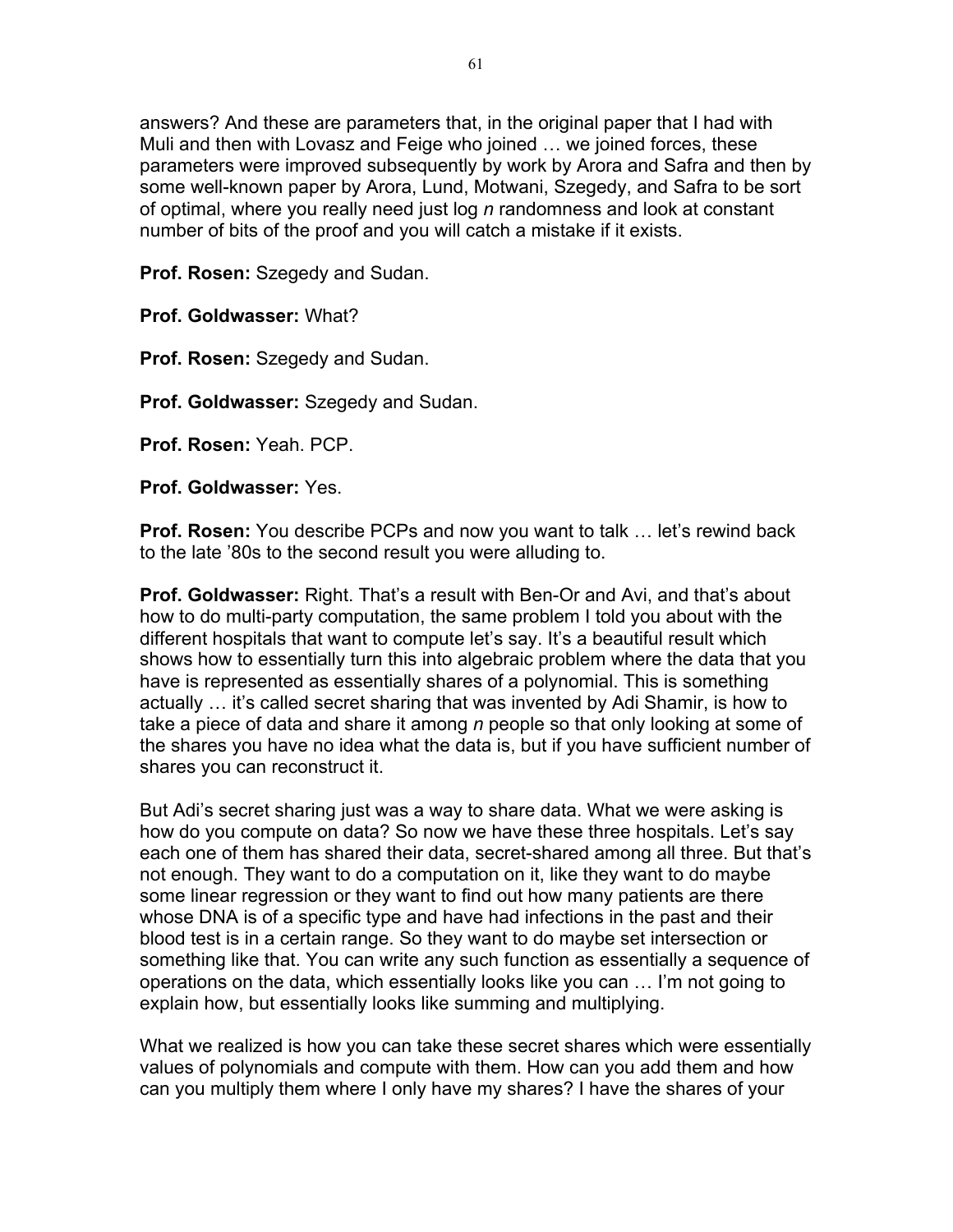answers? And these are parameters that, in the original paper that I had with Muli and then with Lovasz and Feige who joined … we joined forces, these parameters were improved subsequently by work by Arora and Safra and then by some well-known paper by Arora, Lund, Motwani, Szegedy, and Safra to be sort of optimal, where you really need just log *n* randomness and look at constant number of bits of the proof and you will catch a mistake if it exists.

**Prof. Rosen:** Szegedy and Sudan.

**Prof. Goldwasser:** What?

**Prof. Rosen:** Szegedy and Sudan.

**Prof. Goldwasser:** Szegedy and Sudan.

**Prof. Rosen:** Yeah. PCP.

**Prof. Goldwasser:** Yes.

**Prof. Rosen:** You describe PCPs and now you want to talk … let's rewind back to the late '80s to the second result you were alluding to.

**Prof. Goldwasser:** Right. That's a result with Ben-Or and Avi, and that's about how to do multi-party computation, the same problem I told you about with the different hospitals that want to compute let's say. It's a beautiful result which shows how to essentially turn this into algebraic problem where the data that you have is represented as essentially shares of a polynomial. This is something actually … it's called secret sharing that was invented by Adi Shamir, is how to take a piece of data and share it among *n* people so that only looking at some of the shares you have no idea what the data is, but if you have sufficient number of shares you can reconstruct it.

But Adi's secret sharing just was a way to share data. What we were asking is how do you compute on data? So now we have these three hospitals. Let's say each one of them has shared their data, secret-shared among all three. But that's not enough. They want to do a computation on it, like they want to do maybe some linear regression or they want to find out how many patients are there whose DNA is of a specific type and have had infections in the past and their blood test is in a certain range. So they want to do maybe set intersection or something like that. You can write any such function as essentially a sequence of operations on the data, which essentially looks like you can … I'm not going to explain how, but essentially looks like summing and multiplying.

What we realized is how you can take these secret shares which were essentially values of polynomials and compute with them. How can you add them and how can you multiply them where I only have my shares? I have the shares of your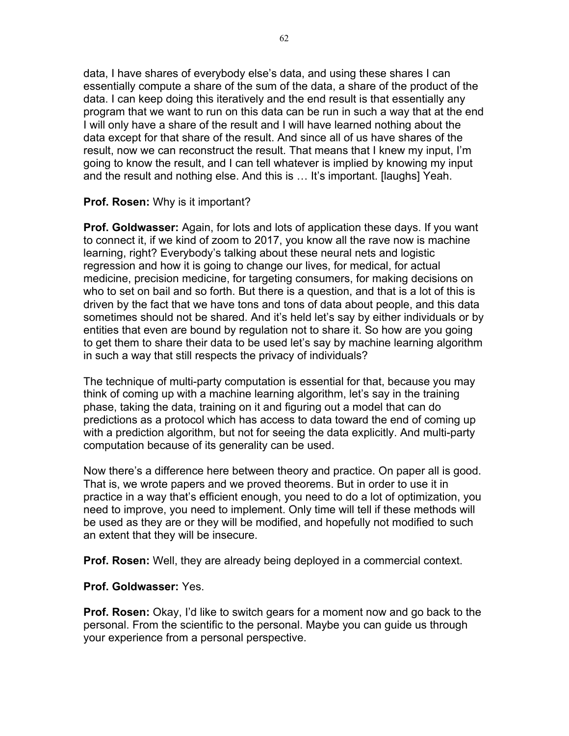data, I have shares of everybody else's data, and using these shares I can essentially compute a share of the sum of the data, a share of the product of the data. I can keep doing this iteratively and the end result is that essentially any program that we want to run on this data can be run in such a way that at the end I will only have a share of the result and I will have learned nothing about the data except for that share of the result. And since all of us have shares of the result, now we can reconstruct the result. That means that I knew my input, I'm going to know the result, and I can tell whatever is implied by knowing my input and the result and nothing else. And this is … It's important. [laughs] Yeah.

**Prof. Rosen:** Why is it important?

**Prof. Goldwasser:** Again, for lots and lots of application these days. If you want to connect it, if we kind of zoom to 2017, you know all the rave now is machine learning, right? Everybody's talking about these neural nets and logistic regression and how it is going to change our lives, for medical, for actual medicine, precision medicine, for targeting consumers, for making decisions on who to set on bail and so forth. But there is a question, and that is a lot of this is driven by the fact that we have tons and tons of data about people, and this data sometimes should not be shared. And it's held let's say by either individuals or by entities that even are bound by regulation not to share it. So how are you going to get them to share their data to be used let's say by machine learning algorithm in such a way that still respects the privacy of individuals?

The technique of multi-party computation is essential for that, because you may think of coming up with a machine learning algorithm, let's say in the training phase, taking the data, training on it and figuring out a model that can do predictions as a protocol which has access to data toward the end of coming up with a prediction algorithm, but not for seeing the data explicitly. And multi-party computation because of its generality can be used.

Now there's a difference here between theory and practice. On paper all is good. That is, we wrote papers and we proved theorems. But in order to use it in practice in a way that's efficient enough, you need to do a lot of optimization, you need to improve, you need to implement. Only time will tell if these methods will be used as they are or they will be modified, and hopefully not modified to such an extent that they will be insecure.

**Prof. Rosen:** Well, they are already being deployed in a commercial context.

**Prof. Goldwasser:** Yes.

**Prof. Rosen:** Okay, I'd like to switch gears for a moment now and go back to the personal. From the scientific to the personal. Maybe you can guide us through your experience from a personal perspective.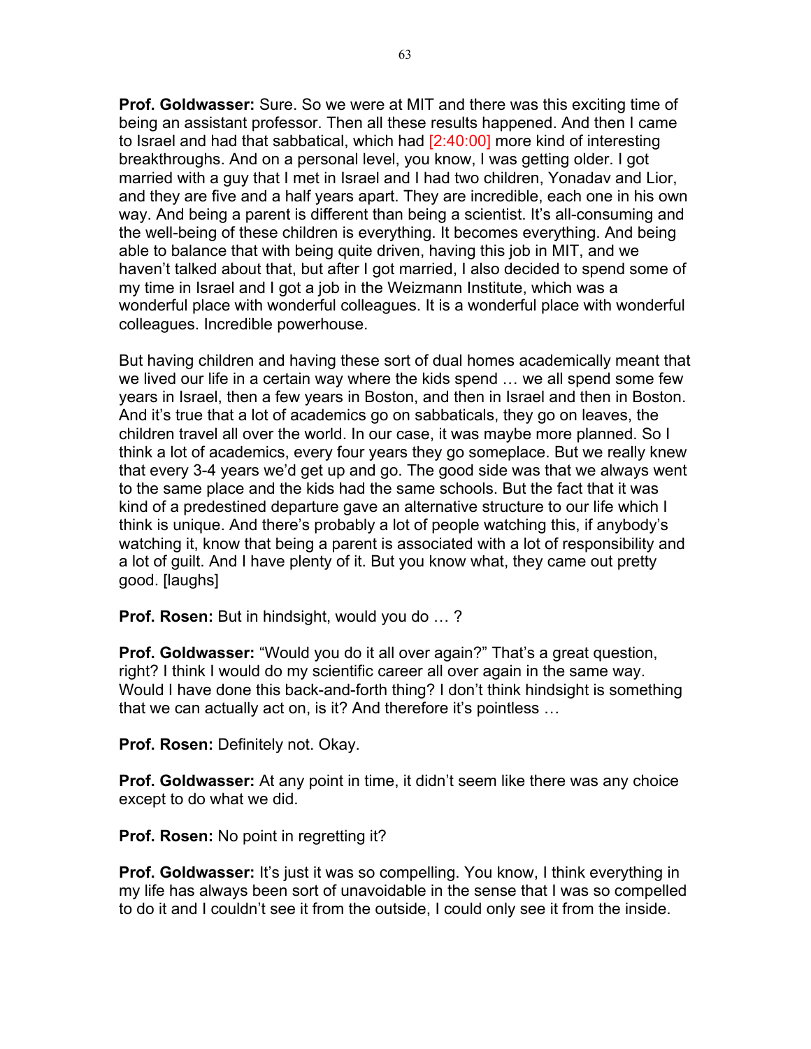**Prof. Goldwasser:** Sure. So we were at MIT and there was this exciting time of being an assistant professor. Then all these results happened. And then I came to Israel and had that sabbatical, which had [2:40:00] more kind of interesting breakthroughs. And on a personal level, you know, I was getting older. I got married with a guy that I met in Israel and I had two children, Yonadav and Lior, and they are five and a half years apart. They are incredible, each one in his own way. And being a parent is different than being a scientist. It's all-consuming and the well-being of these children is everything. It becomes everything. And being able to balance that with being quite driven, having this job in MIT, and we haven't talked about that, but after I got married, I also decided to spend some of my time in Israel and I got a job in the Weizmann Institute, which was a wonderful place with wonderful colleagues. It is a wonderful place with wonderful colleagues. Incredible powerhouse.

But having children and having these sort of dual homes academically meant that we lived our life in a certain way where the kids spend … we all spend some few years in Israel, then a few years in Boston, and then in Israel and then in Boston. And it's true that a lot of academics go on sabbaticals, they go on leaves, the children travel all over the world. In our case, it was maybe more planned. So I think a lot of academics, every four years they go someplace. But we really knew that every 3-4 years we'd get up and go. The good side was that we always went to the same place and the kids had the same schools. But the fact that it was kind of a predestined departure gave an alternative structure to our life which I think is unique. And there's probably a lot of people watching this, if anybody's watching it, know that being a parent is associated with a lot of responsibility and a lot of guilt. And I have plenty of it. But you know what, they came out pretty good. [laughs]

**Prof. Rosen:** But in hindsight, would you do … ?

**Prof. Goldwasser:** "Would you do it all over again?" That's a great question, right? I think I would do my scientific career all over again in the same way. Would I have done this back-and-forth thing? I don't think hindsight is something that we can actually act on, is it? And therefore it's pointless …

**Prof. Rosen:** Definitely not. Okay.

**Prof. Goldwasser:** At any point in time, it didn't seem like there was any choice except to do what we did.

**Prof. Rosen:** No point in regretting it?

**Prof. Goldwasser:** It's just it was so compelling. You know, I think everything in my life has always been sort of unavoidable in the sense that I was so compelled to do it and I couldn't see it from the outside, I could only see it from the inside.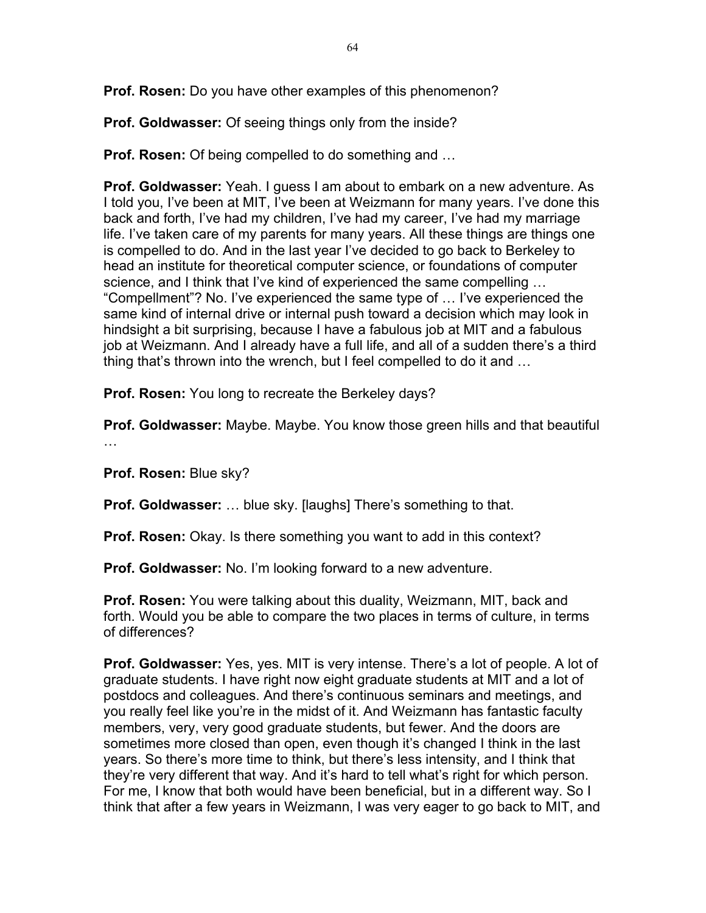**Prof. Rosen:** Do you have other examples of this phenomenon?

**Prof. Goldwasser:** Of seeing things only from the inside?

**Prof. Rosen:** Of being compelled to do something and …

**Prof. Goldwasser:** Yeah. I guess I am about to embark on a new adventure. As I told you, I've been at MIT, I've been at Weizmann for many years. I've done this back and forth, I've had my children, I've had my career, I've had my marriage life. I've taken care of my parents for many years. All these things are things one is compelled to do. And in the last year I've decided to go back to Berkeley to head an institute for theoretical computer science, or foundations of computer science, and I think that I've kind of experienced the same compelling … "Compellment"? No. I've experienced the same type of … I've experienced the same kind of internal drive or internal push toward a decision which may look in hindsight a bit surprising, because I have a fabulous job at MIT and a fabulous job at Weizmann. And I already have a full life, and all of a sudden there's a third thing that's thrown into the wrench, but I feel compelled to do it and …

**Prof. Rosen:** You long to recreate the Berkeley days?

**Prof. Goldwasser:** Maybe. Maybe. You know those green hills and that beautiful …

**Prof. Rosen:** Blue sky?

**Prof. Goldwasser:** … blue sky. [laughs] There's something to that.

**Prof. Rosen:** Okay. Is there something you want to add in this context?

**Prof. Goldwasser:** No. I'm looking forward to a new adventure.

**Prof. Rosen:** You were talking about this duality, Weizmann, MIT, back and forth. Would you be able to compare the two places in terms of culture, in terms of differences?

**Prof. Goldwasser:** Yes, yes. MIT is very intense. There's a lot of people. A lot of graduate students. I have right now eight graduate students at MIT and a lot of postdocs and colleagues. And there's continuous seminars and meetings, and you really feel like you're in the midst of it. And Weizmann has fantastic faculty members, very, very good graduate students, but fewer. And the doors are sometimes more closed than open, even though it's changed I think in the last years. So there's more time to think, but there's less intensity, and I think that they're very different that way. And it's hard to tell what's right for which person. For me, I know that both would have been beneficial, but in a different way. So I think that after a few years in Weizmann, I was very eager to go back to MIT, and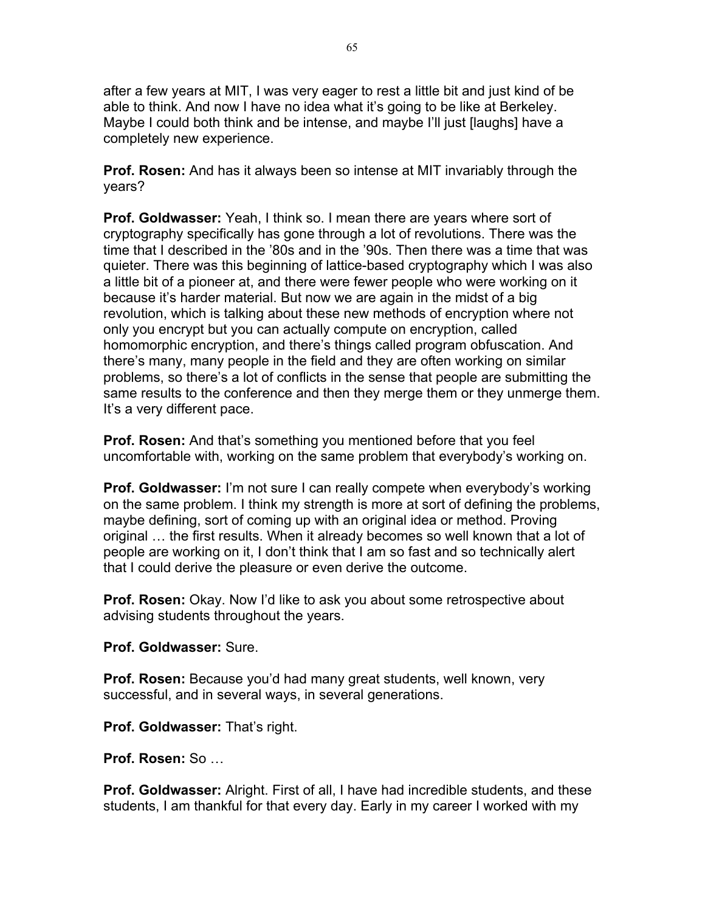after a few years at MIT, I was very eager to rest a little bit and just kind of be able to think. And now I have no idea what it's going to be like at Berkeley. Maybe I could both think and be intense, and maybe I'll just [laughs] have a completely new experience.

**Prof. Rosen:** And has it always been so intense at MIT invariably through the years?

**Prof. Goldwasser:** Yeah, I think so. I mean there are years where sort of cryptography specifically has gone through a lot of revolutions. There was the time that I described in the '80s and in the '90s. Then there was a time that was quieter. There was this beginning of lattice-based cryptography which I was also a little bit of a pioneer at, and there were fewer people who were working on it because it's harder material. But now we are again in the midst of a big revolution, which is talking about these new methods of encryption where not only you encrypt but you can actually compute on encryption, called homomorphic encryption, and there's things called program obfuscation. And there's many, many people in the field and they are often working on similar problems, so there's a lot of conflicts in the sense that people are submitting the same results to the conference and then they merge them or they unmerge them. It's a very different pace.

**Prof. Rosen:** And that's something you mentioned before that you feel uncomfortable with, working on the same problem that everybody's working on.

**Prof. Goldwasser:** I'm not sure I can really compete when everybody's working on the same problem. I think my strength is more at sort of defining the problems, maybe defining, sort of coming up with an original idea or method. Proving original … the first results. When it already becomes so well known that a lot of people are working on it, I don't think that I am so fast and so technically alert that I could derive the pleasure or even derive the outcome.

**Prof. Rosen:** Okay. Now I'd like to ask you about some retrospective about advising students throughout the years.

**Prof. Goldwasser:** Sure.

**Prof. Rosen:** Because you'd had many great students, well known, very successful, and in several ways, in several generations.

**Prof. Goldwasser:** That's right.

**Prof. Rosen:** So …

**Prof. Goldwasser:** Alright. First of all, I have had incredible students, and these students, I am thankful for that every day. Early in my career I worked with my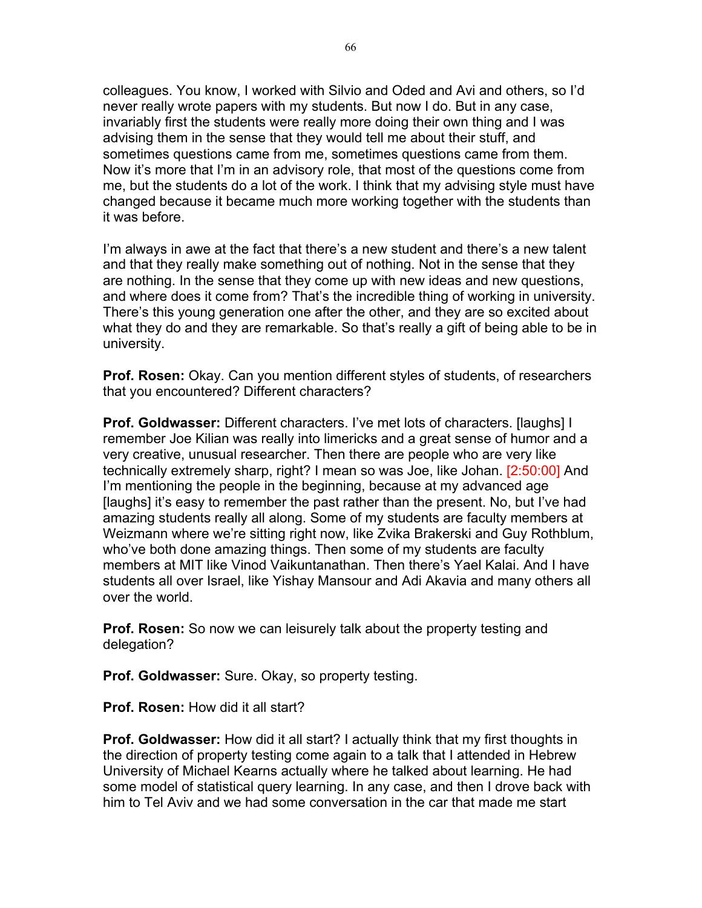colleagues. You know, I worked with Silvio and Oded and Avi and others, so I'd never really wrote papers with my students. But now I do. But in any case, invariably first the students were really more doing their own thing and I was advising them in the sense that they would tell me about their stuff, and sometimes questions came from me, sometimes questions came from them. Now it's more that I'm in an advisory role, that most of the questions come from me, but the students do a lot of the work. I think that my advising style must have changed because it became much more working together with the students than it was before.

I'm always in awe at the fact that there's a new student and there's a new talent and that they really make something out of nothing. Not in the sense that they are nothing. In the sense that they come up with new ideas and new questions, and where does it come from? That's the incredible thing of working in university. There's this young generation one after the other, and they are so excited about what they do and they are remarkable. So that's really a gift of being able to be in university.

**Prof. Rosen:** Okay. Can you mention different styles of students, of researchers that you encountered? Different characters?

**Prof. Goldwasser:** Different characters. I've met lots of characters. [laughs] I remember Joe Kilian was really into limericks and a great sense of humor and a very creative, unusual researcher. Then there are people who are very like technically extremely sharp, right? I mean so was Joe, like Johan. [2:50:00] And I'm mentioning the people in the beginning, because at my advanced age [laughs] it's easy to remember the past rather than the present. No, but I've had amazing students really all along. Some of my students are faculty members at Weizmann where we're sitting right now, like Zvika Brakerski and Guy Rothblum, who've both done amazing things. Then some of my students are faculty members at MIT like Vinod Vaikuntanathan. Then there's Yael Kalai. And I have students all over Israel, like Yishay Mansour and Adi Akavia and many others all over the world.

**Prof. Rosen:** So now we can leisurely talk about the property testing and delegation?

**Prof. Goldwasser:** Sure. Okay, so property testing.

**Prof. Rosen:** How did it all start?

**Prof. Goldwasser:** How did it all start? I actually think that my first thoughts in the direction of property testing come again to a talk that I attended in Hebrew University of Michael Kearns actually where he talked about learning. He had some model of statistical query learning. In any case, and then I drove back with him to Tel Aviv and we had some conversation in the car that made me start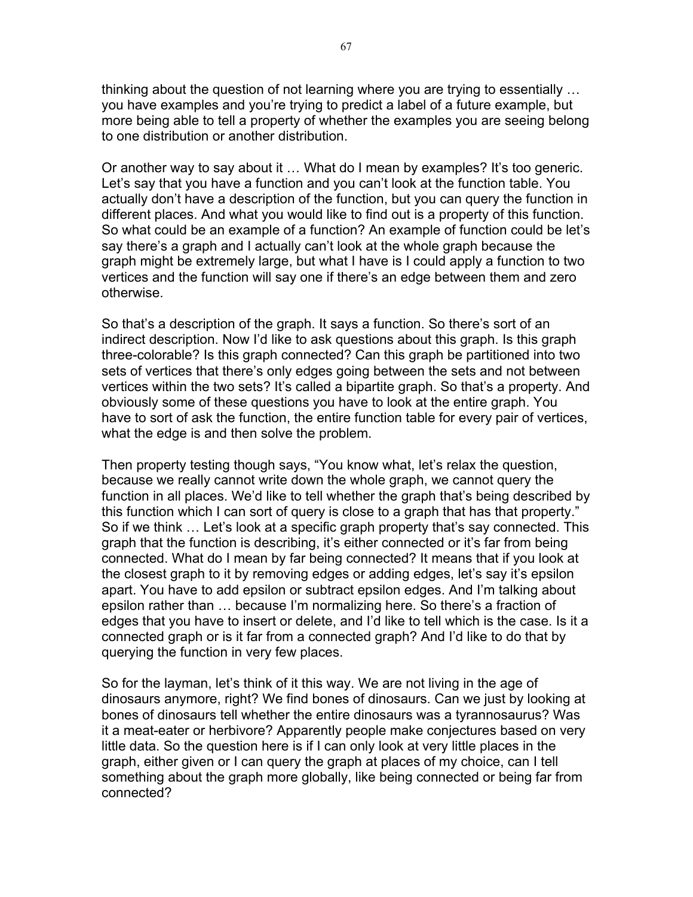thinking about the question of not learning where you are trying to essentially … you have examples and you're trying to predict a label of a future example, but more being able to tell a property of whether the examples you are seeing belong to one distribution or another distribution.

Or another way to say about it … What do I mean by examples? It's too generic. Let's say that you have a function and you can't look at the function table. You actually don't have a description of the function, but you can query the function in different places. And what you would like to find out is a property of this function. So what could be an example of a function? An example of function could be let's say there's a graph and I actually can't look at the whole graph because the graph might be extremely large, but what I have is I could apply a function to two vertices and the function will say one if there's an edge between them and zero otherwise.

So that's a description of the graph. It says a function. So there's sort of an indirect description. Now I'd like to ask questions about this graph. Is this graph three-colorable? Is this graph connected? Can this graph be partitioned into two sets of vertices that there's only edges going between the sets and not between vertices within the two sets? It's called a bipartite graph. So that's a property. And obviously some of these questions you have to look at the entire graph. You have to sort of ask the function, the entire function table for every pair of vertices, what the edge is and then solve the problem.

Then property testing though says, "You know what, let's relax the question, because we really cannot write down the whole graph, we cannot query the function in all places. We'd like to tell whether the graph that's being described by this function which I can sort of query is close to a graph that has that property." So if we think … Let's look at a specific graph property that's say connected. This graph that the function is describing, it's either connected or it's far from being connected. What do I mean by far being connected? It means that if you look at the closest graph to it by removing edges or adding edges, let's say it's epsilon apart. You have to add epsilon or subtract epsilon edges. And I'm talking about epsilon rather than … because I'm normalizing here. So there's a fraction of edges that you have to insert or delete, and I'd like to tell which is the case. Is it a connected graph or is it far from a connected graph? And I'd like to do that by querying the function in very few places.

So for the layman, let's think of it this way. We are not living in the age of dinosaurs anymore, right? We find bones of dinosaurs. Can we just by looking at bones of dinosaurs tell whether the entire dinosaurs was a tyrannosaurus? Was it a meat-eater or herbivore? Apparently people make conjectures based on very little data. So the question here is if I can only look at very little places in the graph, either given or I can query the graph at places of my choice, can I tell something about the graph more globally, like being connected or being far from connected?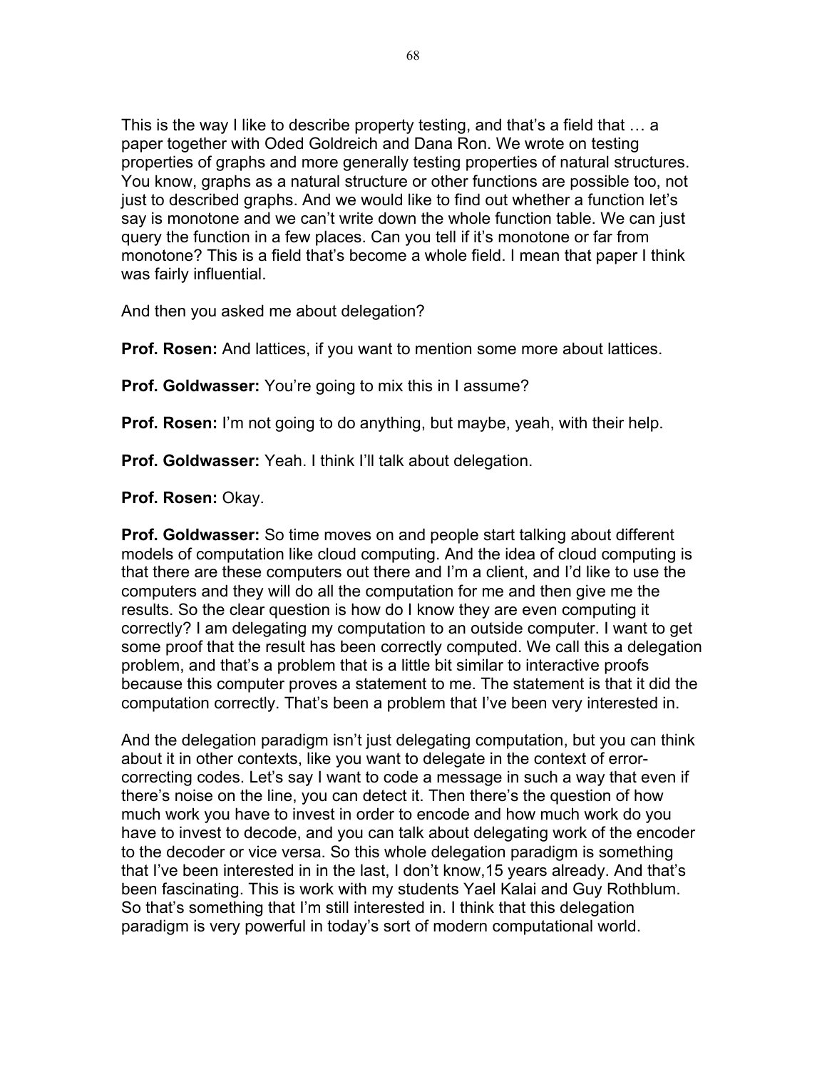This is the way I like to describe property testing, and that's a field that … a paper together with Oded Goldreich and Dana Ron. We wrote on testing properties of graphs and more generally testing properties of natural structures. You know, graphs as a natural structure or other functions are possible too, not just to described graphs. And we would like to find out whether a function let's say is monotone and we can't write down the whole function table. We can just query the function in a few places. Can you tell if it's monotone or far from monotone? This is a field that's become a whole field. I mean that paper I think was fairly influential.

And then you asked me about delegation?

**Prof. Rosen:** And lattices, if you want to mention some more about lattices.

**Prof. Goldwasser:** You're going to mix this in I assume?

**Prof. Rosen:** I'm not going to do anything, but maybe, yeah, with their help.

**Prof. Goldwasser:** Yeah. I think I'll talk about delegation.

**Prof. Rosen:** Okay.

**Prof. Goldwasser:** So time moves on and people start talking about different models of computation like cloud computing. And the idea of cloud computing is that there are these computers out there and I'm a client, and I'd like to use the computers and they will do all the computation for me and then give me the results. So the clear question is how do I know they are even computing it correctly? I am delegating my computation to an outside computer. I want to get some proof that the result has been correctly computed. We call this a delegation problem, and that's a problem that is a little bit similar to interactive proofs because this computer proves a statement to me. The statement is that it did the computation correctly. That's been a problem that I've been very interested in.

And the delegation paradigm isn't just delegating computation, but you can think about it in other contexts, like you want to delegate in the context of error-correcting codes. Let's say I want to code a message in such a way that even if there's noise on the line, you can detect it. Then there's the question of how much work you have to invest in order to encode and how much work do you have to invest to decode, and you can talk about delegating work of the encoder to the decoder or vice versa. So this whole delegation paradigm is something that I've been interested in in the last, I don't know,15 years already. And that's been fascinating. This is work with my students Yael Kalai and Guy Rothblum. So that's something that I'm still interested in. I think that this delegation paradigm is very powerful in today's sort of modern computational world.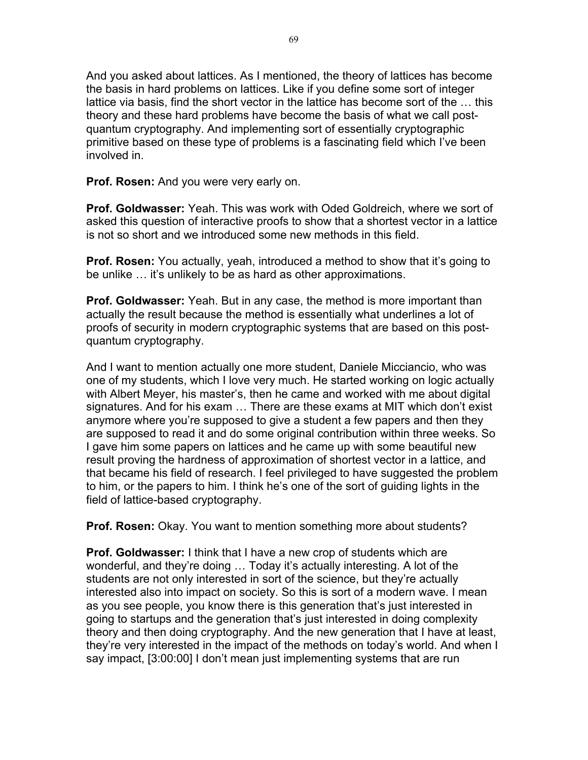And you asked about lattices. As I mentioned, the theory of lattices has become the basis in hard problems on lattices. Like if you define some sort of integer lattice via basis, find the short vector in the lattice has become sort of the … this theory and these hard problems have become the basis of what we call post-quantum cryptography. And implementing sort of essentially cryptographic primitive based on these type of problems is a fascinating field which I've been involved in.

**Prof. Rosen:** And you were very early on.

**Prof. Goldwasser:** Yeah. This was work with Oded Goldreich, where we sort of asked this question of interactive proofs to show that a shortest vector in a lattice is not so short and we introduced some new methods in this field.

**Prof. Rosen:** You actually, yeah, introduced a method to show that it's going to be unlike … it's unlikely to be as hard as other approximations.

**Prof. Goldwasser:** Yeah. But in any case, the method is more important than actually the result because the method is essentially what underlines a lot of proofs of security in modern cryptographic systems that are based on this post-quantum cryptography.

And I want to mention actually one more student, Daniele Micciancio, who was one of my students, which I love very much. He started working on logic actually with Albert Meyer, his master's, then he came and worked with me about digital signatures. And for his exam … There are these exams at MIT which don't exist anymore where you're supposed to give a student a few papers and then they are supposed to read it and do some original contribution within three weeks. So I gave him some papers on lattices and he came up with some beautiful new result proving the hardness of approximation of shortest vector in a lattice, and that became his field of research. I feel privileged to have suggested the problem to him, or the papers to him. I think he's one of the sort of guiding lights in the field of lattice-based cryptography.

**Prof. Rosen:** Okay. You want to mention something more about students?

**Prof. Goldwasser:** I think that I have a new crop of students which are wonderful, and they're doing … Today it's actually interesting. A lot of the students are not only interested in sort of the science, but they're actually interested also into impact on society. So this is sort of a modern wave. I mean as you see people, you know there is this generation that's just interested in going to startups and the generation that's just interested in doing complexity theory and then doing cryptography. And the new generation that I have at least, they're very interested in the impact of the methods on today's world. And when I say impact, [3:00:00] I don't mean just implementing systems that are run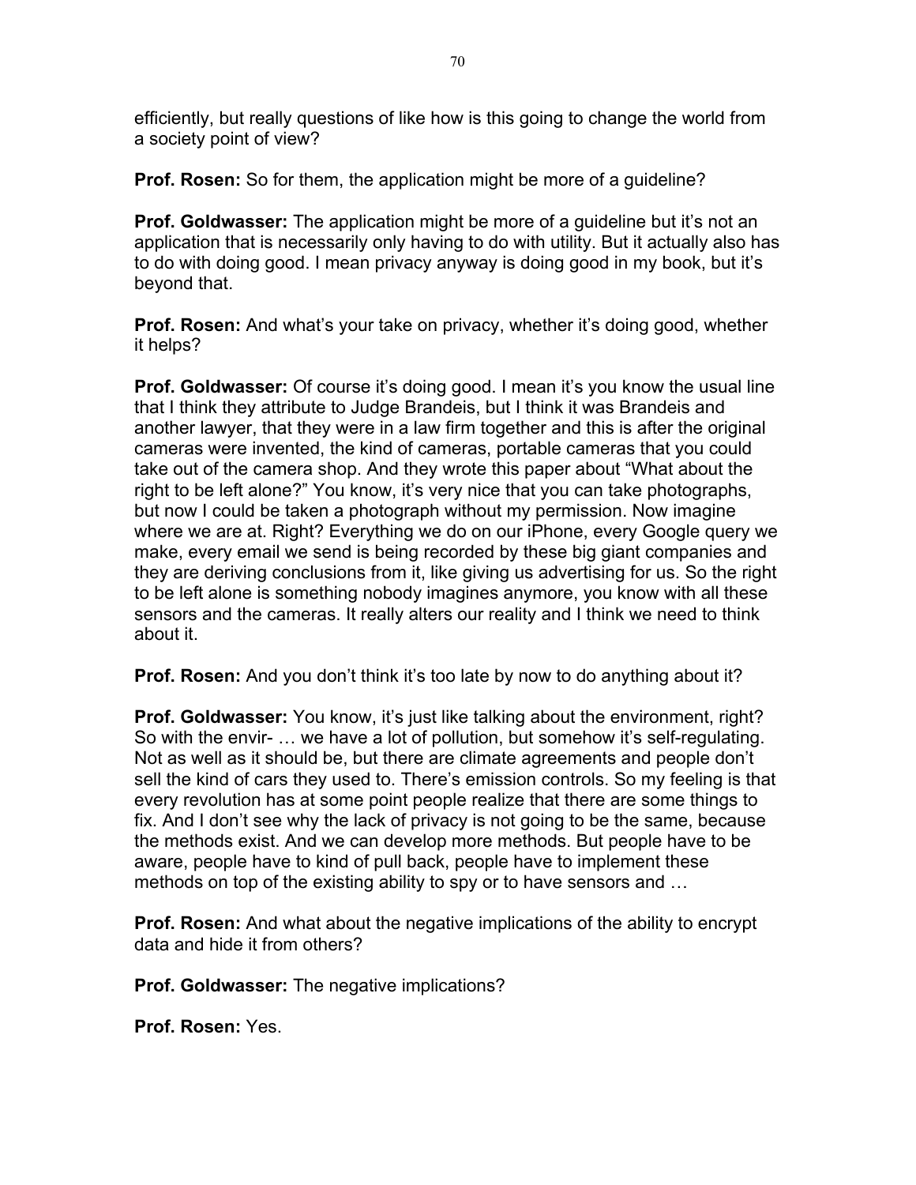efficiently, but really questions of like how is this going to change the world from a society point of view?

**Prof. Rosen:** So for them, the application might be more of a guideline?

**Prof. Goldwasser:** The application might be more of a guideline but it's not an application that is necessarily only having to do with utility. But it actually also has to do with doing good. I mean privacy anyway is doing good in my book, but it's beyond that.

**Prof. Rosen:** And what's your take on privacy, whether it's doing good, whether it helps?

**Prof. Goldwasser:** Of course it's doing good. I mean it's you know the usual line that I think they attribute to Judge Brandeis, but I think it was Brandeis and another lawyer, that they were in a law firm together and this is after the original cameras were invented, the kind of cameras, portable cameras that you could take out of the camera shop. And they wrote this paper about "What about the right to be left alone?" You know, it's very nice that you can take photographs, but now I could be taken a photograph without my permission. Now imagine where we are at. Right? Everything we do on our iPhone, every Google query we make, every email we send is being recorded by these big giant companies and they are deriving conclusions from it, like giving us advertising for us. So the right to be left alone is something nobody imagines anymore, you know with all these sensors and the cameras. It really alters our reality and I think we need to think about it.

**Prof. Rosen:** And you don't think it's too late by now to do anything about it?

**Prof. Goldwasser:** You know, it's just like talking about the environment, right? So with the envir- … we have a lot of pollution, but somehow it's self-regulating. Not as well as it should be, but there are climate agreements and people don't sell the kind of cars they used to. There's emission controls. So my feeling is that every revolution has at some point people realize that there are some things to fix. And I don't see why the lack of privacy is not going to be the same, because the methods exist. And we can develop more methods. But people have to be aware, people have to kind of pull back, people have to implement these methods on top of the existing ability to spy or to have sensors and …

**Prof. Rosen:** And what about the negative implications of the ability to encrypt data and hide it from others?

**Prof. Goldwasser:** The negative implications?

**Prof. Rosen:** Yes.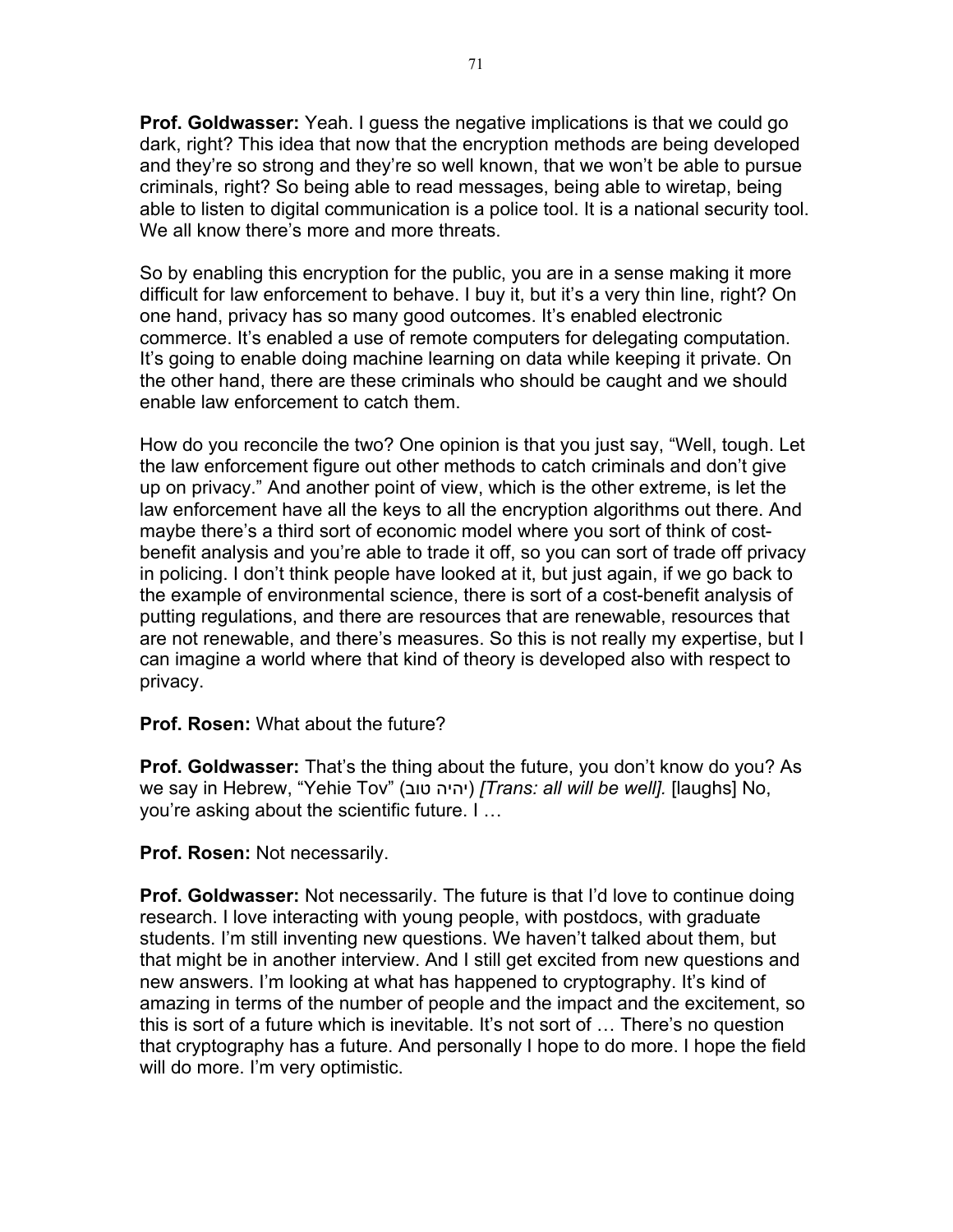**Prof. Goldwasser:** Yeah. I guess the negative implications is that we could go dark, right? This idea that now that the encryption methods are being developed and they're so strong and they're so well known, that we won't be able to pursue criminals, right? So being able to read messages, being able to wiretap, being able to listen to digital communication is a police tool. It is a national security tool. We all know there's more and more threats.

So by enabling this encryption for the public, you are in a sense making it more difficult for law enforcement to behave. I buy it, but it's a very thin line, right? On one hand, privacy has so many good outcomes. It's enabled electronic commerce. It's enabled a use of remote computers for delegating computation. It's going to enable doing machine learning on data while keeping it private. On the other hand, there are these criminals who should be caught and we should enable law enforcement to catch them.

How do you reconcile the two? One opinion is that you just say, "Well, tough. Let the law enforcement figure out other methods to catch criminals and don't give up on privacy." And another point of view, which is the other extreme, is let the law enforcement have all the keys to all the encryption algorithms out there. And maybe there's a third sort of economic model where you sort of think of cost-benefit analysis and you're able to trade it off, so you can sort of trade off privacy in policing. I don't think people have looked at it, but just again, if we go back to the example of environmental science, there is sort of a cost-benefit analysis of putting regulations, and there are resources that are renewable, resources that are not renewable, and there's measures. So this is not really my expertise, but I can imagine a world where that kind of theory is developed also with respect to privacy.

**Prof. Rosen:** What about the future?

**Prof. Goldwasser:** That's the thing about the future, you don't know do you? As we say in Hebrew, "Yehie Tov" (יהיה טוב) *[Trans: all will be well].* [laughs] No, you're asking about the scientific future. I …

**Prof. Rosen:** Not necessarily.

**Prof. Goldwasser:** Not necessarily. The future is that I'd love to continue doing research. I love interacting with young people, with postdocs, with graduate students. I'm still inventing new questions. We haven't talked about them, but that might be in another interview. And I still get excited from new questions and new answers. I'm looking at what has happened to cryptography. It's kind of amazing in terms of the number of people and the impact and the excitement, so this is sort of a future which is inevitable. It's not sort of … There's no question that cryptography has a future. And personally I hope to do more. I hope the field will do more. I'm very optimistic.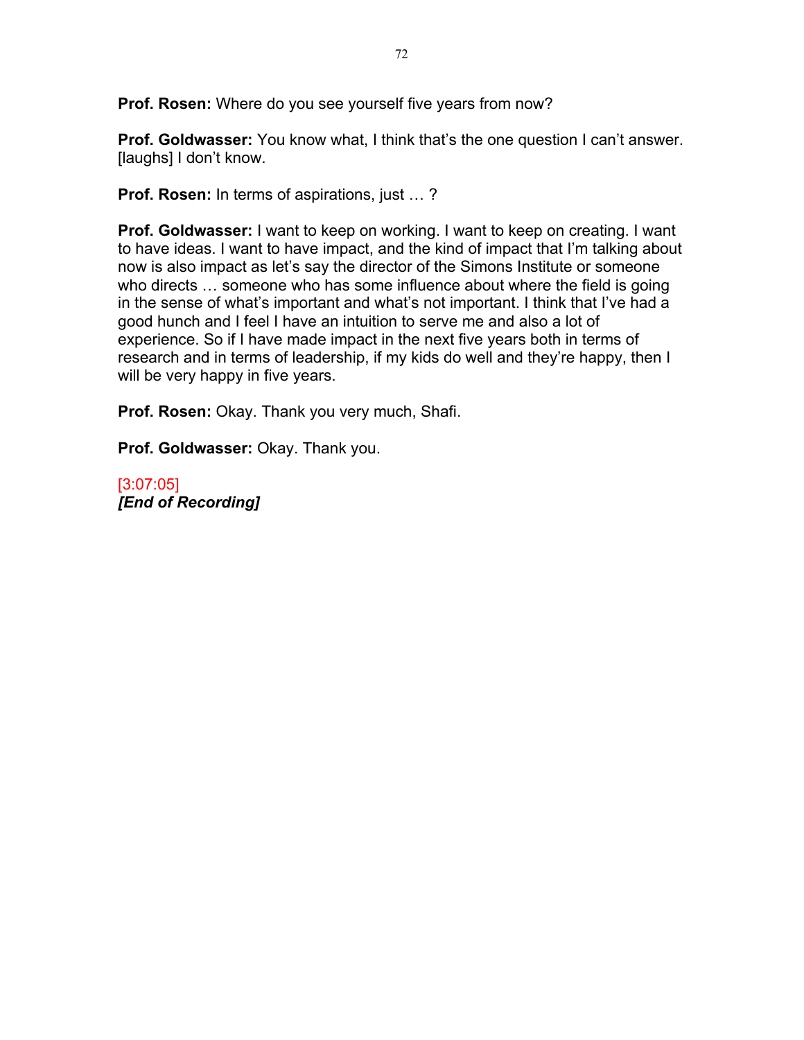**Prof. Rosen:** Where do you see yourself five years from now?

**Prof. Goldwasser:** You know what, I think that's the one question I can't answer. [laughs] I don't know.

**Prof. Rosen:** In terms of aspirations, just … ?

**Prof. Goldwasser:** I want to keep on working. I want to keep on creating. I want to have ideas. I want to have impact, and the kind of impact that I'm talking about now is also impact as let's say the director of the Simons Institute or someone who directs … someone who has some influence about where the field is going in the sense of what's important and what's not important. I think that I've had a good hunch and I feel I have an intuition to serve me and also a lot of experience. So if I have made impact in the next five years both in terms of research and in terms of leadership, if my kids do well and they're happy, then I will be very happy in five years.

**Prof. Rosen:** Okay. Thank you very much, Shafi.

**Prof. Goldwasser:** Okay. Thank you.

[3:07:05]
***[End of Recording]***